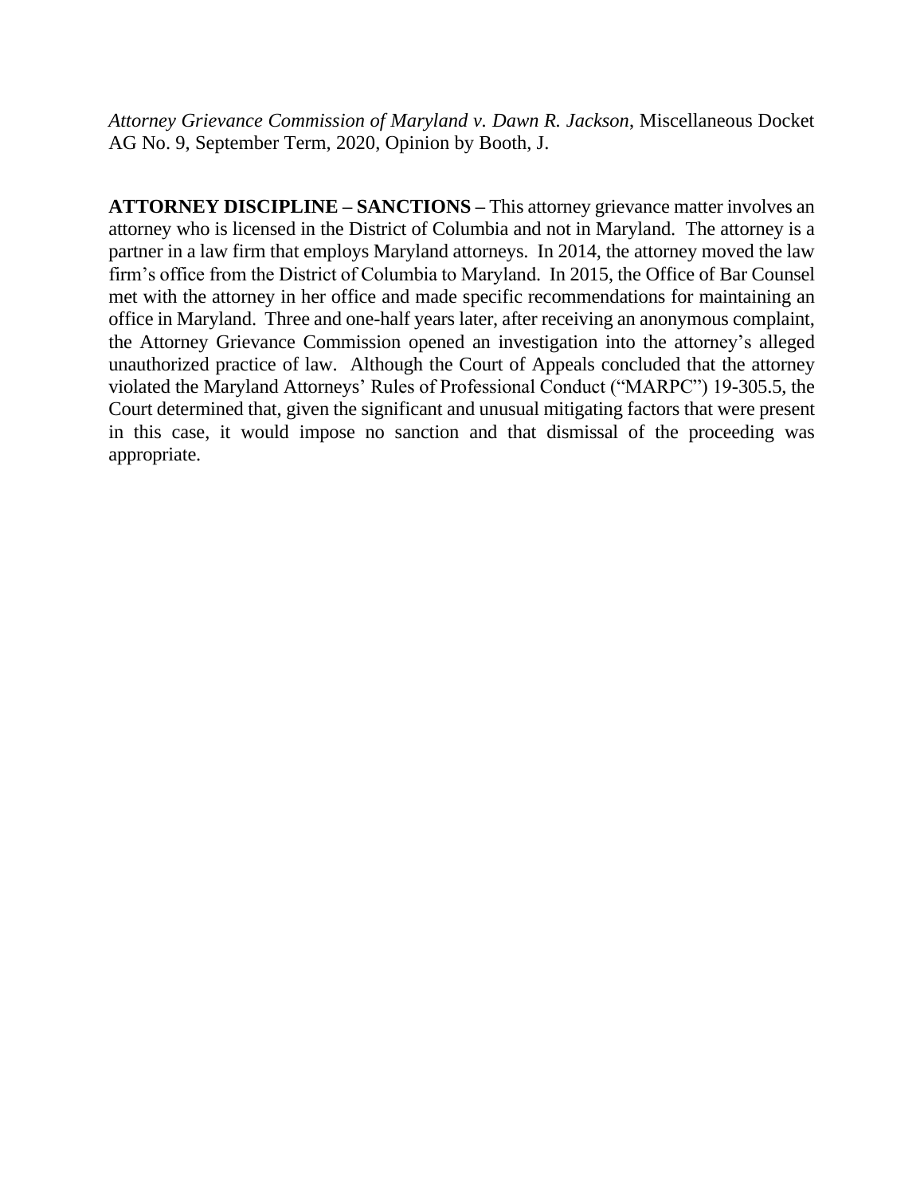*Attorney Grievance Commission of Maryland v. Dawn R. Jackson*, Miscellaneous Docket AG No. 9, September Term, 2020, Opinion by Booth, J.

**ATTORNEY DISCIPLINE – SANCTIONS –** This attorney grievance matter involves an attorney who is licensed in the District of Columbia and not in Maryland. The attorney is a partner in a law firm that employs Maryland attorneys. In 2014, the attorney moved the law firm's office from the District of Columbia to Maryland. In 2015, the Office of Bar Counsel met with the attorney in her office and made specific recommendations for maintaining an office in Maryland. Three and one-half years later, after receiving an anonymous complaint, the Attorney Grievance Commission opened an investigation into the attorney's alleged unauthorized practice of law. Although the Court of Appeals concluded that the attorney violated the Maryland Attorneys' Rules of Professional Conduct ("MARPC") 19-305.5, the Court determined that, given the significant and unusual mitigating factors that were present in this case, it would impose no sanction and that dismissal of the proceeding was appropriate.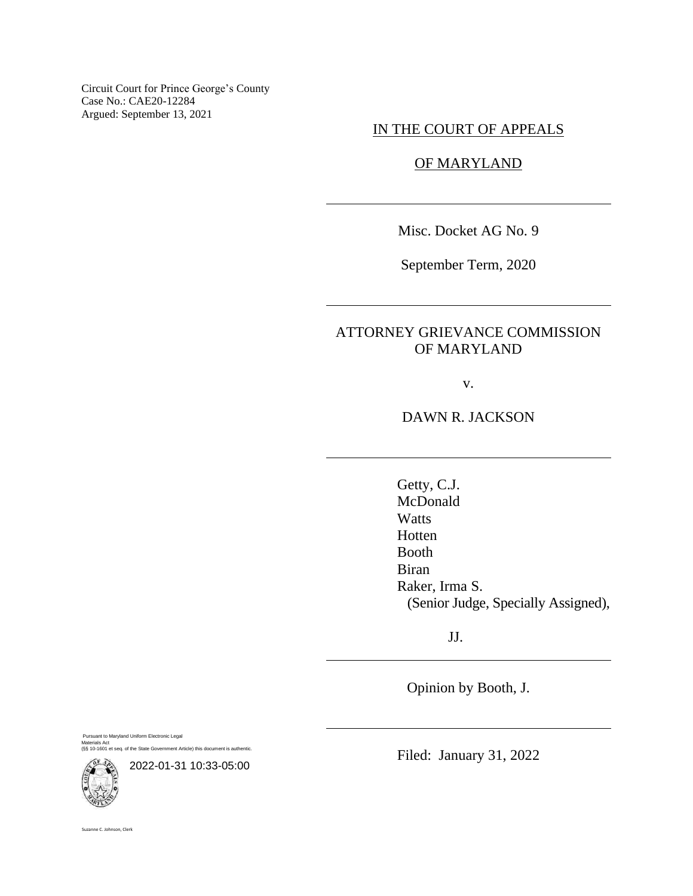Circuit Court for Prince George's County
Case No.: CAE20-12284
Argued: September 13, 2021

IN THE COURT OF APPEALS

OF MARYLAND

---

Misc. Docket AG No. 9

September Term, 2020

---

ATTORNEY GRIEVANCE COMMISSION OF MARYLAND

v.

DAWN R. JACKSON

---

Getty, C.J.
McDonald
Watts
Hotten
Booth
Biran
Raker, Irma S.
(Senior Judge, Specially Assigned),

JJ.

---

Opinion by Booth, J.

---

Filed: January 31, 2022

Pursuant to Maryland Uniform Electronic Legal Materials Act
(§§ 10-1601 et seq. of the State Government Article) this document is authentic.

2022-01-31 10:33-05:00

Suzanne C. Johnson, Clerk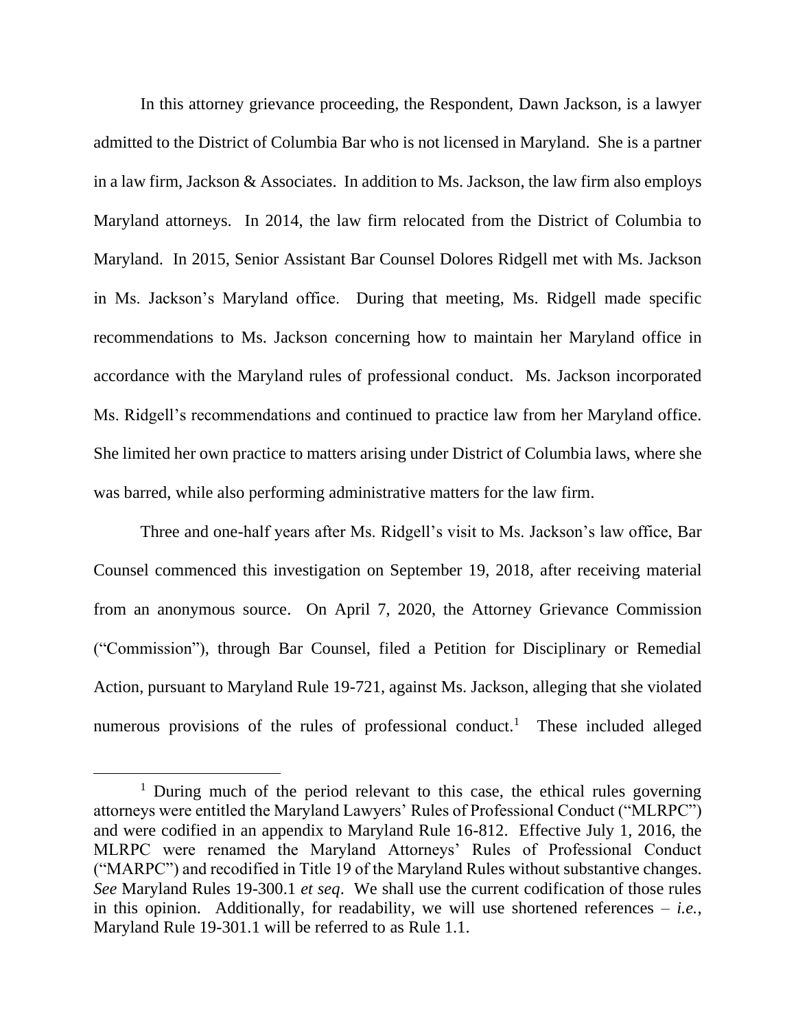In this attorney grievance proceeding, the Respondent, Dawn Jackson, is a lawyer admitted to the District of Columbia Bar who is not licensed in Maryland. She is a partner in a law firm, Jackson & Associates. In addition to Ms. Jackson, the law firm also employs Maryland attorneys. In 2014, the law firm relocated from the District of Columbia to Maryland. In 2015, Senior Assistant Bar Counsel Dolores Ridgell met with Ms. Jackson in Ms. Jackson's Maryland office. During that meeting, Ms. Ridgell made specific recommendations to Ms. Jackson concerning how to maintain her Maryland office in accordance with the Maryland rules of professional conduct. Ms. Jackson incorporated Ms. Ridgell's recommendations and continued to practice law from her Maryland office. She limited her own practice to matters arising under District of Columbia laws, where she was barred, while also performing administrative matters for the law firm.

Three and one-half years after Ms. Ridgell's visit to Ms. Jackson's law office, Bar Counsel commenced this investigation on September 19, 2018, after receiving material from an anonymous source. On April 7, 2020, the Attorney Grievance Commission ("Commission"), through Bar Counsel, filed a Petition for Disciplinary or Remedial Action, pursuant to Maryland Rule 19-721, against Ms. Jackson, alleging that she violated numerous provisions of the rules of professional conduct.[1] These included alleged

[1] During much of the period relevant to this case, the ethical rules governing attorneys were entitled the Maryland Lawyers' Rules of Professional Conduct ("MLRPC") and were codified in an appendix to Maryland Rule 16-812. Effective July 1, 2016, the MLRPC were renamed the Maryland Attorneys' Rules of Professional Conduct ("MARPC") and recodified in Title 19 of the Maryland Rules without substantive changes. *See* Maryland Rules 19-300.1 *et seq*. We shall use the current codification of those rules in this opinion. Additionally, for readability, we will use shortened references – *i.e.*, Maryland Rule 19-301.1 will be referred to as Rule 1.1.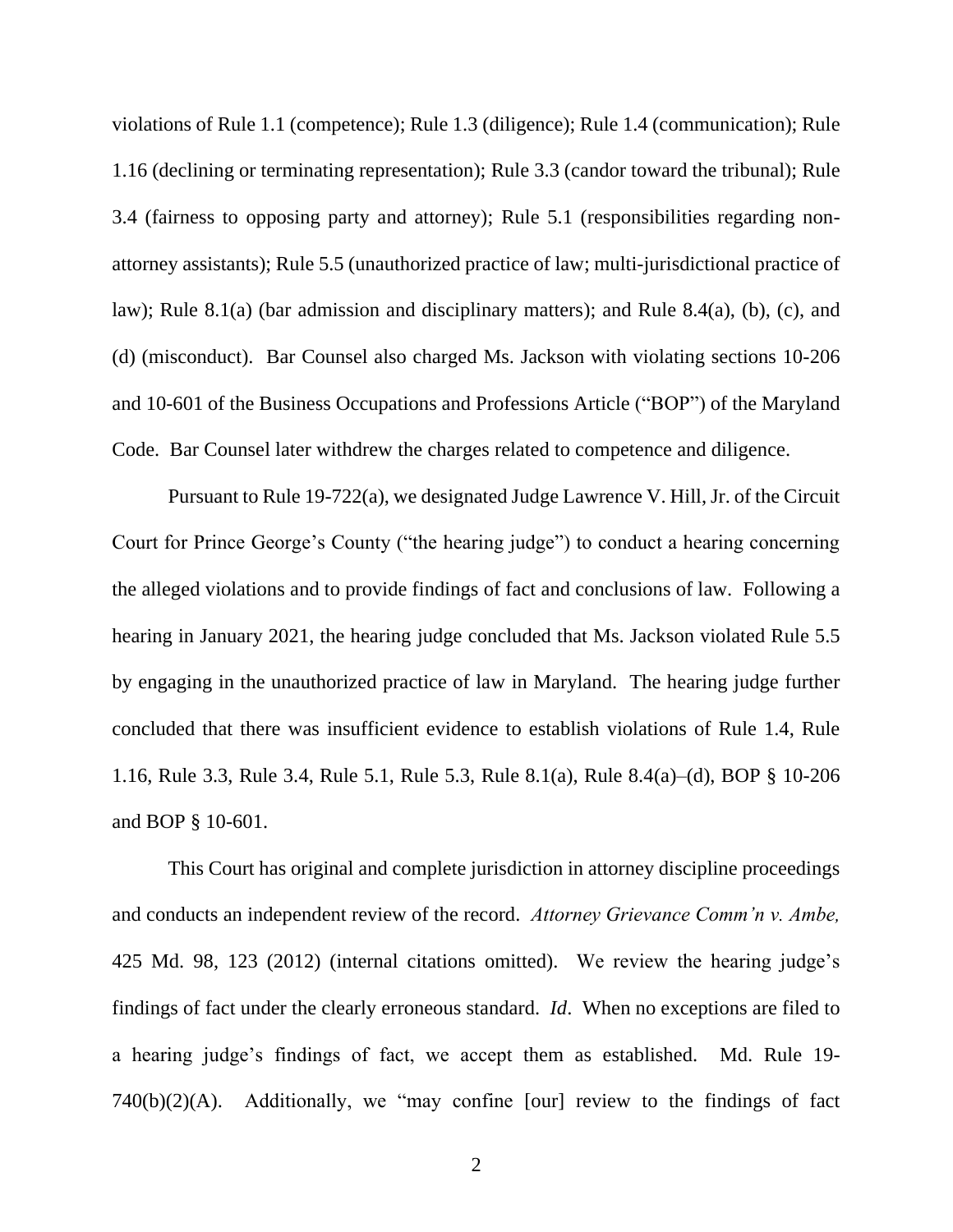violations of Rule 1.1 (competence); Rule 1.3 (diligence); Rule 1.4 (communication); Rule 1.16 (declining or terminating representation); Rule 3.3 (candor toward the tribunal); Rule 3.4 (fairness to opposing party and attorney); Rule 5.1 (responsibilities regarding non-attorney assistants); Rule 5.5 (unauthorized practice of law; multi-jurisdictional practice of law); Rule 8.1(a) (bar admission and disciplinary matters); and Rule 8.4(a), (b), (c), and (d) (misconduct). Bar Counsel also charged Ms. Jackson with violating sections 10-206 and 10-601 of the Business Occupations and Professions Article ("BOP") of the Maryland Code. Bar Counsel later withdrew the charges related to competence and diligence.

Pursuant to Rule 19-722(a), we designated Judge Lawrence V. Hill, Jr. of the Circuit Court for Prince George's County ("the hearing judge") to conduct a hearing concerning the alleged violations and to provide findings of fact and conclusions of law. Following a hearing in January 2021, the hearing judge concluded that Ms. Jackson violated Rule 5.5 by engaging in the unauthorized practice of law in Maryland. The hearing judge further concluded that there was insufficient evidence to establish violations of Rule 1.4, Rule 1.16, Rule 3.3, Rule 3.4, Rule 5.1, Rule 5.3, Rule 8.1(a), Rule 8.4(a)–(d), BOP § 10-206 and BOP § 10-601.

This Court has original and complete jurisdiction in attorney discipline proceedings and conducts an independent review of the record. *Attorney Grievance Comm'n v. Ambe,* 425 Md. 98, 123 (2012) (internal citations omitted). We review the hearing judge's findings of fact under the clearly erroneous standard. *Id*. When no exceptions are filed to a hearing judge's findings of fact, we accept them as established. Md. Rule 19-740(b)(2)(A). Additionally, we "may confine [our] review to the findings of fact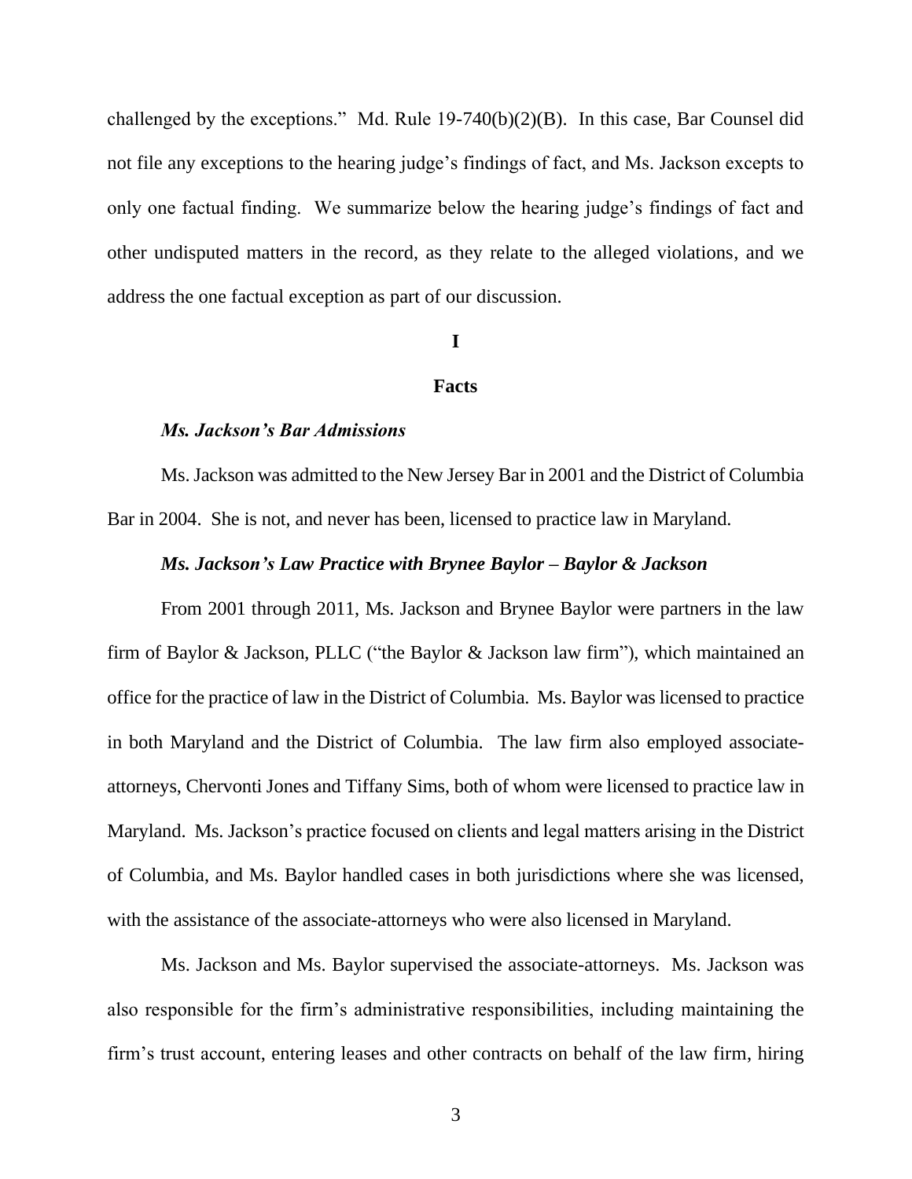challenged by the exceptions." Md. Rule 19-740(b)(2)(B). In this case, Bar Counsel did not file any exceptions to the hearing judge's findings of fact, and Ms. Jackson excepts to only one factual finding. We summarize below the hearing judge's findings of fact and other undisputed matters in the record, as they relate to the alleged violations, and we address the one factual exception as part of our discussion.

## I

## Facts

### *Ms. Jackson's Bar Admissions*

Ms. Jackson was admitted to the New Jersey Bar in 2001 and the District of Columbia Bar in 2004. She is not, and never has been, licensed to practice law in Maryland.

### *Ms. Jackson's Law Practice with Brynee Baylor – Baylor & Jackson*

From 2001 through 2011, Ms. Jackson and Brynee Baylor were partners in the law firm of Baylor & Jackson, PLLC ("the Baylor & Jackson law firm"), which maintained an office for the practice of law in the District of Columbia. Ms. Baylor was licensed to practice in both Maryland and the District of Columbia. The law firm also employed associate-attorneys, Chervonti Jones and Tiffany Sims, both of whom were licensed to practice law in Maryland. Ms. Jackson's practice focused on clients and legal matters arising in the District of Columbia, and Ms. Baylor handled cases in both jurisdictions where she was licensed, with the assistance of the associate-attorneys who were also licensed in Maryland.

Ms. Jackson and Ms. Baylor supervised the associate-attorneys. Ms. Jackson was also responsible for the firm's administrative responsibilities, including maintaining the firm's trust account, entering leases and other contracts on behalf of the law firm, hiring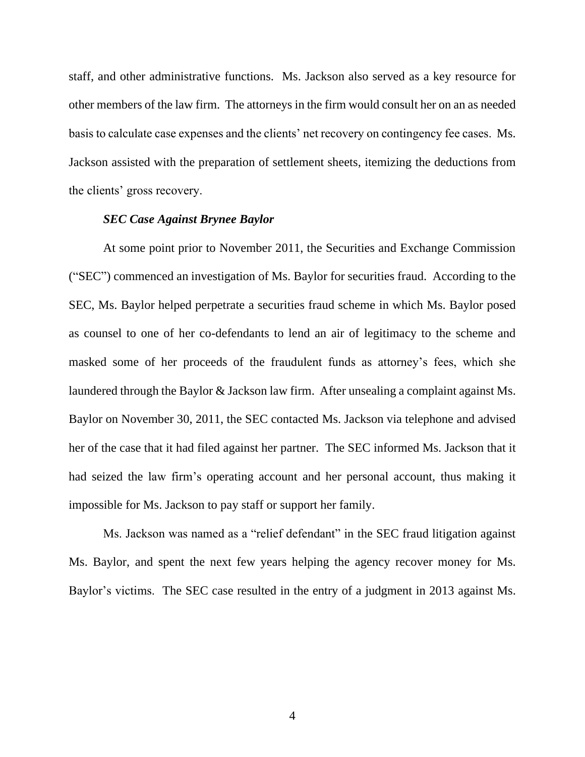staff, and other administrative functions. Ms. Jackson also served as a key resource for other members of the law firm. The attorneys in the firm would consult her on an as needed basis to calculate case expenses and the clients' net recovery on contingency fee cases. Ms. Jackson assisted with the preparation of settlement sheets, itemizing the deductions from the clients' gross recovery.

***SEC Case Against Brynee Baylor***

At some point prior to November 2011, the Securities and Exchange Commission ("SEC") commenced an investigation of Ms. Baylor for securities fraud. According to the SEC, Ms. Baylor helped perpetrate a securities fraud scheme in which Ms. Baylor posed as counsel to one of her co-defendants to lend an air of legitimacy to the scheme and masked some of her proceeds of the fraudulent funds as attorney's fees, which she laundered through the Baylor & Jackson law firm. After unsealing a complaint against Ms. Baylor on November 30, 2011, the SEC contacted Ms. Jackson via telephone and advised her of the case that it had filed against her partner. The SEC informed Ms. Jackson that it had seized the law firm's operating account and her personal account, thus making it impossible for Ms. Jackson to pay staff or support her family.

Ms. Jackson was named as a "relief defendant" in the SEC fraud litigation against Ms. Baylor, and spent the next few years helping the agency recover money for Ms. Baylor's victims. The SEC case resulted in the entry of a judgment in 2013 against Ms.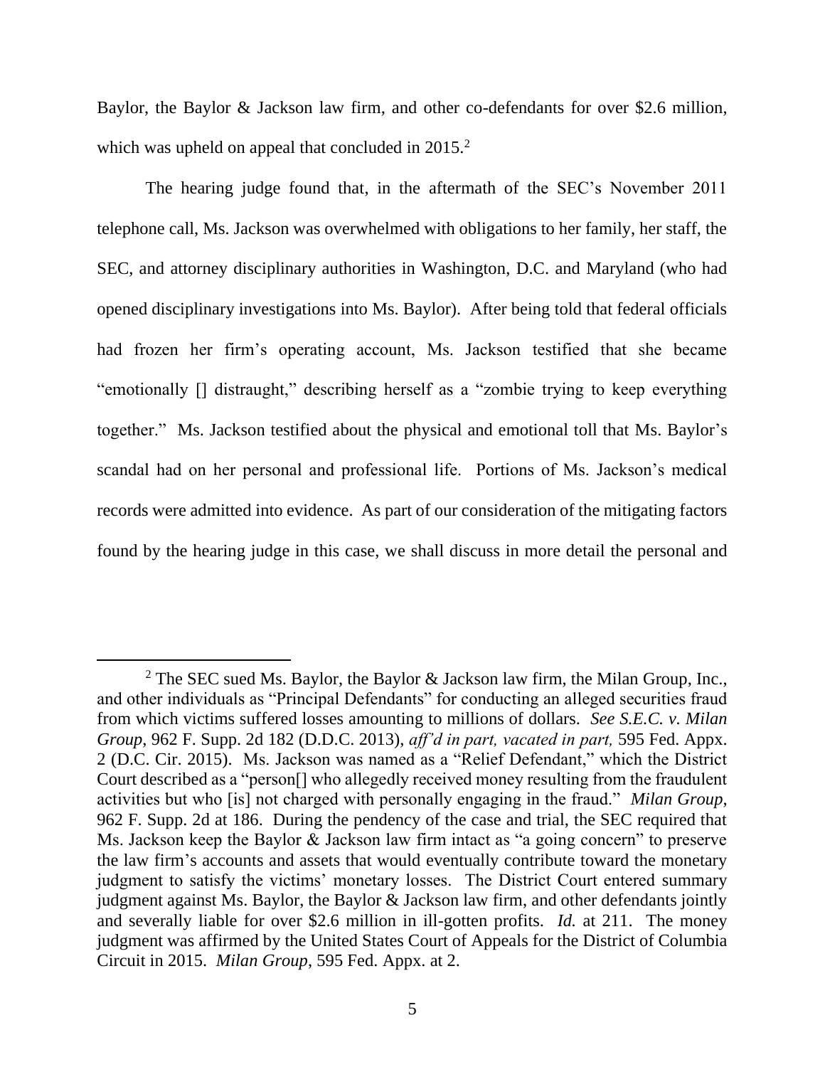Baylor, the Baylor & Jackson law firm, and other co-defendants for over $2.6 million, which was upheld on appeal that concluded in 2015.[2]

The hearing judge found that, in the aftermath of the SEC's November 2011 telephone call, Ms. Jackson was overwhelmed with obligations to her family, her staff, the SEC, and attorney disciplinary authorities in Washington, D.C. and Maryland (who had opened disciplinary investigations into Ms. Baylor). After being told that federal officials had frozen her firm's operating account, Ms. Jackson testified that she became "emotionally [] distraught," describing herself as a "zombie trying to keep everything together." Ms. Jackson testified about the physical and emotional toll that Ms. Baylor's scandal had on her personal and professional life. Portions of Ms. Jackson's medical records were admitted into evidence. As part of our consideration of the mitigating factors found by the hearing judge in this case, we shall discuss in more detail the personal and

---

[2] The SEC sued Ms. Baylor, the Baylor & Jackson law firm, the Milan Group, Inc., and other individuals as "Principal Defendants" for conducting an alleged securities fraud from which victims suffered losses amounting to millions of dollars. *See S.E.C. v. Milan Group*, 962 F. Supp. 2d 182 (D.D.C. 2013), *aff'd in part, vacated in part,* 595 Fed. Appx. 2 (D.C. Cir. 2015). Ms. Jackson was named as a "Relief Defendant," which the District Court described as a "person[] who allegedly received money resulting from the fraudulent activities but who [is] not charged with personally engaging in the fraud." *Milan Group*, 962 F. Supp. 2d at 186. During the pendency of the case and trial, the SEC required that Ms. Jackson keep the Baylor & Jackson law firm intact as "a going concern" to preserve the law firm's accounts and assets that would eventually contribute toward the monetary judgment to satisfy the victims' monetary losses. The District Court entered summary judgment against Ms. Baylor, the Baylor & Jackson law firm, and other defendants jointly and severally liable for over $2.6 million in ill-gotten profits. *Id.* at 211. The money judgment was affirmed by the United States Court of Appeals for the District of Columbia Circuit in 2015. *Milan Group*, 595 Fed. Appx. at 2.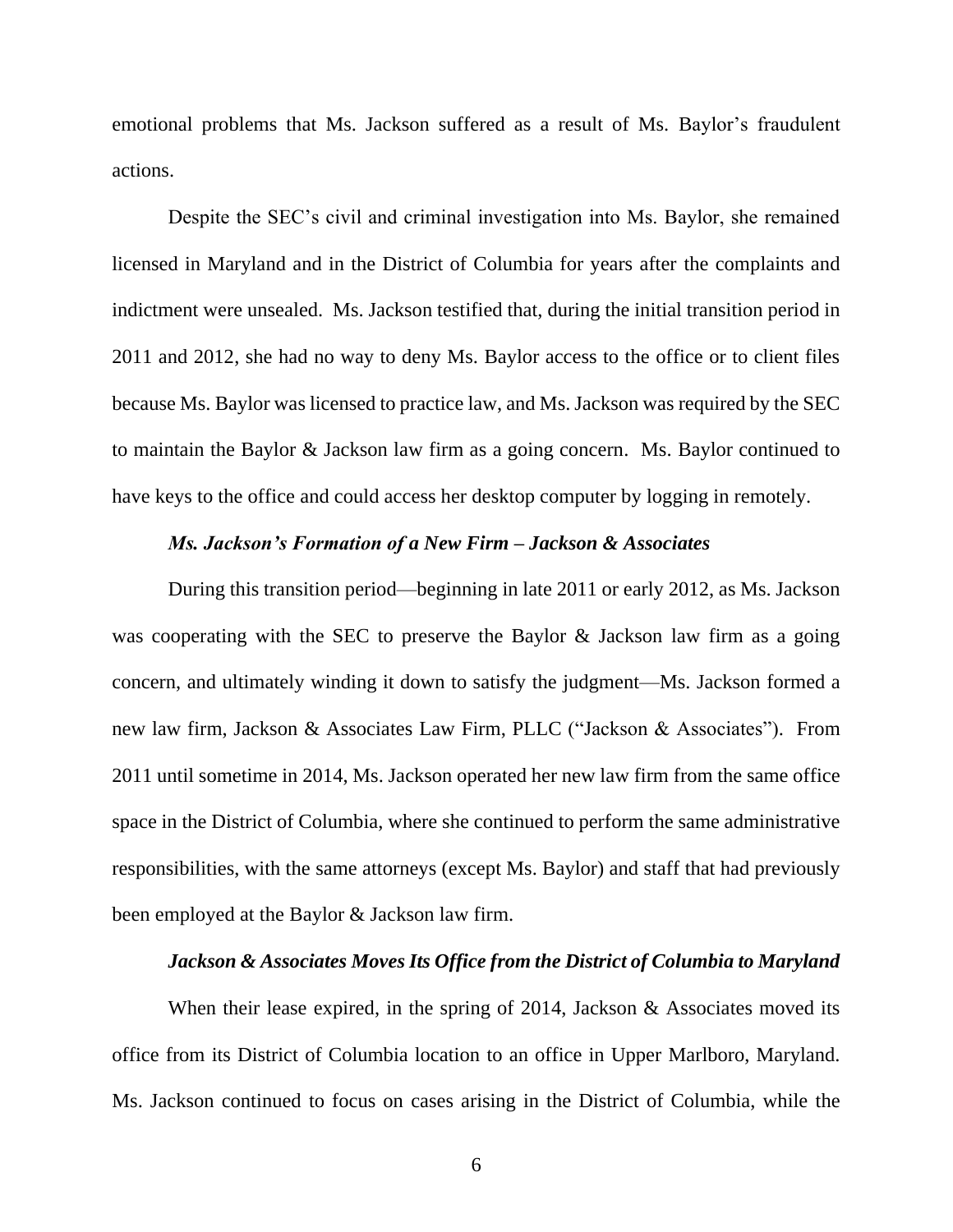emotional problems that Ms. Jackson suffered as a result of Ms. Baylor's fraudulent actions.

Despite the SEC's civil and criminal investigation into Ms. Baylor, she remained licensed in Maryland and in the District of Columbia for years after the complaints and indictment were unsealed. Ms. Jackson testified that, during the initial transition period in 2011 and 2012, she had no way to deny Ms. Baylor access to the office or to client files because Ms. Baylor was licensed to practice law, and Ms. Jackson was required by the SEC to maintain the Baylor & Jackson law firm as a going concern. Ms. Baylor continued to have keys to the office and could access her desktop computer by logging in remotely.

***Ms. Jackson's Formation of a New Firm – Jackson & Associates***

During this transition period—beginning in late 2011 or early 2012, as Ms. Jackson was cooperating with the SEC to preserve the Baylor & Jackson law firm as a going concern, and ultimately winding it down to satisfy the judgment—Ms. Jackson formed a new law firm, Jackson & Associates Law Firm, PLLC ("Jackson & Associates"). From 2011 until sometime in 2014, Ms. Jackson operated her new law firm from the same office space in the District of Columbia, where she continued to perform the same administrative responsibilities, with the same attorneys (except Ms. Baylor) and staff that had previously been employed at the Baylor & Jackson law firm.

***Jackson & Associates Moves Its Office from the District of Columbia to Maryland***

When their lease expired, in the spring of 2014, Jackson & Associates moved its office from its District of Columbia location to an office in Upper Marlboro, Maryland. Ms. Jackson continued to focus on cases arising in the District of Columbia, while the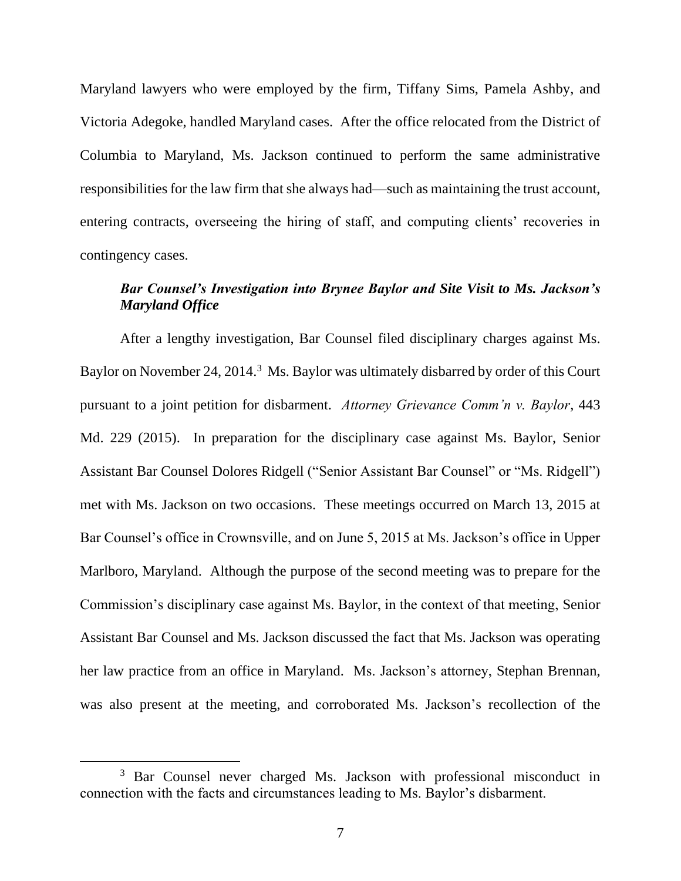Maryland lawyers who were employed by the firm, Tiffany Sims, Pamela Ashby, and Victoria Adegoke, handled Maryland cases. After the office relocated from the District of Columbia to Maryland, Ms. Jackson continued to perform the same administrative responsibilities for the law firm that she always had—such as maintaining the trust account, entering contracts, overseeing the hiring of staff, and computing clients' recoveries in contingency cases.

***Bar Counsel's Investigation into Brynee Baylor and Site Visit to Ms. Jackson's Maryland Office***

After a lengthy investigation, Bar Counsel filed disciplinary charges against Ms. Baylor on November 24, 2014.[3] Ms. Baylor was ultimately disbarred by order of this Court pursuant to a joint petition for disbarment. *Attorney Grievance Comm'n v. Baylor*, 443 Md. 229 (2015). In preparation for the disciplinary case against Ms. Baylor, Senior Assistant Bar Counsel Dolores Ridgell ("Senior Assistant Bar Counsel" or "Ms. Ridgell") met with Ms. Jackson on two occasions. These meetings occurred on March 13, 2015 at Bar Counsel's office in Crownsville, and on June 5, 2015 at Ms. Jackson's office in Upper Marlboro, Maryland. Although the purpose of the second meeting was to prepare for the Commission's disciplinary case against Ms. Baylor, in the context of that meeting, Senior Assistant Bar Counsel and Ms. Jackson discussed the fact that Ms. Jackson was operating her law practice from an office in Maryland. Ms. Jackson's attorney, Stephan Brennan, was also present at the meeting, and corroborated Ms. Jackson's recollection of the

[3] Bar Counsel never charged Ms. Jackson with professional misconduct in connection with the facts and circumstances leading to Ms. Baylor's disbarment.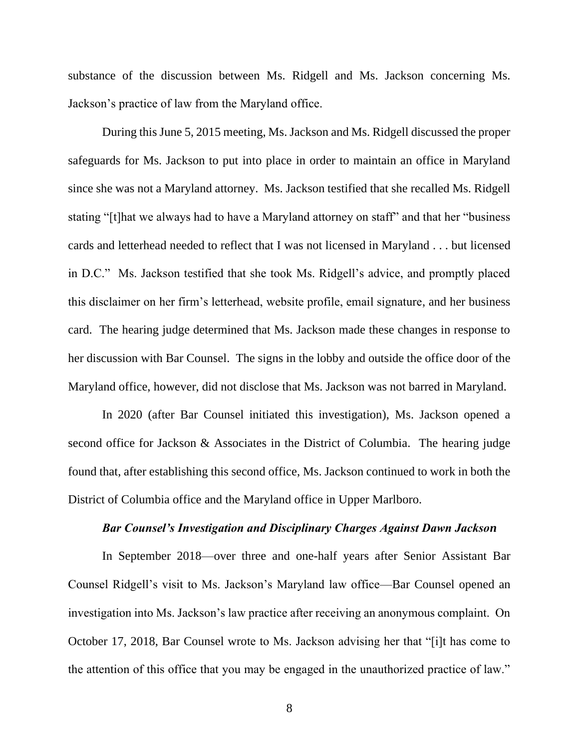substance of the discussion between Ms. Ridgell and Ms. Jackson concerning Ms. Jackson's practice of law from the Maryland office.

During this June 5, 2015 meeting, Ms. Jackson and Ms. Ridgell discussed the proper safeguards for Ms. Jackson to put into place in order to maintain an office in Maryland since she was not a Maryland attorney. Ms. Jackson testified that she recalled Ms. Ridgell stating "[t]hat we always had to have a Maryland attorney on staff" and that her "business cards and letterhead needed to reflect that I was not licensed in Maryland . . . but licensed in D.C." Ms. Jackson testified that she took Ms. Ridgell's advice, and promptly placed this disclaimer on her firm's letterhead, website profile, email signature, and her business card. The hearing judge determined that Ms. Jackson made these changes in response to her discussion with Bar Counsel. The signs in the lobby and outside the office door of the Maryland office, however, did not disclose that Ms. Jackson was not barred in Maryland.

In 2020 (after Bar Counsel initiated this investigation), Ms. Jackson opened a second office for Jackson & Associates in the District of Columbia. The hearing judge found that, after establishing this second office, Ms. Jackson continued to work in both the District of Columbia office and the Maryland office in Upper Marlboro.

***Bar Counsel's Investigation and Disciplinary Charges Against Dawn Jackson***

In September 2018—over three and one-half years after Senior Assistant Bar Counsel Ridgell's visit to Ms. Jackson's Maryland law office—Bar Counsel opened an investigation into Ms. Jackson's law practice after receiving an anonymous complaint. On October 17, 2018, Bar Counsel wrote to Ms. Jackson advising her that "[i]t has come to the attention of this office that you may be engaged in the unauthorized practice of law."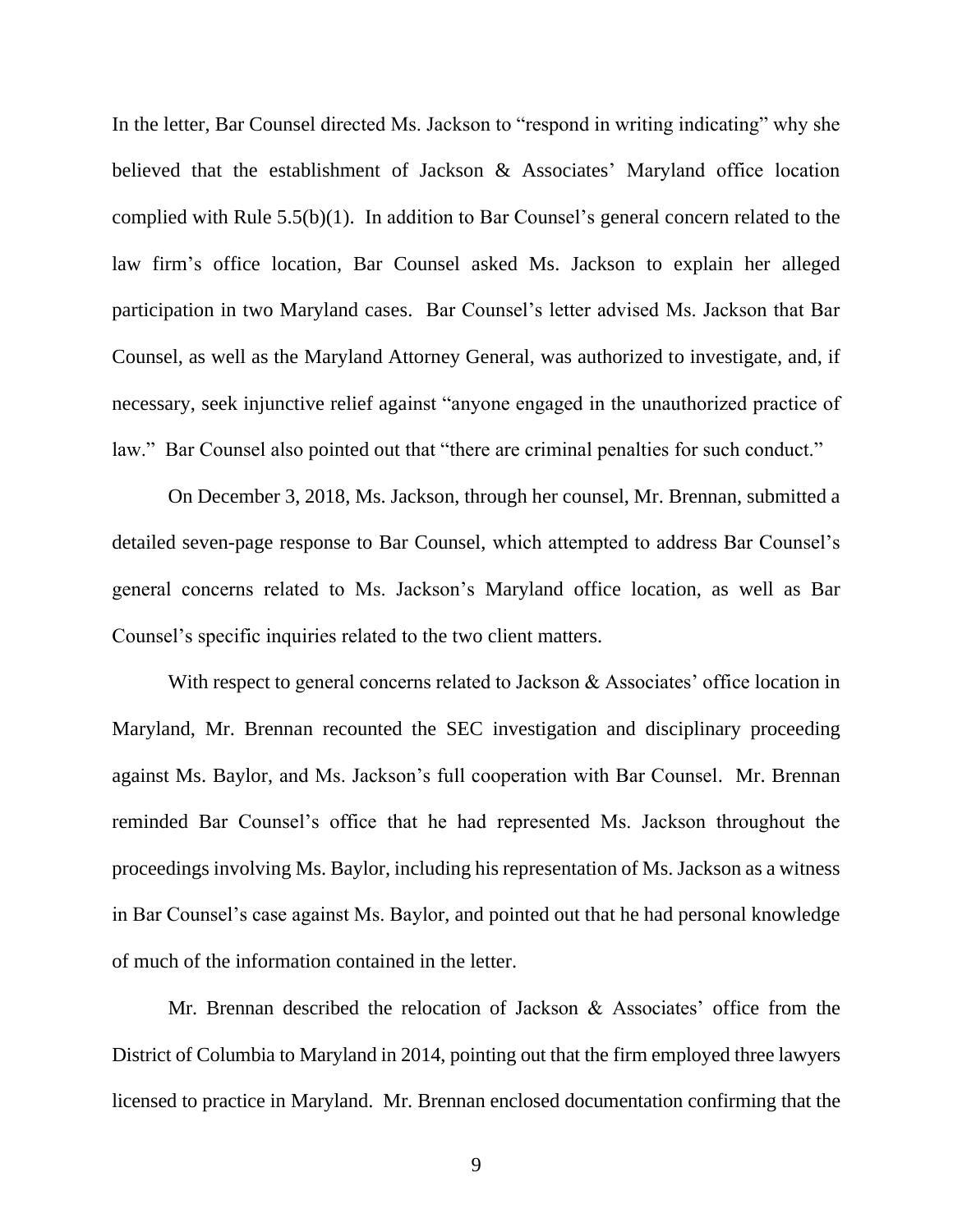In the letter, Bar Counsel directed Ms. Jackson to "respond in writing indicating" why she believed that the establishment of Jackson & Associates' Maryland office location complied with Rule 5.5(b)(1). In addition to Bar Counsel's general concern related to the law firm's office location, Bar Counsel asked Ms. Jackson to explain her alleged participation in two Maryland cases. Bar Counsel's letter advised Ms. Jackson that Bar Counsel, as well as the Maryland Attorney General, was authorized to investigate, and, if necessary, seek injunctive relief against "anyone engaged in the unauthorized practice of law." Bar Counsel also pointed out that "there are criminal penalties for such conduct."

On December 3, 2018, Ms. Jackson, through her counsel, Mr. Brennan, submitted a detailed seven-page response to Bar Counsel, which attempted to address Bar Counsel's general concerns related to Ms. Jackson's Maryland office location, as well as Bar Counsel's specific inquiries related to the two client matters.

With respect to general concerns related to Jackson & Associates' office location in Maryland, Mr. Brennan recounted the SEC investigation and disciplinary proceeding against Ms. Baylor, and Ms. Jackson's full cooperation with Bar Counsel. Mr. Brennan reminded Bar Counsel's office that he had represented Ms. Jackson throughout the proceedings involving Ms. Baylor, including his representation of Ms. Jackson as a witness in Bar Counsel's case against Ms. Baylor, and pointed out that he had personal knowledge of much of the information contained in the letter.

Mr. Brennan described the relocation of Jackson & Associates' office from the District of Columbia to Maryland in 2014, pointing out that the firm employed three lawyers licensed to practice in Maryland. Mr. Brennan enclosed documentation confirming that the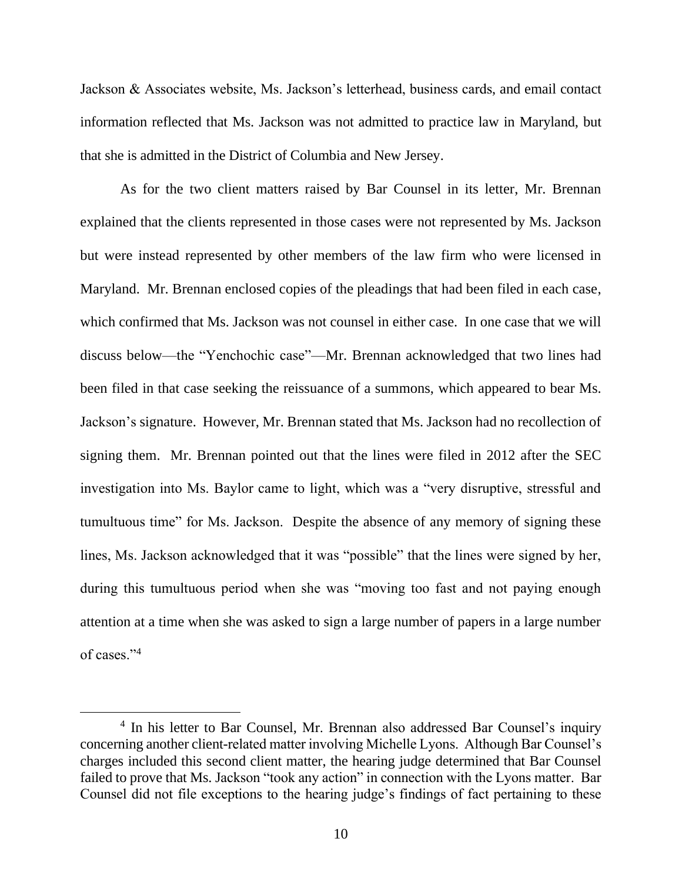Jackson & Associates website, Ms. Jackson's letterhead, business cards, and email contact information reflected that Ms. Jackson was not admitted to practice law in Maryland, but that she is admitted in the District of Columbia and New Jersey.

As for the two client matters raised by Bar Counsel in its letter, Mr. Brennan explained that the clients represented in those cases were not represented by Ms. Jackson but were instead represented by other members of the law firm who were licensed in Maryland. Mr. Brennan enclosed copies of the pleadings that had been filed in each case, which confirmed that Ms. Jackson was not counsel in either case. In one case that we will discuss below—the "Yenchochic case"—Mr. Brennan acknowledged that two lines had been filed in that case seeking the reissuance of a summons, which appeared to bear Ms. Jackson's signature. However, Mr. Brennan stated that Ms. Jackson had no recollection of signing them. Mr. Brennan pointed out that the lines were filed in 2012 after the SEC investigation into Ms. Baylor came to light, which was a "very disruptive, stressful and tumultuous time" for Ms. Jackson. Despite the absence of any memory of signing these lines, Ms. Jackson acknowledged that it was "possible" that the lines were signed by her, during this tumultuous period when she was "moving too fast and not paying enough attention at a time when she was asked to sign a large number of papers in a large number of cases."[4]

[4] In his letter to Bar Counsel, Mr. Brennan also addressed Bar Counsel's inquiry concerning another client-related matter involving Michelle Lyons. Although Bar Counsel's charges included this second client matter, the hearing judge determined that Bar Counsel failed to prove that Ms. Jackson "took any action" in connection with the Lyons matter. Bar Counsel did not file exceptions to the hearing judge's findings of fact pertaining to these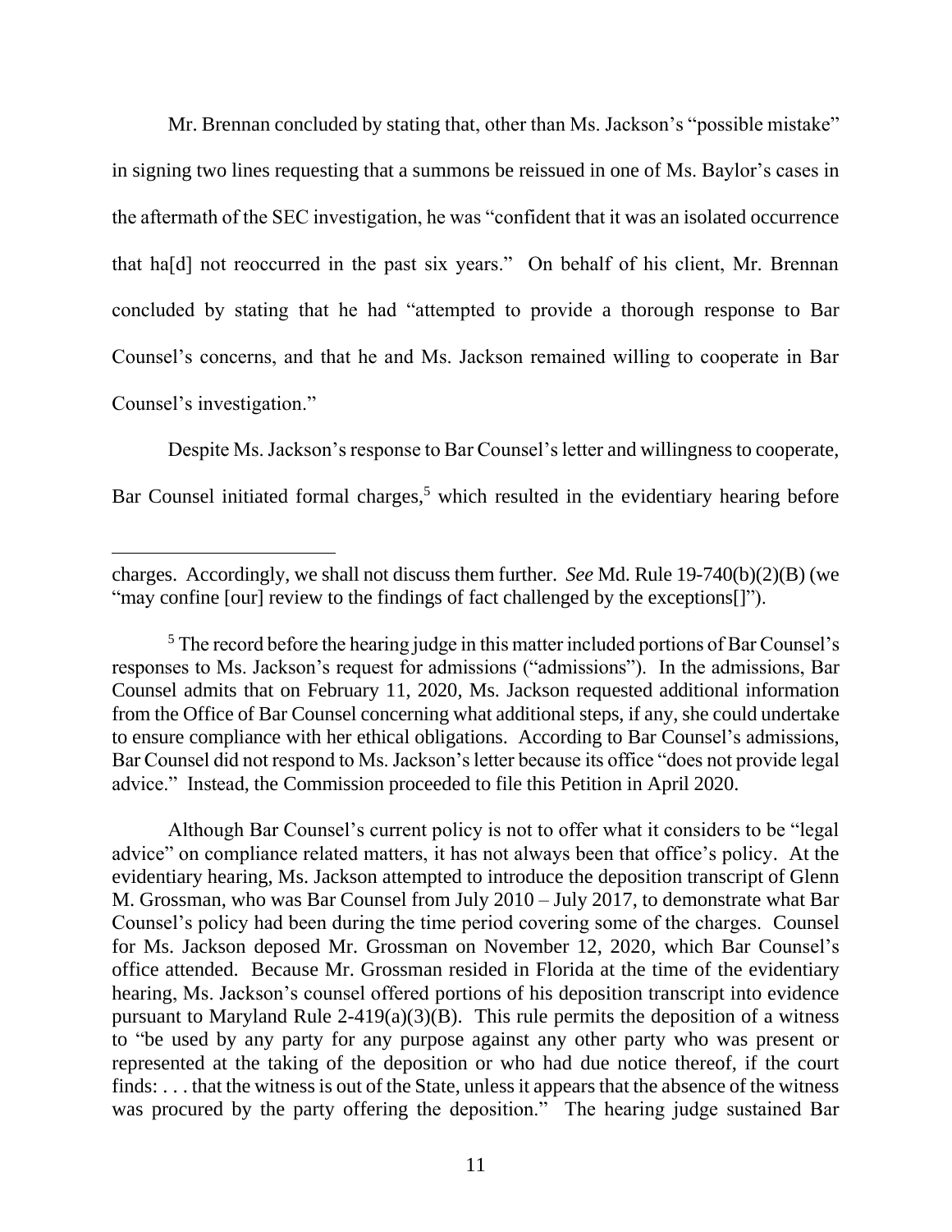Mr. Brennan concluded by stating that, other than Ms. Jackson's "possible mistake" in signing two lines requesting that a summons be reissued in one of Ms. Baylor's cases in the aftermath of the SEC investigation, he was "confident that it was an isolated occurrence that ha[d] not reoccurred in the past six years." On behalf of his client, Mr. Brennan concluded by stating that he had "attempted to provide a thorough response to Bar Counsel's concerns, and that he and Ms. Jackson remained willing to cooperate in Bar Counsel's investigation."

Despite Ms. Jackson's response to Bar Counsel's letter and willingness to cooperate, Bar Counsel initiated formal charges,[5] which resulted in the evidentiary hearing before

---

charges. Accordingly, we shall not discuss them further. *See* Md. Rule 19-740(b)(2)(B) (we "may confine [our] review to the findings of fact challenged by the exceptions[]").

[5] The record before the hearing judge in this matter included portions of Bar Counsel's responses to Ms. Jackson's request for admissions ("admissions"). In the admissions, Bar Counsel admits that on February 11, 2020, Ms. Jackson requested additional information from the Office of Bar Counsel concerning what additional steps, if any, she could undertake to ensure compliance with her ethical obligations. According to Bar Counsel's admissions, Bar Counsel did not respond to Ms. Jackson's letter because its office "does not provide legal advice." Instead, the Commission proceeded to file this Petition in April 2020.

Although Bar Counsel's current policy is not to offer what it considers to be "legal advice" on compliance related matters, it has not always been that office's policy. At the evidentiary hearing, Ms. Jackson attempted to introduce the deposition transcript of Glenn M. Grossman, who was Bar Counsel from July 2010 – July 2017, to demonstrate what Bar Counsel's policy had been during the time period covering some of the charges. Counsel for Ms. Jackson deposed Mr. Grossman on November 12, 2020, which Bar Counsel's office attended. Because Mr. Grossman resided in Florida at the time of the evidentiary hearing, Ms. Jackson's counsel offered portions of his deposition transcript into evidence pursuant to Maryland Rule 2-419(a)(3)(B). This rule permits the deposition of a witness to "be used by any party for any purpose against any other party who was present or represented at the taking of the deposition or who had due notice thereof, if the court finds: . . . that the witness is out of the State, unless it appears that the absence of the witness was procured by the party offering the deposition." The hearing judge sustained Bar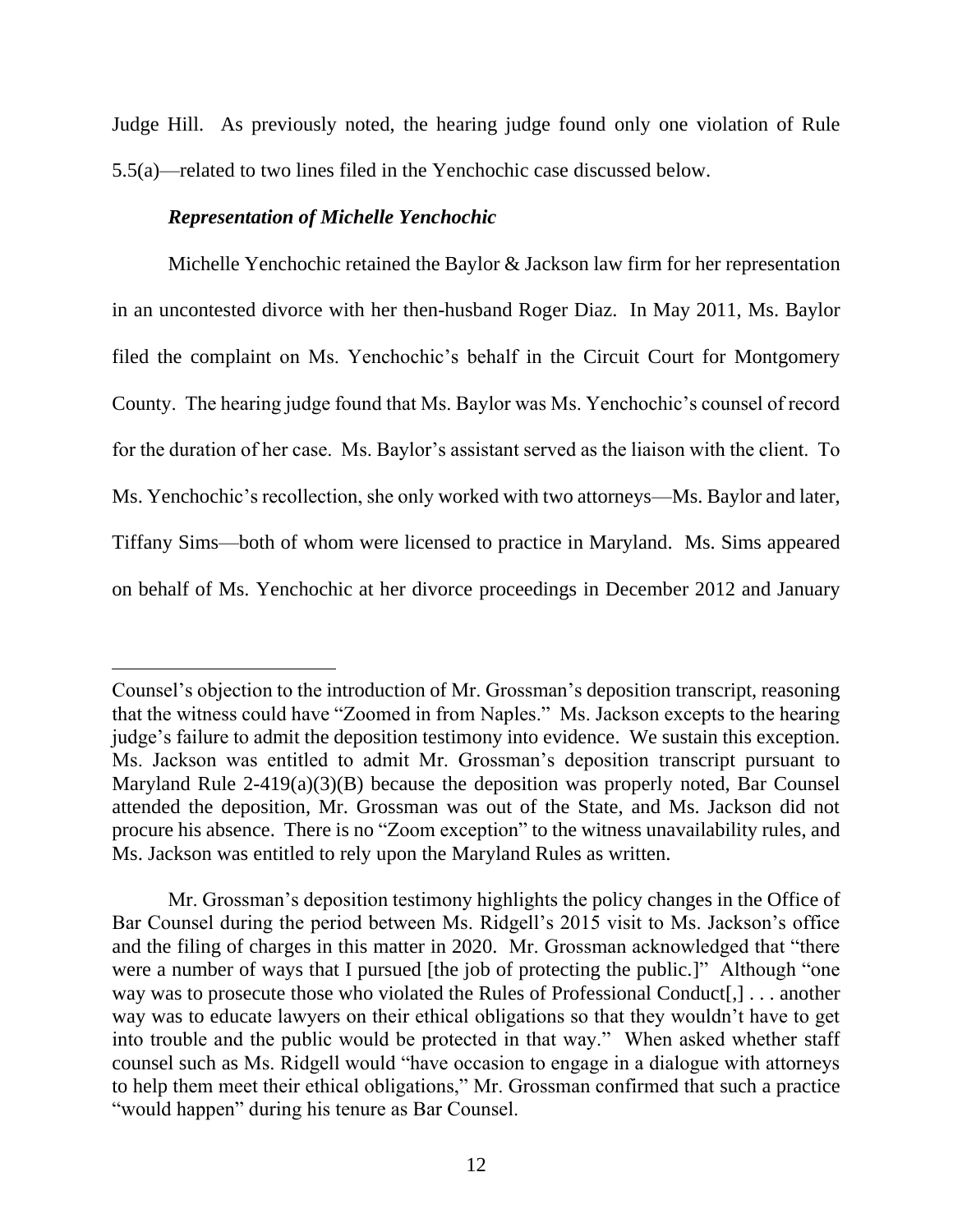Judge Hill. As previously noted, the hearing judge found only one violation of Rule 5.5(a)—related to two lines filed in the Yenchochic case discussed below.

***Representation of Michelle Yenchochic***

Michelle Yenchochic retained the Baylor & Jackson law firm for her representation in an uncontested divorce with her then-husband Roger Diaz. In May 2011, Ms. Baylor filed the complaint on Ms. Yenchochic's behalf in the Circuit Court for Montgomery County. The hearing judge found that Ms. Baylor was Ms. Yenchochic's counsel of record for the duration of her case. Ms. Baylor's assistant served as the liaison with the client. To Ms. Yenchochic's recollection, she only worked with two attorneys—Ms. Baylor and later, Tiffany Sims—both of whom were licensed to practice in Maryland. Ms. Sims appeared on behalf of Ms. Yenchochic at her divorce proceedings in December 2012 and January

---

Counsel's objection to the introduction of Mr. Grossman's deposition transcript, reasoning that the witness could have "Zoomed in from Naples." Ms. Jackson excepts to the hearing judge's failure to admit the deposition testimony into evidence. We sustain this exception. Ms. Jackson was entitled to admit Mr. Grossman's deposition transcript pursuant to Maryland Rule 2-419(a)(3)(B) because the deposition was properly noted, Bar Counsel attended the deposition, Mr. Grossman was out of the State, and Ms. Jackson did not procure his absence. There is no "Zoom exception" to the witness unavailability rules, and Ms. Jackson was entitled to rely upon the Maryland Rules as written.

Mr. Grossman's deposition testimony highlights the policy changes in the Office of Bar Counsel during the period between Ms. Ridgell's 2015 visit to Ms. Jackson's office and the filing of charges in this matter in 2020. Mr. Grossman acknowledged that "there were a number of ways that I pursued [the job of protecting the public.]" Although "one way was to prosecute those who violated the Rules of Professional Conduct[,] . . . another way was to educate lawyers on their ethical obligations so that they wouldn't have to get into trouble and the public would be protected in that way." When asked whether staff counsel such as Ms. Ridgell would "have occasion to engage in a dialogue with attorneys to help them meet their ethical obligations," Mr. Grossman confirmed that such a practice "would happen" during his tenure as Bar Counsel.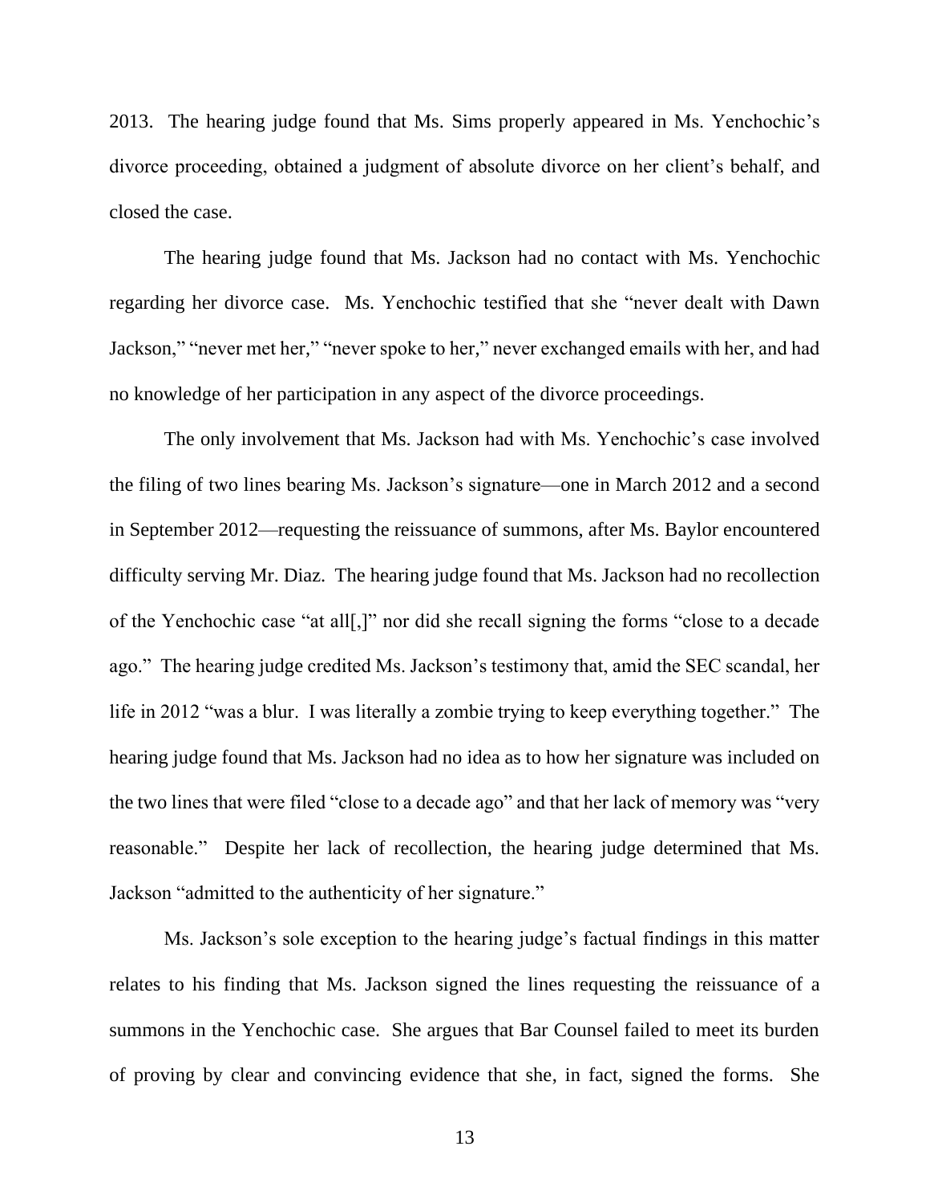2013. The hearing judge found that Ms. Sims properly appeared in Ms. Yenchochic's divorce proceeding, obtained a judgment of absolute divorce on her client's behalf, and closed the case.

The hearing judge found that Ms. Jackson had no contact with Ms. Yenchochic regarding her divorce case. Ms. Yenchochic testified that she "never dealt with Dawn Jackson," "never met her," "never spoke to her," never exchanged emails with her, and had no knowledge of her participation in any aspect of the divorce proceedings.

The only involvement that Ms. Jackson had with Ms. Yenchochic's case involved the filing of two lines bearing Ms. Jackson's signature—one in March 2012 and a second in September 2012—requesting the reissuance of summons, after Ms. Baylor encountered difficulty serving Mr. Diaz. The hearing judge found that Ms. Jackson had no recollection of the Yenchochic case "at all[,]" nor did she recall signing the forms "close to a decade ago." The hearing judge credited Ms. Jackson's testimony that, amid the SEC scandal, her life in 2012 "was a blur. I was literally a zombie trying to keep everything together." The hearing judge found that Ms. Jackson had no idea as to how her signature was included on the two lines that were filed "close to a decade ago" and that her lack of memory was "very reasonable." Despite her lack of recollection, the hearing judge determined that Ms. Jackson "admitted to the authenticity of her signature."

Ms. Jackson's sole exception to the hearing judge's factual findings in this matter relates to his finding that Ms. Jackson signed the lines requesting the reissuance of a summons in the Yenchochic case. She argues that Bar Counsel failed to meet its burden of proving by clear and convincing evidence that she, in fact, signed the forms. She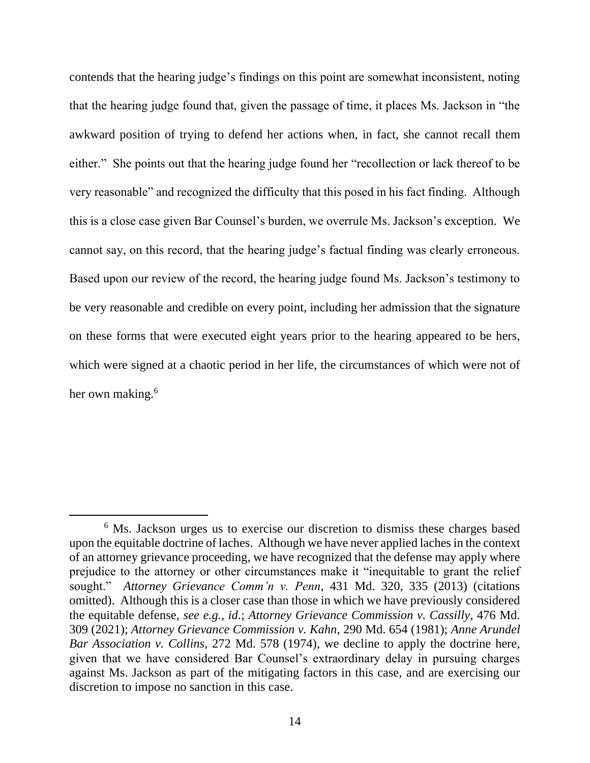contends that the hearing judge's findings on this point are somewhat inconsistent, noting that the hearing judge found that, given the passage of time, it places Ms. Jackson in "the awkward position of trying to defend her actions when, in fact, she cannot recall them either." She points out that the hearing judge found her "recollection or lack thereof to be very reasonable" and recognized the difficulty that this posed in his fact finding. Although this is a close case given Bar Counsel's burden, we overrule Ms. Jackson's exception. We cannot say, on this record, that the hearing judge's factual finding was clearly erroneous. Based upon our review of the record, the hearing judge found Ms. Jackson's testimony to be very reasonable and credible on every point, including her admission that the signature on these forms that were executed eight years prior to the hearing appeared to be hers, which were signed at a chaotic period in her life, the circumstances of which were not of her own making.[6]

---

[6] Ms. Jackson urges us to exercise our discretion to dismiss these charges based upon the equitable doctrine of laches. Although we have never applied laches in the context of an attorney grievance proceeding, we have recognized that the defense may apply where prejudice to the attorney or other circumstances make it "inequitable to grant the relief sought." *Attorney Grievance Comm'n v. Penn*, 431 Md. 320, 335 (2013) (citations omitted). Although this is a closer case than those in which we have previously considered the equitable defense, *see e.g.*, *id.*; *Attorney Grievance Commission v. Cassilly*, 476 Md. 309 (2021); *Attorney Grievance Commission v. Kahn*, 290 Md. 654 (1981); *Anne Arundel Bar Association v. Collins*, 272 Md. 578 (1974), we decline to apply the doctrine here, given that we have considered Bar Counsel's extraordinary delay in pursuing charges against Ms. Jackson as part of the mitigating factors in this case, and are exercising our discretion to impose no sanction in this case.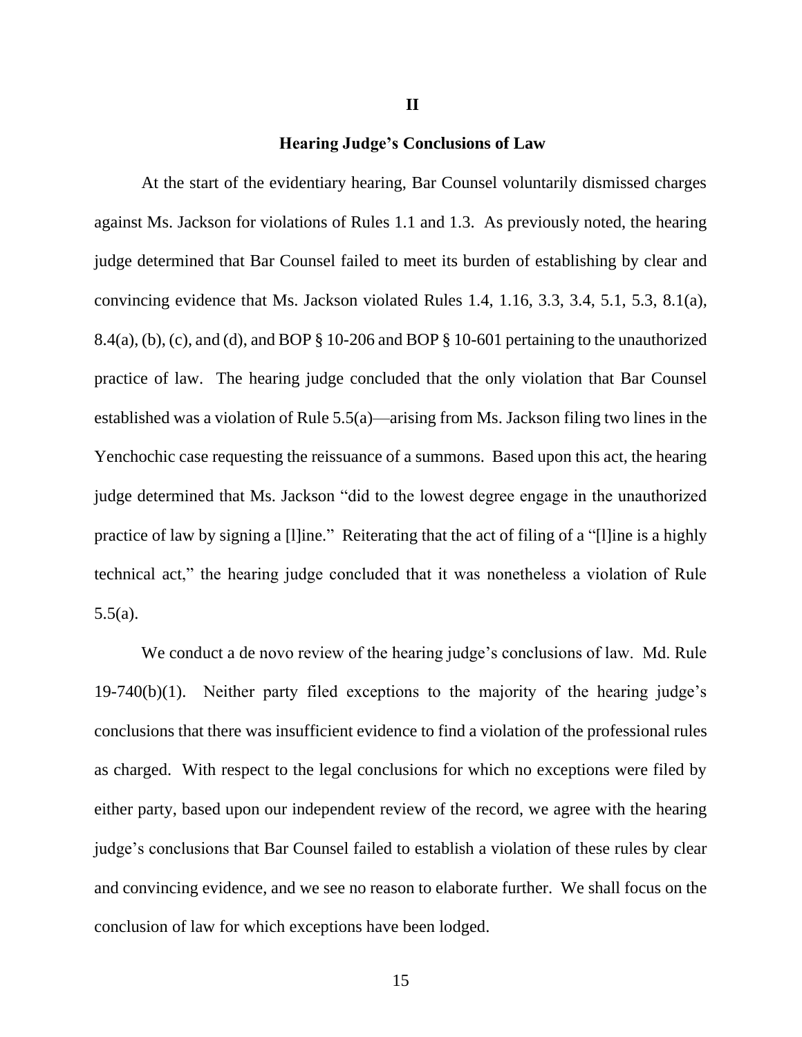## II

### Hearing Judge's Conclusions of Law

At the start of the evidentiary hearing, Bar Counsel voluntarily dismissed charges against Ms. Jackson for violations of Rules 1.1 and 1.3. As previously noted, the hearing judge determined that Bar Counsel failed to meet its burden of establishing by clear and convincing evidence that Ms. Jackson violated Rules 1.4, 1.16, 3.3, 3.4, 5.1, 5.3, 8.1(a), 8.4(a), (b), (c), and (d), and BOP § 10-206 and BOP § 10-601 pertaining to the unauthorized practice of law. The hearing judge concluded that the only violation that Bar Counsel established was a violation of Rule 5.5(a)—arising from Ms. Jackson filing two lines in the Yenchochic case requesting the reissuance of a summons. Based upon this act, the hearing judge determined that Ms. Jackson "did to the lowest degree engage in the unauthorized practice of law by signing a [l]ine." Reiterating that the act of filing of a "[l]ine is a highly technical act," the hearing judge concluded that it was nonetheless a violation of Rule 5.5(a).

We conduct a de novo review of the hearing judge's conclusions of law. Md. Rule 19-740(b)(1). Neither party filed exceptions to the majority of the hearing judge's conclusions that there was insufficient evidence to find a violation of the professional rules as charged. With respect to the legal conclusions for which no exceptions were filed by either party, based upon our independent review of the record, we agree with the hearing judge's conclusions that Bar Counsel failed to establish a violation of these rules by clear and convincing evidence, and we see no reason to elaborate further. We shall focus on the conclusion of law for which exceptions have been lodged.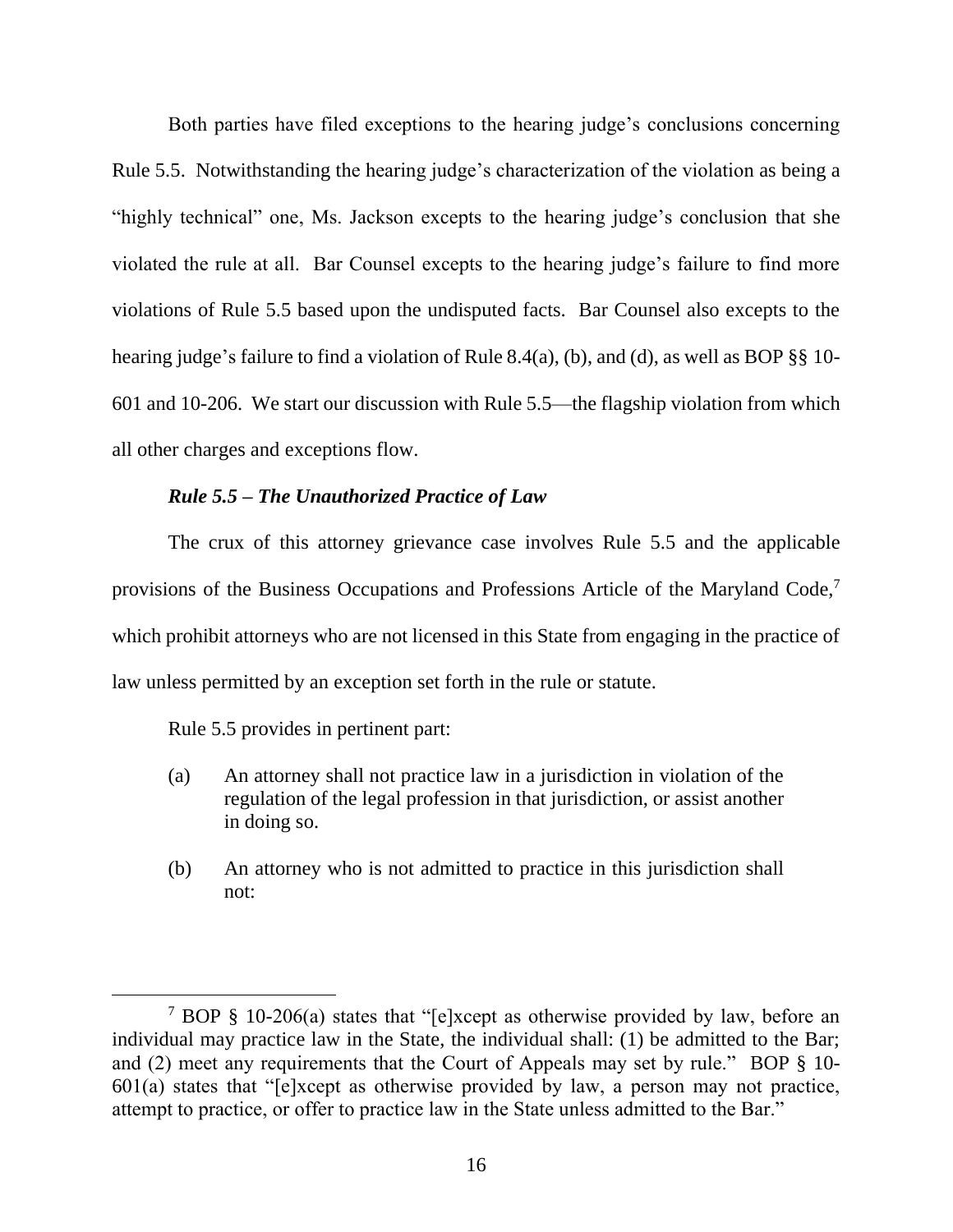Both parties have filed exceptions to the hearing judge's conclusions concerning Rule 5.5. Notwithstanding the hearing judge's characterization of the violation as being a "highly technical" one, Ms. Jackson excepts to the hearing judge's conclusion that she violated the rule at all. Bar Counsel excepts to the hearing judge's failure to find more violations of Rule 5.5 based upon the undisputed facts. Bar Counsel also excepts to the hearing judge's failure to find a violation of Rule 8.4(a), (b), and (d), as well as BOP §§ 10-601 and 10-206. We start our discussion with Rule 5.5—the flagship violation from which all other charges and exceptions flow.

***Rule 5.5 – The Unauthorized Practice of Law***

The crux of this attorney grievance case involves Rule 5.5 and the applicable provisions of the Business Occupations and Professions Article of the Maryland Code,[7] which prohibit attorneys who are not licensed in this State from engaging in the practice of law unless permitted by an exception set forth in the rule or statute.

Rule 5.5 provides in pertinent part:

> (a) An attorney shall not practice law in a jurisdiction in violation of the regulation of the legal profession in that jurisdiction, or assist another in doing so.
>
> (b) An attorney who is not admitted to practice in this jurisdiction shall not:

---

[7] BOP § 10-206(a) states that "[e]xcept as otherwise provided by law, before an individual may practice law in the State, the individual shall: (1) be admitted to the Bar; and (2) meet any requirements that the Court of Appeals may set by rule." BOP § 10-601(a) states that "[e]xcept as otherwise provided by law, a person may not practice, attempt to practice, or offer to practice law in the State unless admitted to the Bar."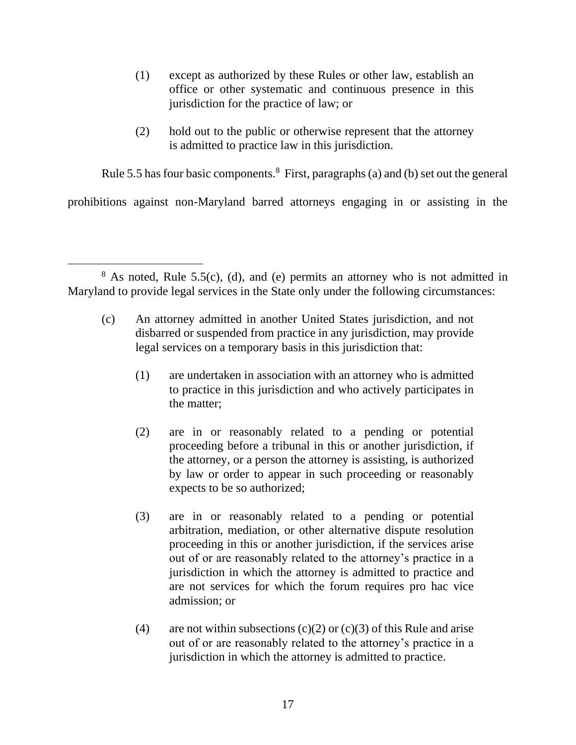(1) except as authorized by these Rules or other law, establish an office or other systematic and continuous presence in this jurisdiction for the practice of law; or

(2) hold out to the public or otherwise represent that the attorney is admitted to practice law in this jurisdiction.

Rule 5.5 has four basic components.[8] First, paragraphs (a) and (b) set out the general prohibitions against non-Maryland barred attorneys engaging in or assisting in the

---

[8] As noted, Rule 5.5(c), (d), and (e) permits an attorney who is not admitted in Maryland to provide legal services in the State only under the following circumstances:

(c) An attorney admitted in another United States jurisdiction, and not disbarred or suspended from practice in any jurisdiction, may provide legal services on a temporary basis in this jurisdiction that:

(1) are undertaken in association with an attorney who is admitted to practice in this jurisdiction and who actively participates in the matter;

(2) are in or reasonably related to a pending or potential proceeding before a tribunal in this or another jurisdiction, if the attorney, or a person the attorney is assisting, is authorized by law or order to appear in such proceeding or reasonably expects to be so authorized;

(3) are in or reasonably related to a pending or potential arbitration, mediation, or other alternative dispute resolution proceeding in this or another jurisdiction, if the services arise out of or are reasonably related to the attorney's practice in a jurisdiction in which the attorney is admitted to practice and are not services for which the forum requires pro hac vice admission; or

(4) are not within subsections (c)(2) or (c)(3) of this Rule and arise out of or are reasonably related to the attorney's practice in a jurisdiction in which the attorney is admitted to practice.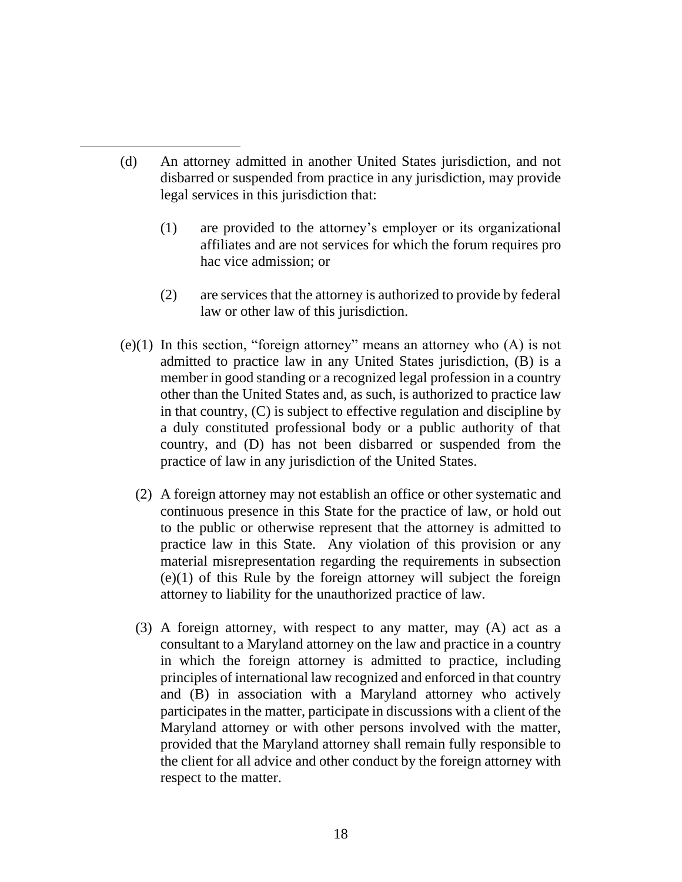(d) An attorney admitted in another United States jurisdiction, and not disbarred or suspended from practice in any jurisdiction, may provide legal services in this jurisdiction that:

(1) are provided to the attorney's employer or its organizational affiliates and are not services for which the forum requires pro hac vice admission; or

(2) are services that the attorney is authorized to provide by federal law or other law of this jurisdiction.

(e)(1) In this section, "foreign attorney" means an attorney who (A) is not admitted to practice law in any United States jurisdiction, (B) is a member in good standing or a recognized legal profession in a country other than the United States and, as such, is authorized to practice law in that country, (C) is subject to effective regulation and discipline by a duly constituted professional body or a public authority of that country, and (D) has not been disbarred or suspended from the practice of law in any jurisdiction of the United States.

(2) A foreign attorney may not establish an office or other systematic and continuous presence in this State for the practice of law, or hold out to the public or otherwise represent that the attorney is admitted to practice law in this State. Any violation of this provision or any material misrepresentation regarding the requirements in subsection (e)(1) of this Rule by the foreign attorney will subject the foreign attorney to liability for the unauthorized practice of law.

(3) A foreign attorney, with respect to any matter, may (A) act as a consultant to a Maryland attorney on the law and practice in a country in which the foreign attorney is admitted to practice, including principles of international law recognized and enforced in that country and (B) in association with a Maryland attorney who actively participates in the matter, participate in discussions with a client of the Maryland attorney or with other persons involved with the matter, provided that the Maryland attorney shall remain fully responsible to the client for all advice and other conduct by the foreign attorney with respect to the matter.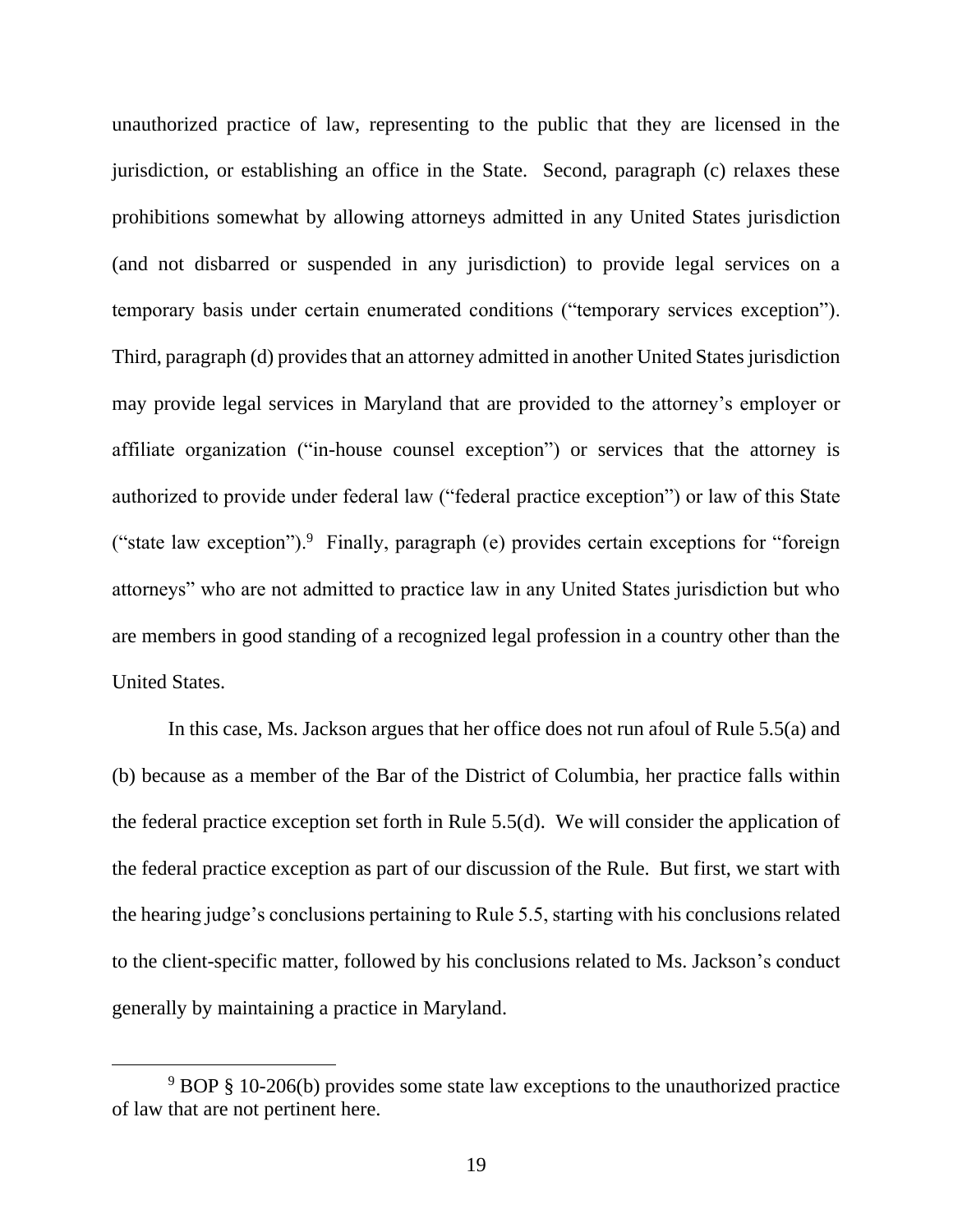unauthorized practice of law, representing to the public that they are licensed in the jurisdiction, or establishing an office in the State. Second, paragraph (c) relaxes these prohibitions somewhat by allowing attorneys admitted in any United States jurisdiction (and not disbarred or suspended in any jurisdiction) to provide legal services on a temporary basis under certain enumerated conditions ("temporary services exception"). Third, paragraph (d) provides that an attorney admitted in another United States jurisdiction may provide legal services in Maryland that are provided to the attorney's employer or affiliate organization ("in-house counsel exception") or services that the attorney is authorized to provide under federal law ("federal practice exception") or law of this State ("state law exception").[9] Finally, paragraph (e) provides certain exceptions for "foreign attorneys" who are not admitted to practice law in any United States jurisdiction but who are members in good standing of a recognized legal profession in a country other than the United States.

In this case, Ms. Jackson argues that her office does not run afoul of Rule 5.5(a) and (b) because as a member of the Bar of the District of Columbia, her practice falls within the federal practice exception set forth in Rule 5.5(d). We will consider the application of the federal practice exception as part of our discussion of the Rule. But first, we start with the hearing judge's conclusions pertaining to Rule 5.5, starting with his conclusions related to the client-specific matter, followed by his conclusions related to Ms. Jackson's conduct generally by maintaining a practice in Maryland.

[9] BOP § 10-206(b) provides some state law exceptions to the unauthorized practice of law that are not pertinent here.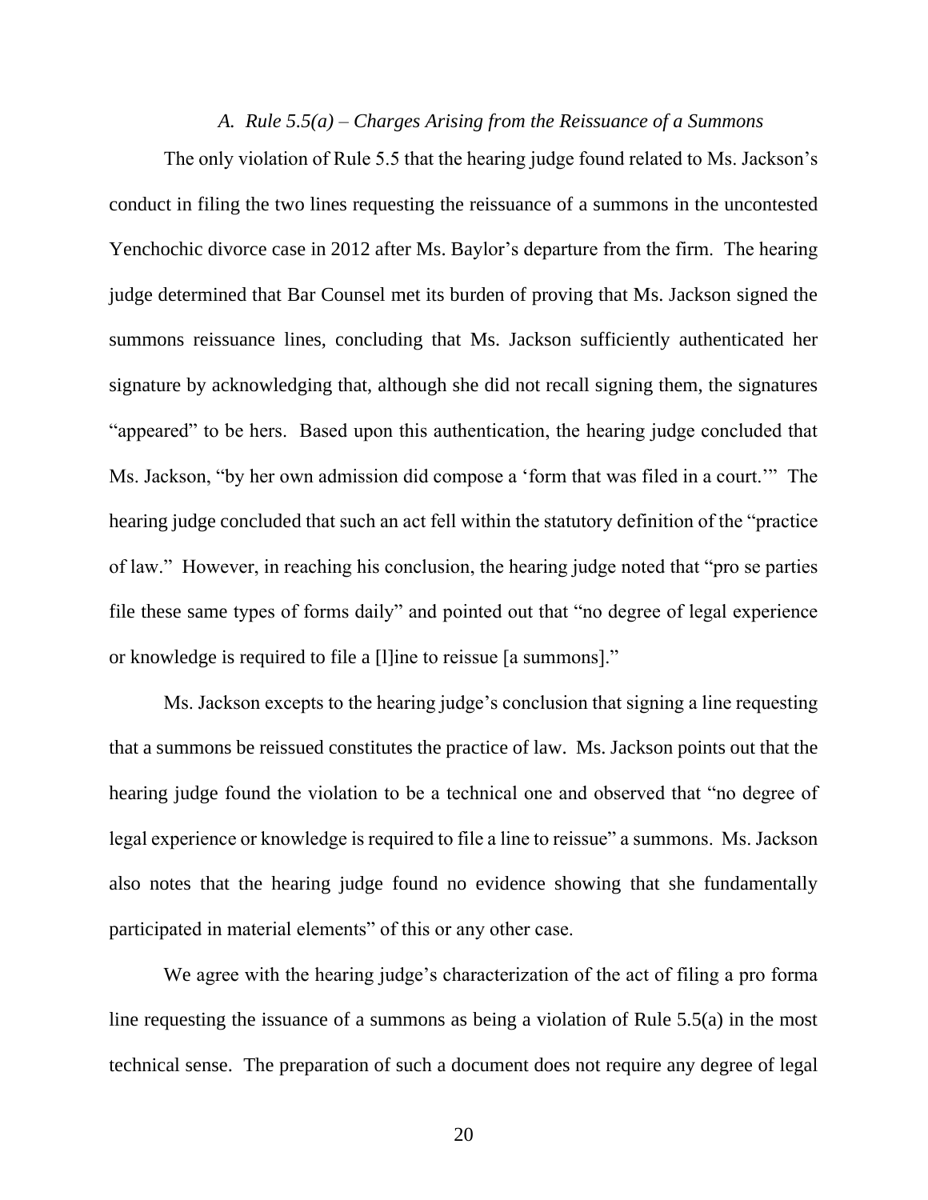### *A. Rule 5.5(a) – Charges Arising from the Reissuance of a Summons*

The only violation of Rule 5.5 that the hearing judge found related to Ms. Jackson's conduct in filing the two lines requesting the reissuance of a summons in the uncontested Yenchochic divorce case in 2012 after Ms. Baylor's departure from the firm. The hearing judge determined that Bar Counsel met its burden of proving that Ms. Jackson signed the summons reissuance lines, concluding that Ms. Jackson sufficiently authenticated her signature by acknowledging that, although she did not recall signing them, the signatures "appeared" to be hers. Based upon this authentication, the hearing judge concluded that Ms. Jackson, "by her own admission did compose a 'form that was filed in a court.'" The hearing judge concluded that such an act fell within the statutory definition of the "practice of law." However, in reaching his conclusion, the hearing judge noted that "pro se parties file these same types of forms daily" and pointed out that "no degree of legal experience or knowledge is required to file a [l]ine to reissue [a summons]."

Ms. Jackson excepts to the hearing judge's conclusion that signing a line requesting that a summons be reissued constitutes the practice of law. Ms. Jackson points out that the hearing judge found the violation to be a technical one and observed that "no degree of legal experience or knowledge is required to file a line to reissue" a summons. Ms. Jackson also notes that the hearing judge found no evidence showing that she fundamentally participated in material elements" of this or any other case.

We agree with the hearing judge's characterization of the act of filing a pro forma line requesting the issuance of a summons as being a violation of Rule 5.5(a) in the most technical sense. The preparation of such a document does not require any degree of legal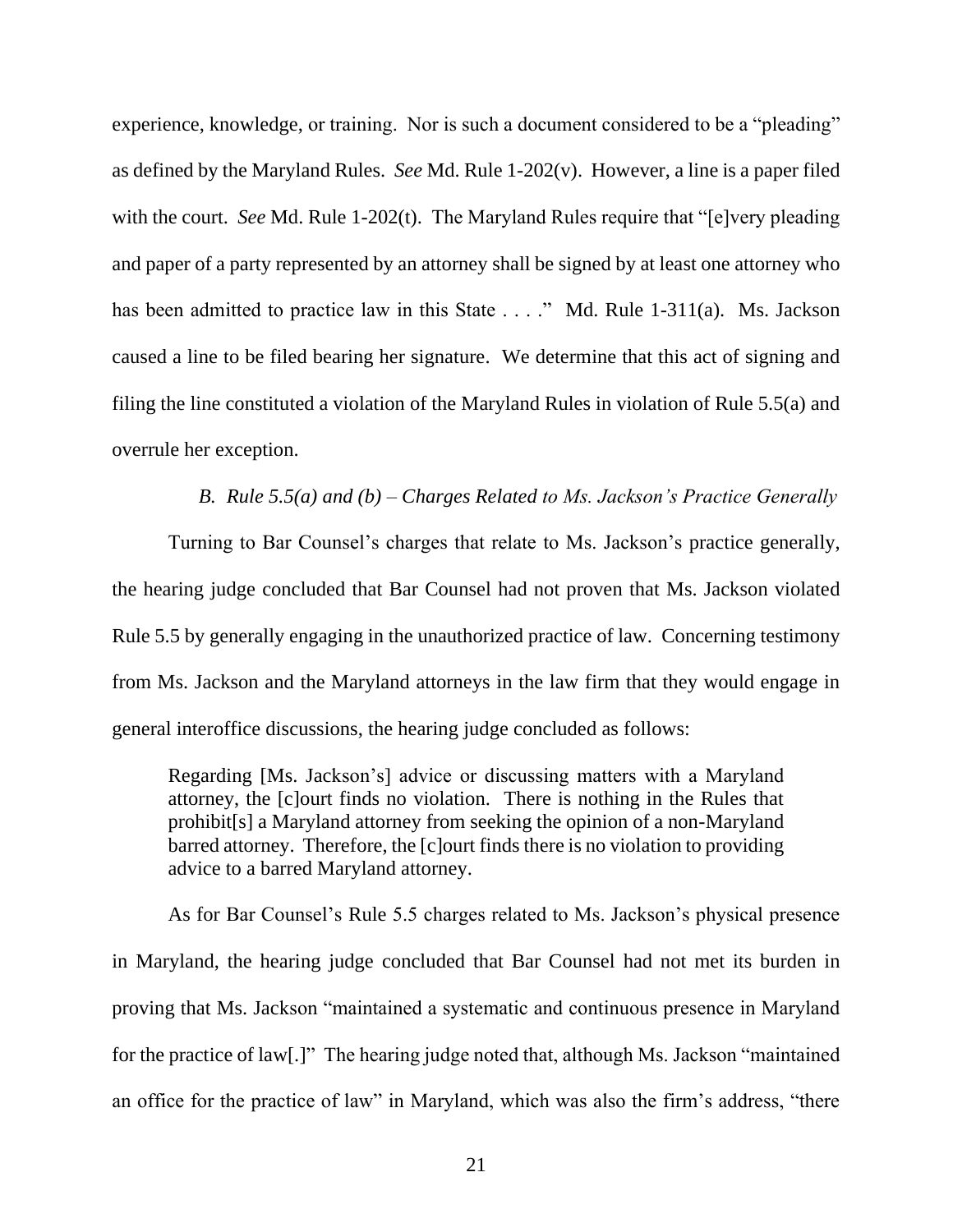experience, knowledge, or training. Nor is such a document considered to be a "pleading" as defined by the Maryland Rules. *See* Md. Rule 1-202(v). However, a line is a paper filed with the court. *See* Md. Rule 1-202(t). The Maryland Rules require that "[e]very pleading and paper of a party represented by an attorney shall be signed by at least one attorney who has been admitted to practice law in this State . . . ." Md. Rule 1-311(a). Ms. Jackson caused a line to be filed bearing her signature. We determine that this act of signing and filing the line constituted a violation of the Maryland Rules in violation of Rule 5.5(a) and overrule her exception.

*B. Rule 5.5(a) and (b) – Charges Related to Ms. Jackson's Practice Generally*

Turning to Bar Counsel's charges that relate to Ms. Jackson's practice generally, the hearing judge concluded that Bar Counsel had not proven that Ms. Jackson violated Rule 5.5 by generally engaging in the unauthorized practice of law. Concerning testimony from Ms. Jackson and the Maryland attorneys in the law firm that they would engage in general interoffice discussions, the hearing judge concluded as follows:

> Regarding [Ms. Jackson's] advice or discussing matters with a Maryland attorney, the [c]ourt finds no violation. There is nothing in the Rules that prohibit[s] a Maryland attorney from seeking the opinion of a non-Maryland barred attorney. Therefore, the [c]ourt finds there is no violation to providing advice to a barred Maryland attorney.

As for Bar Counsel's Rule 5.5 charges related to Ms. Jackson's physical presence in Maryland, the hearing judge concluded that Bar Counsel had not met its burden in proving that Ms. Jackson "maintained a systematic and continuous presence in Maryland for the practice of law[.]" The hearing judge noted that, although Ms. Jackson "maintained an office for the practice of law" in Maryland, which was also the firm's address, "there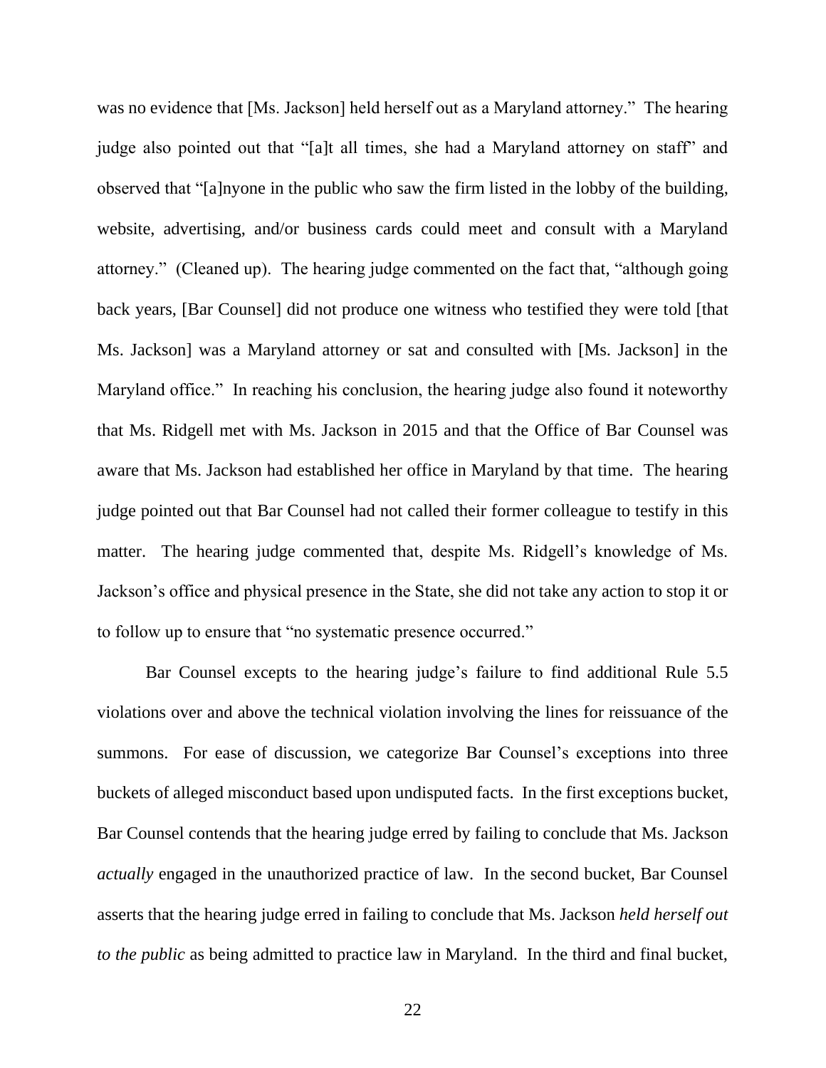was no evidence that [Ms. Jackson] held herself out as a Maryland attorney." The hearing judge also pointed out that "[a]t all times, she had a Maryland attorney on staff" and observed that "[a]nyone in the public who saw the firm listed in the lobby of the building, website, advertising, and/or business cards could meet and consult with a Maryland attorney." (Cleaned up). The hearing judge commented on the fact that, "although going back years, [Bar Counsel] did not produce one witness who testified they were told [that Ms. Jackson] was a Maryland attorney or sat and consulted with [Ms. Jackson] in the Maryland office." In reaching his conclusion, the hearing judge also found it noteworthy that Ms. Ridgell met with Ms. Jackson in 2015 and that the Office of Bar Counsel was aware that Ms. Jackson had established her office in Maryland by that time. The hearing judge pointed out that Bar Counsel had not called their former colleague to testify in this matter. The hearing judge commented that, despite Ms. Ridgell's knowledge of Ms. Jackson's office and physical presence in the State, she did not take any action to stop it or to follow up to ensure that "no systematic presence occurred."

Bar Counsel excepts to the hearing judge's failure to find additional Rule 5.5 violations over and above the technical violation involving the lines for reissuance of the summons. For ease of discussion, we categorize Bar Counsel's exceptions into three buckets of alleged misconduct based upon undisputed facts. In the first exceptions bucket, Bar Counsel contends that the hearing judge erred by failing to conclude that Ms. Jackson *actually* engaged in the unauthorized practice of law. In the second bucket, Bar Counsel asserts that the hearing judge erred in failing to conclude that Ms. Jackson *held herself out to the public* as being admitted to practice law in Maryland. In the third and final bucket,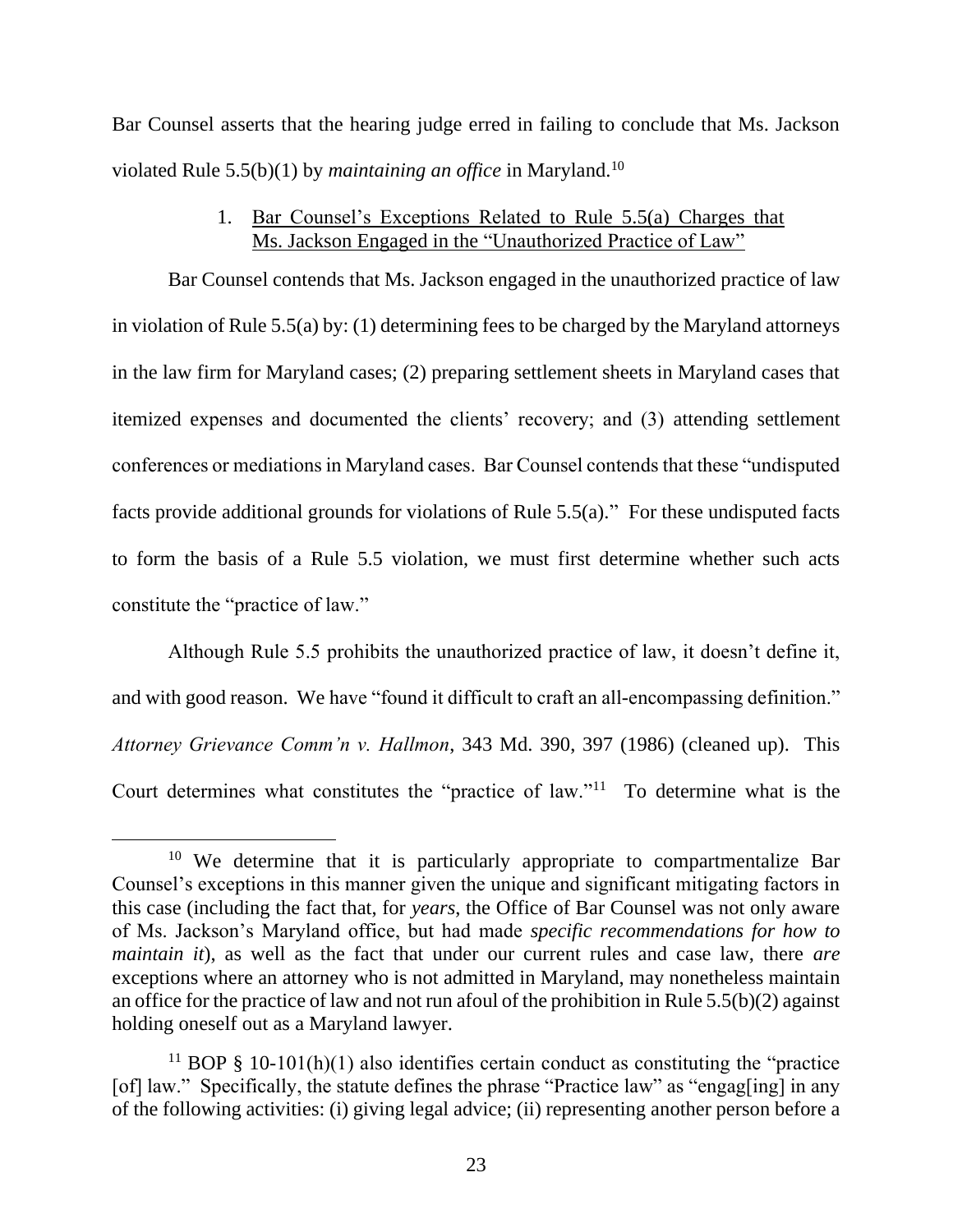Bar Counsel asserts that the hearing judge erred in failing to conclude that Ms. Jackson violated Rule 5.5(b)(1) by *maintaining an office* in Maryland.[10]

1. Bar Counsel's Exceptions Related to Rule 5.5(a) Charges that Ms. Jackson Engaged in the "Unauthorized Practice of Law"

Bar Counsel contends that Ms. Jackson engaged in the unauthorized practice of law in violation of Rule 5.5(a) by: (1) determining fees to be charged by the Maryland attorneys in the law firm for Maryland cases; (2) preparing settlement sheets in Maryland cases that itemized expenses and documented the clients' recovery; and (3) attending settlement conferences or mediations in Maryland cases. Bar Counsel contends that these "undisputed facts provide additional grounds for violations of Rule 5.5(a)." For these undisputed facts to form the basis of a Rule 5.5 violation, we must first determine whether such acts constitute the "practice of law."

Although Rule 5.5 prohibits the unauthorized practice of law, it doesn't define it, and with good reason. We have "found it difficult to craft an all-encompassing definition." *Attorney Grievance Comm'n v. Hallmon*, 343 Md. 390, 397 (1986) (cleaned up). This Court determines what constitutes the "practice of law."[11] To determine what is the

[10] We determine that it is particularly appropriate to compartmentalize Bar Counsel's exceptions in this manner given the unique and significant mitigating factors in this case (including the fact that, for *years*, the Office of Bar Counsel was not only aware of Ms. Jackson's Maryland office, but had made *specific recommendations for how to maintain it*), as well as the fact that under our current rules and case law, there *are* exceptions where an attorney who is not admitted in Maryland, may nonetheless maintain an office for the practice of law and not run afoul of the prohibition in Rule 5.5(b)(2) against holding oneself out as a Maryland lawyer.

[11] BOP § 10-101(h)(1) also identifies certain conduct as constituting the "practice [of] law." Specifically, the statute defines the phrase "Practice law" as "engag[ing] in any of the following activities: (i) giving legal advice; (ii) representing another person before a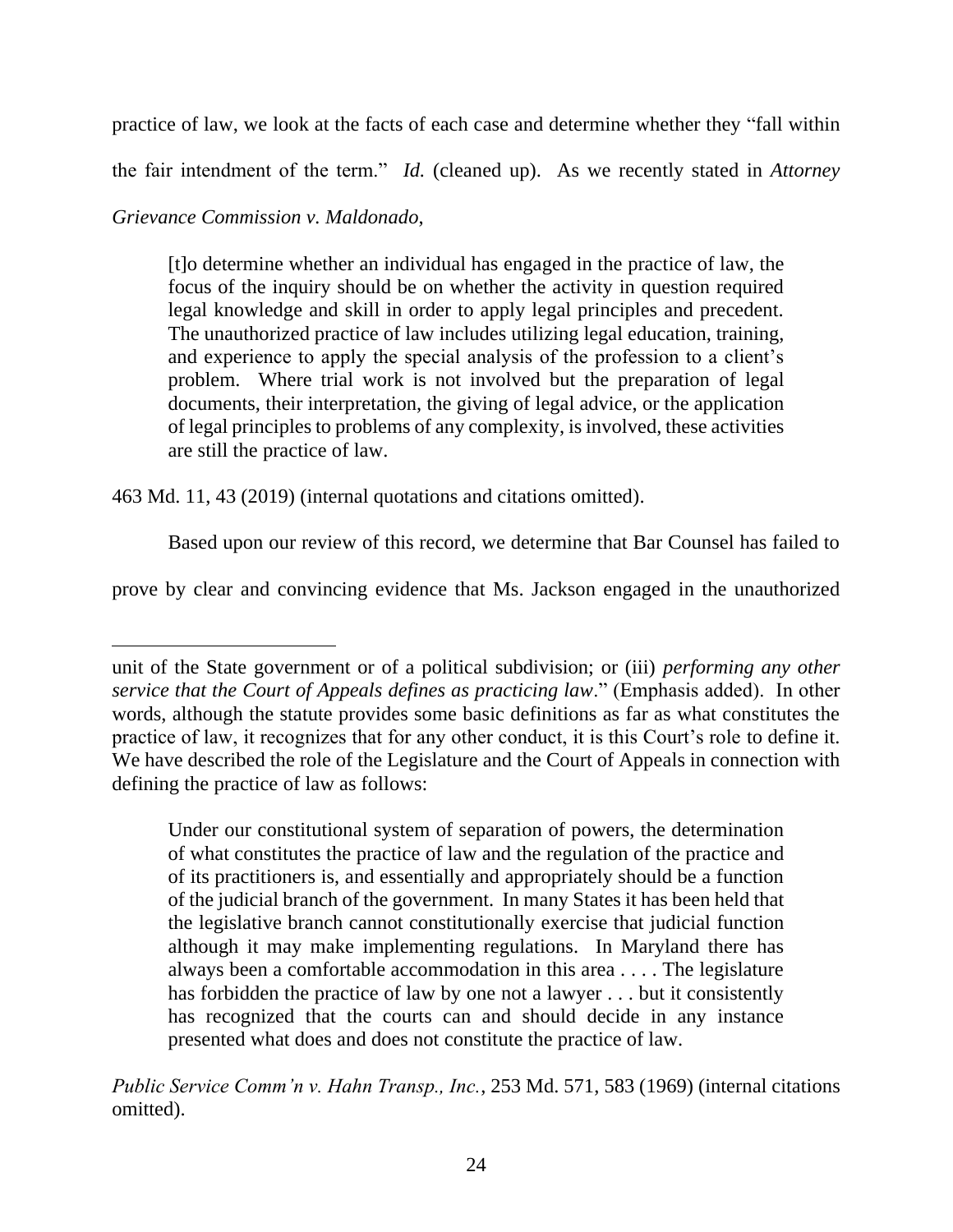practice of law, we look at the facts of each case and determine whether they "fall within the fair intendment of the term." *Id.* (cleaned up). As we recently stated in *Attorney Grievance Commission v. Maldonado*,

> [t]o determine whether an individual has engaged in the practice of law, the focus of the inquiry should be on whether the activity in question required legal knowledge and skill in order to apply legal principles and precedent. The unauthorized practice of law includes utilizing legal education, training, and experience to apply the special analysis of the profession to a client's problem. Where trial work is not involved but the preparation of legal documents, their interpretation, the giving of legal advice, or the application of legal principles to problems of any complexity, is involved, these activities are still the practice of law.

463 Md. 11, 43 (2019) (internal quotations and citations omitted).

Based upon our review of this record, we determine that Bar Counsel has failed to prove by clear and convincing evidence that Ms. Jackson engaged in the unauthorized

---

unit of the State government or of a political subdivision; or (iii) *performing any other service that the Court of Appeals defines as practicing law*." (Emphasis added). In other words, although the statute provides some basic definitions as far as what constitutes the practice of law, it recognizes that for any other conduct, it is this Court's role to define it. We have described the role of the Legislature and the Court of Appeals in connection with defining the practice of law as follows:

> Under our constitutional system of separation of powers, the determination of what constitutes the practice of law and the regulation of the practice and of its practitioners is, and essentially and appropriately should be a function of the judicial branch of the government. In many States it has been held that the legislative branch cannot constitutionally exercise that judicial function although it may make implementing regulations. In Maryland there has always been a comfortable accommodation in this area . . . . The legislature has forbidden the practice of law by one not a lawyer . . . but it consistently has recognized that the courts can and should decide in any instance presented what does and does not constitute the practice of law.

*Public Service Comm'n v. Hahn Transp., Inc.*, 253 Md. 571, 583 (1969) (internal citations omitted).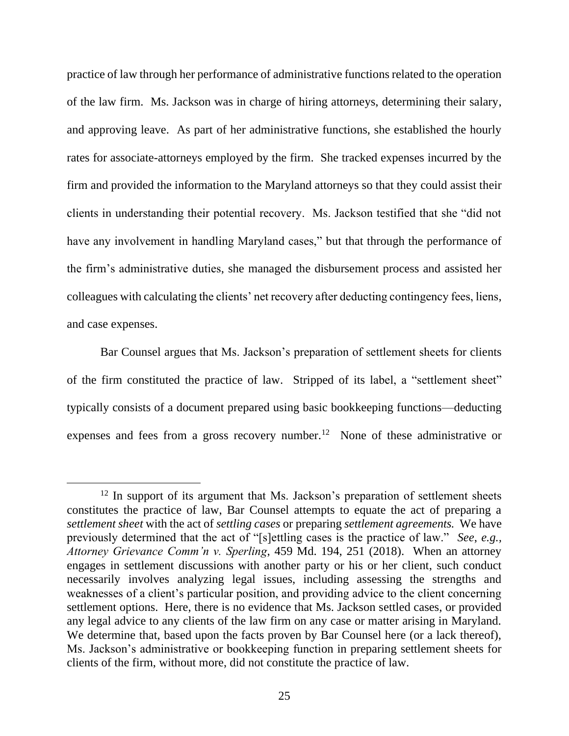practice of law through her performance of administrative functions related to the operation of the law firm. Ms. Jackson was in charge of hiring attorneys, determining their salary, and approving leave. As part of her administrative functions, she established the hourly rates for associate-attorneys employed by the firm. She tracked expenses incurred by the firm and provided the information to the Maryland attorneys so that they could assist their clients in understanding their potential recovery. Ms. Jackson testified that she "did not have any involvement in handling Maryland cases," but that through the performance of the firm's administrative duties, she managed the disbursement process and assisted her colleagues with calculating the clients' net recovery after deducting contingency fees, liens, and case expenses.

Bar Counsel argues that Ms. Jackson's preparation of settlement sheets for clients of the firm constituted the practice of law. Stripped of its label, a "settlement sheet" typically consists of a document prepared using basic bookkeeping functions—deducting expenses and fees from a gross recovery number.[12] None of these administrative or

---

[12] In support of its argument that Ms. Jackson's preparation of settlement sheets constitutes the practice of law, Bar Counsel attempts to equate the act of preparing a *settlement sheet* with the act of *settling cases* or preparing *settlement agreements.* We have previously determined that the act of "[s]ettling cases is the practice of law." *See*, *e.g.*, *Attorney Grievance Comm'n v. Sperling*, 459 Md. 194, 251 (2018). When an attorney engages in settlement discussions with another party or his or her client, such conduct necessarily involves analyzing legal issues, including assessing the strengths and weaknesses of a client's particular position, and providing advice to the client concerning settlement options. Here, there is no evidence that Ms. Jackson settled cases, or provided any legal advice to any clients of the law firm on any case or matter arising in Maryland. We determine that, based upon the facts proven by Bar Counsel here (or a lack thereof), Ms. Jackson's administrative or bookkeeping function in preparing settlement sheets for clients of the firm, without more, did not constitute the practice of law.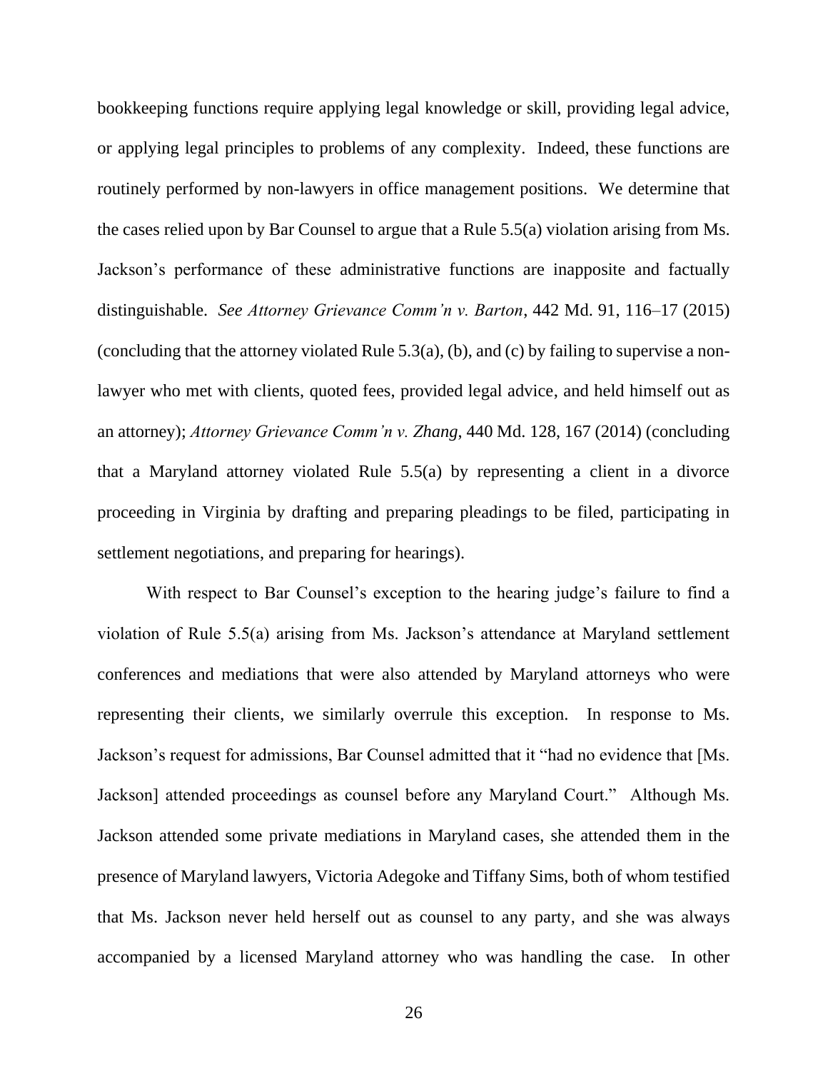bookkeeping functions require applying legal knowledge or skill, providing legal advice, or applying legal principles to problems of any complexity. Indeed, these functions are routinely performed by non-lawyers in office management positions. We determine that the cases relied upon by Bar Counsel to argue that a Rule 5.5(a) violation arising from Ms. Jackson's performance of these administrative functions are inapposite and factually distinguishable. *See Attorney Grievance Comm'n v. Barton*, 442 Md. 91, 116–17 (2015) (concluding that the attorney violated Rule 5.3(a), (b), and (c) by failing to supervise a non-lawyer who met with clients, quoted fees, provided legal advice, and held himself out as an attorney); *Attorney Grievance Comm'n v. Zhang*, 440 Md. 128, 167 (2014) (concluding that a Maryland attorney violated Rule 5.5(a) by representing a client in a divorce proceeding in Virginia by drafting and preparing pleadings to be filed, participating in settlement negotiations, and preparing for hearings).

With respect to Bar Counsel's exception to the hearing judge's failure to find a violation of Rule 5.5(a) arising from Ms. Jackson's attendance at Maryland settlement conferences and mediations that were also attended by Maryland attorneys who were representing their clients, we similarly overrule this exception. In response to Ms. Jackson's request for admissions, Bar Counsel admitted that it "had no evidence that [Ms. Jackson] attended proceedings as counsel before any Maryland Court." Although Ms. Jackson attended some private mediations in Maryland cases, she attended them in the presence of Maryland lawyers, Victoria Adegoke and Tiffany Sims, both of whom testified that Ms. Jackson never held herself out as counsel to any party, and she was always accompanied by a licensed Maryland attorney who was handling the case. In other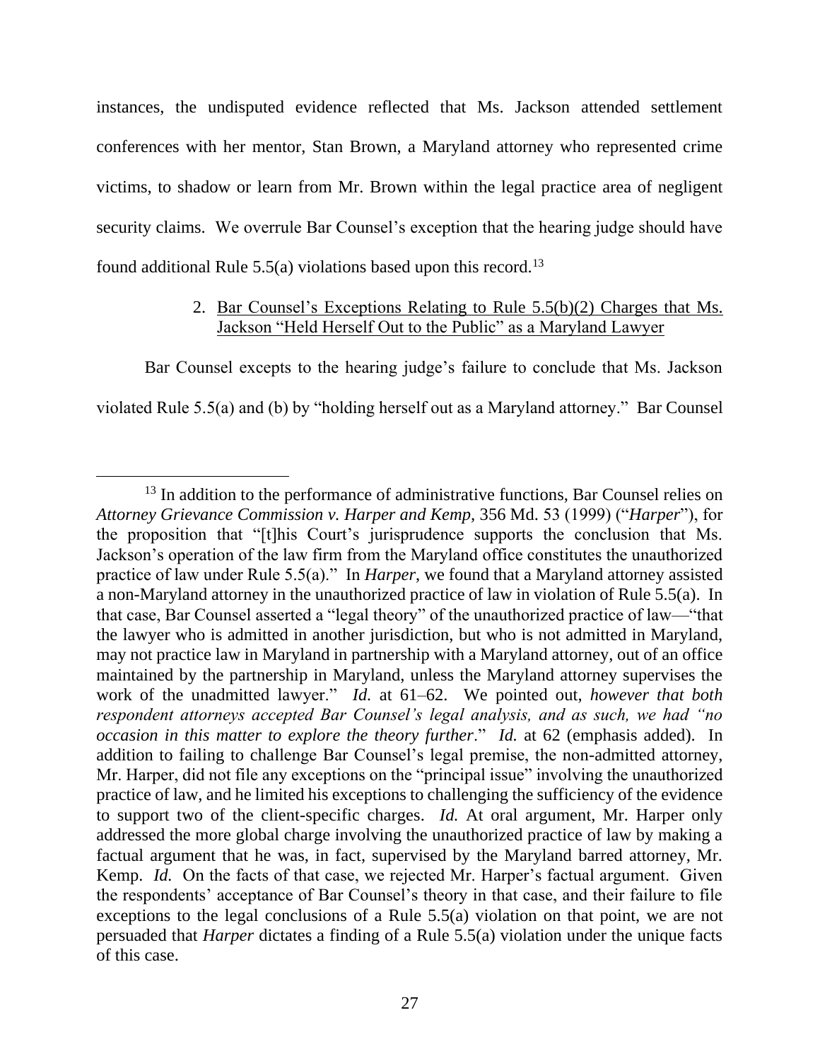instances, the undisputed evidence reflected that Ms. Jackson attended settlement conferences with her mentor, Stan Brown, a Maryland attorney who represented crime victims, to shadow or learn from Mr. Brown within the legal practice area of negligent security claims. We overrule Bar Counsel's exception that the hearing judge should have found additional Rule 5.5(a) violations based upon this record.[13]

### 2. Bar Counsel's Exceptions Relating to Rule 5.5(b)(2) Charges that Ms. Jackson "Held Herself Out to the Public" as a Maryland Lawyer

Bar Counsel excepts to the hearing judge's failure to conclude that Ms. Jackson violated Rule 5.5(a) and (b) by "holding herself out as a Maryland attorney." Bar Counsel

---

[13] In addition to the performance of administrative functions, Bar Counsel relies on *Attorney Grievance Commission v. Harper and Kemp*, 356 Md. 53 (1999) ("*Harper*"), for the proposition that "[t]his Court's jurisprudence supports the conclusion that Ms. Jackson's operation of the law firm from the Maryland office constitutes the unauthorized practice of law under Rule 5.5(a)." In *Harper*, we found that a Maryland attorney assisted a non-Maryland attorney in the unauthorized practice of law in violation of Rule 5.5(a). In that case, Bar Counsel asserted a "legal theory" of the unauthorized practice of law—"that the lawyer who is admitted in another jurisdiction, but who is not admitted in Maryland, may not practice law in Maryland in partnership with a Maryland attorney, out of an office maintained by the partnership in Maryland, unless the Maryland attorney supervises the work of the unadmitted lawyer." *Id.* at 61–62. We pointed out, *however that both respondent attorneys accepted Bar Counsel's legal analysis, and as such, we had "no occasion in this matter to explore the theory further*." *Id.* at 62 (emphasis added). In addition to failing to challenge Bar Counsel's legal premise, the non-admitted attorney, Mr. Harper, did not file any exceptions on the "principal issue" involving the unauthorized practice of law, and he limited his exceptions to challenging the sufficiency of the evidence to support two of the client-specific charges. *Id.* At oral argument, Mr. Harper only addressed the more global charge involving the unauthorized practice of law by making a factual argument that he was, in fact, supervised by the Maryland barred attorney, Mr. Kemp. *Id.* On the facts of that case, we rejected Mr. Harper's factual argument. Given the respondents' acceptance of Bar Counsel's theory in that case, and their failure to file exceptions to the legal conclusions of a Rule 5.5(a) violation on that point, we are not persuaded that *Harper* dictates a finding of a Rule 5.5(a) violation under the unique facts of this case.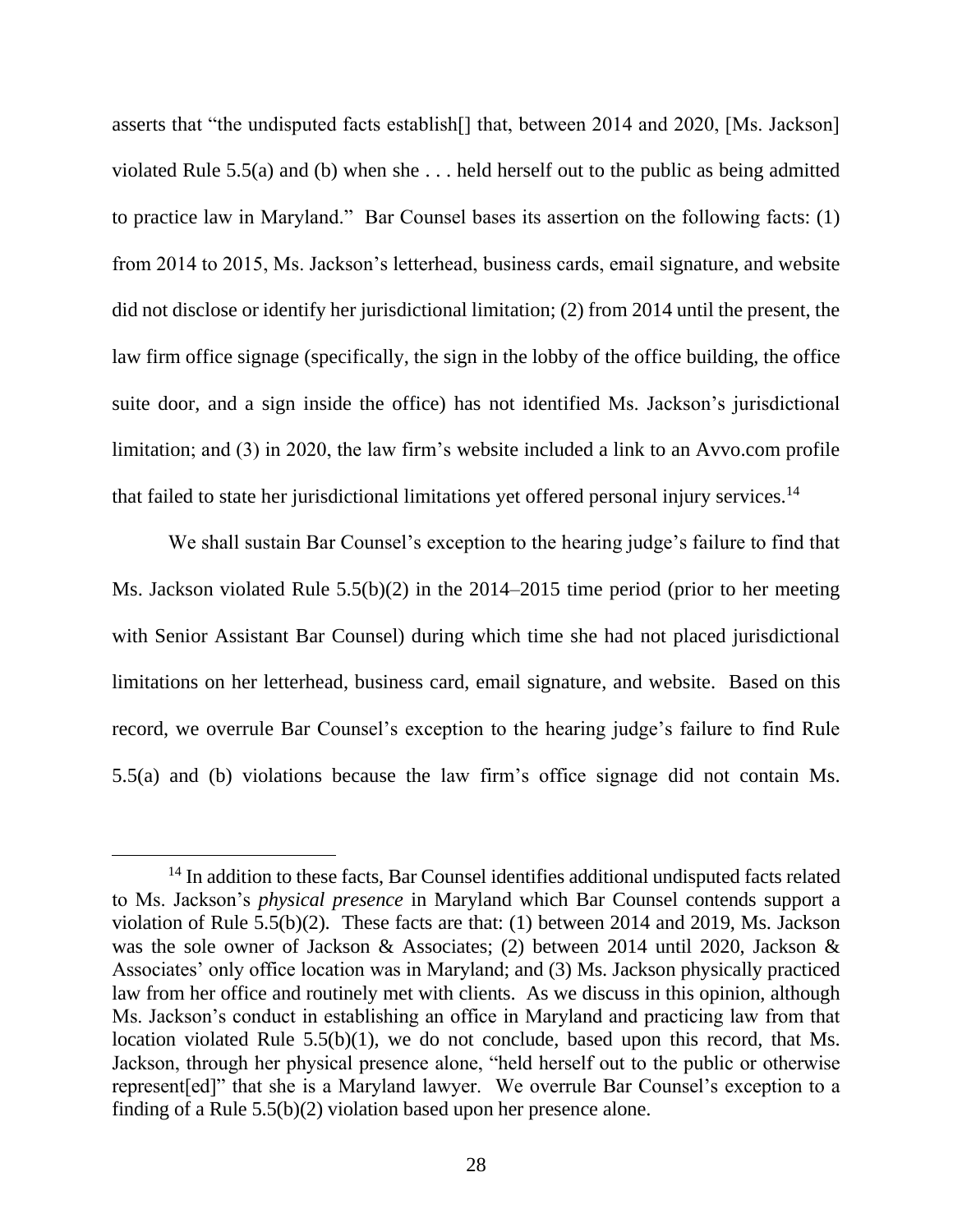asserts that "the undisputed facts establish[] that, between 2014 and 2020, [Ms. Jackson] violated Rule 5.5(a) and (b) when she . . . held herself out to the public as being admitted to practice law in Maryland." Bar Counsel bases its assertion on the following facts: (1) from 2014 to 2015, Ms. Jackson's letterhead, business cards, email signature, and website did not disclose or identify her jurisdictional limitation; (2) from 2014 until the present, the law firm office signage (specifically, the sign in the lobby of the office building, the office suite door, and a sign inside the office) has not identified Ms. Jackson's jurisdictional limitation; and (3) in 2020, the law firm's website included a link to an Avvo.com profile that failed to state her jurisdictional limitations yet offered personal injury services.[14]

We shall sustain Bar Counsel's exception to the hearing judge's failure to find that Ms. Jackson violated Rule 5.5(b)(2) in the 2014–2015 time period (prior to her meeting with Senior Assistant Bar Counsel) during which time she had not placed jurisdictional limitations on her letterhead, business card, email signature, and website. Based on this record, we overrule Bar Counsel's exception to the hearing judge's failure to find Rule 5.5(a) and (b) violations because the law firm's office signage did not contain Ms.

[14] In addition to these facts, Bar Counsel identifies additional undisputed facts related to Ms. Jackson's *physical presence* in Maryland which Bar Counsel contends support a violation of Rule 5.5(b)(2). These facts are that: (1) between 2014 and 2019, Ms. Jackson was the sole owner of Jackson & Associates; (2) between 2014 until 2020, Jackson & Associates' only office location was in Maryland; and (3) Ms. Jackson physically practiced law from her office and routinely met with clients. As we discuss in this opinion, although Ms. Jackson's conduct in establishing an office in Maryland and practicing law from that location violated Rule 5.5(b)(1), we do not conclude, based upon this record, that Ms. Jackson, through her physical presence alone, "held herself out to the public or otherwise represent[ed]" that she is a Maryland lawyer. We overrule Bar Counsel's exception to a finding of a Rule 5.5(b)(2) violation based upon her presence alone.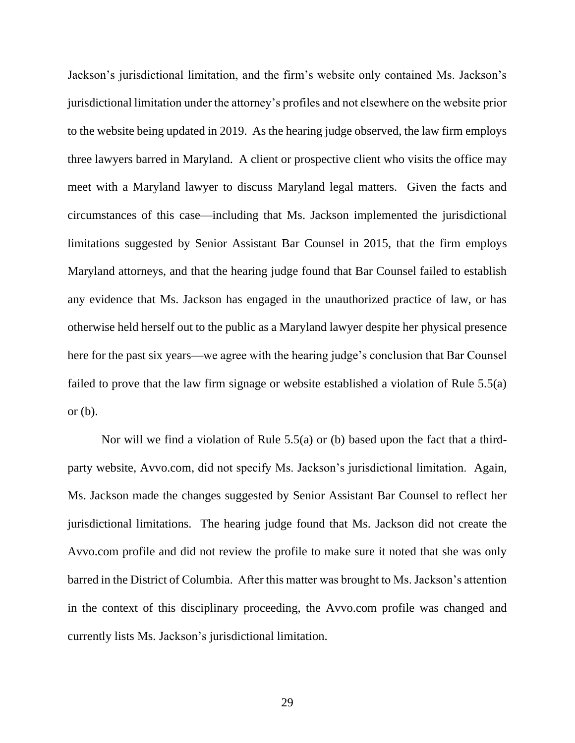Jackson's jurisdictional limitation, and the firm's website only contained Ms. Jackson's jurisdictional limitation under the attorney's profiles and not elsewhere on the website prior to the website being updated in 2019. As the hearing judge observed, the law firm employs three lawyers barred in Maryland. A client or prospective client who visits the office may meet with a Maryland lawyer to discuss Maryland legal matters. Given the facts and circumstances of this case—including that Ms. Jackson implemented the jurisdictional limitations suggested by Senior Assistant Bar Counsel in 2015, that the firm employs Maryland attorneys, and that the hearing judge found that Bar Counsel failed to establish any evidence that Ms. Jackson has engaged in the unauthorized practice of law, or has otherwise held herself out to the public as a Maryland lawyer despite her physical presence here for the past six years—we agree with the hearing judge's conclusion that Bar Counsel failed to prove that the law firm signage or website established a violation of Rule 5.5(a) or (b).

Nor will we find a violation of Rule 5.5(a) or (b) based upon the fact that a third-party website, Avvo.com, did not specify Ms. Jackson's jurisdictional limitation. Again, Ms. Jackson made the changes suggested by Senior Assistant Bar Counsel to reflect her jurisdictional limitations. The hearing judge found that Ms. Jackson did not create the Avvo.com profile and did not review the profile to make sure it noted that she was only barred in the District of Columbia. After this matter was brought to Ms. Jackson's attention in the context of this disciplinary proceeding, the Avvo.com profile was changed and currently lists Ms. Jackson's jurisdictional limitation.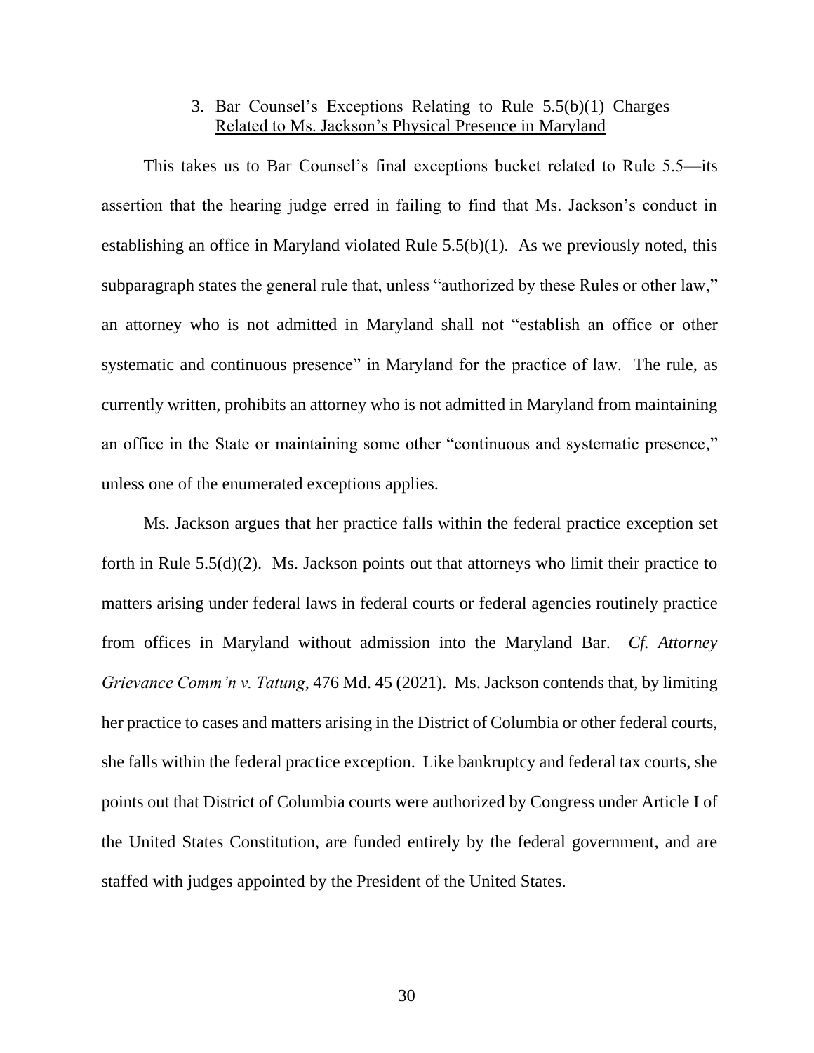### 3. Bar Counsel's Exceptions Relating to Rule 5.5(b)(1) Charges Related to Ms. Jackson's Physical Presence in Maryland

This takes us to Bar Counsel's final exceptions bucket related to Rule 5.5—its assertion that the hearing judge erred in failing to find that Ms. Jackson's conduct in establishing an office in Maryland violated Rule 5.5(b)(1). As we previously noted, this subparagraph states the general rule that, unless "authorized by these Rules or other law," an attorney who is not admitted in Maryland shall not "establish an office or other systematic and continuous presence" in Maryland for the practice of law. The rule, as currently written, prohibits an attorney who is not admitted in Maryland from maintaining an office in the State or maintaining some other "continuous and systematic presence," unless one of the enumerated exceptions applies.

Ms. Jackson argues that her practice falls within the federal practice exception set forth in Rule 5.5(d)(2). Ms. Jackson points out that attorneys who limit their practice to matters arising under federal laws in federal courts or federal agencies routinely practice from offices in Maryland without admission into the Maryland Bar. *Cf. Attorney Grievance Comm'n v. Tatung*, 476 Md. 45 (2021). Ms. Jackson contends that, by limiting her practice to cases and matters arising in the District of Columbia or other federal courts, she falls within the federal practice exception. Like bankruptcy and federal tax courts, she points out that District of Columbia courts were authorized by Congress under Article I of the United States Constitution, are funded entirely by the federal government, and are staffed with judges appointed by the President of the United States.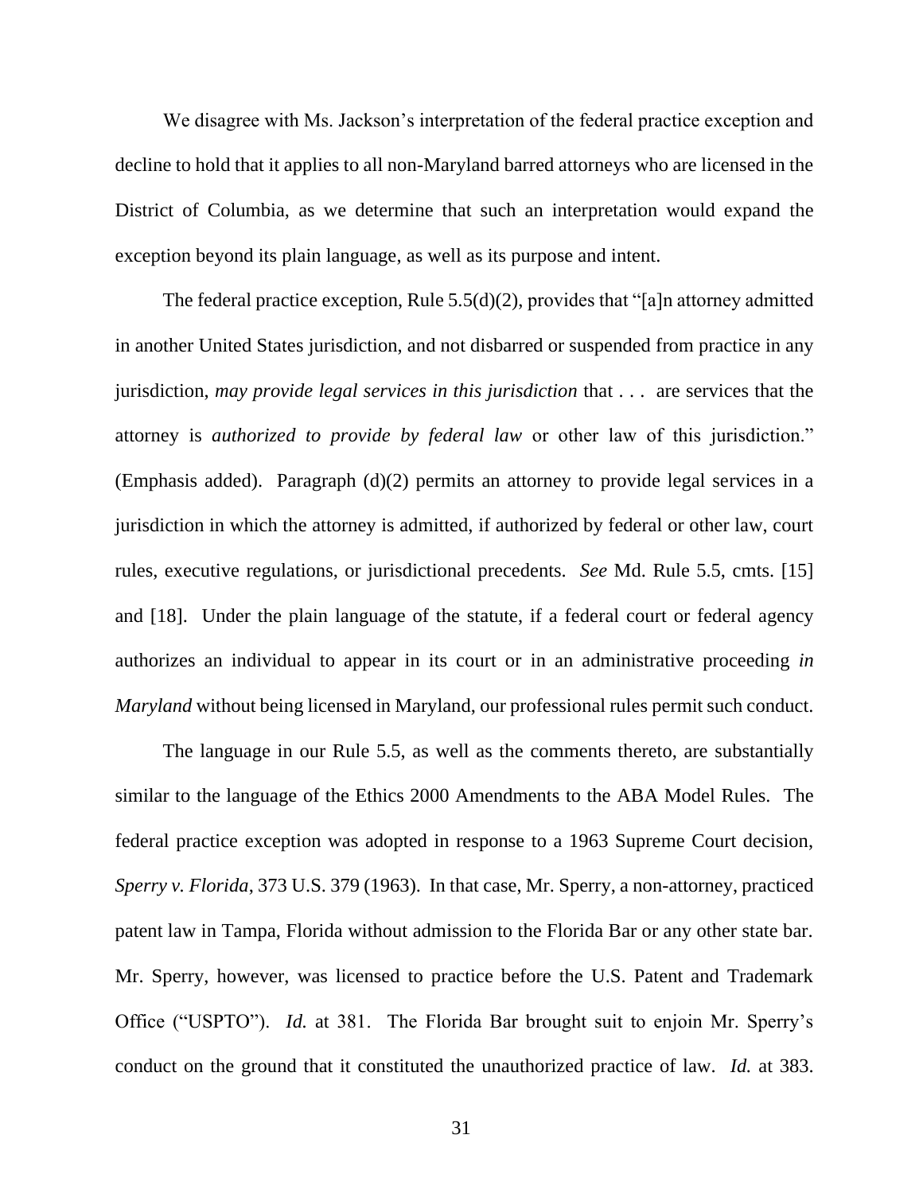We disagree with Ms. Jackson's interpretation of the federal practice exception and decline to hold that it applies to all non-Maryland barred attorneys who are licensed in the District of Columbia, as we determine that such an interpretation would expand the exception beyond its plain language, as well as its purpose and intent.

The federal practice exception, Rule 5.5(d)(2), provides that "[a]n attorney admitted in another United States jurisdiction, and not disbarred or suspended from practice in any jurisdiction, *may provide legal services in this jurisdiction* that . . . are services that the attorney is *authorized to provide by federal law* or other law of this jurisdiction." (Emphasis added). Paragraph (d)(2) permits an attorney to provide legal services in a jurisdiction in which the attorney is admitted, if authorized by federal or other law, court rules, executive regulations, or jurisdictional precedents. *See* Md. Rule 5.5, cmts. [15] and [18]. Under the plain language of the statute, if a federal court or federal agency authorizes an individual to appear in its court or in an administrative proceeding *in Maryland* without being licensed in Maryland, our professional rules permit such conduct.

The language in our Rule 5.5, as well as the comments thereto, are substantially similar to the language of the Ethics 2000 Amendments to the ABA Model Rules. The federal practice exception was adopted in response to a 1963 Supreme Court decision, *Sperry v. Florida*, 373 U.S. 379 (1963). In that case, Mr. Sperry, a non-attorney, practiced patent law in Tampa, Florida without admission to the Florida Bar or any other state bar. Mr. Sperry, however, was licensed to practice before the U.S. Patent and Trademark Office ("USPTO"). *Id.* at 381. The Florida Bar brought suit to enjoin Mr. Sperry's conduct on the ground that it constituted the unauthorized practice of law. *Id.* at 383.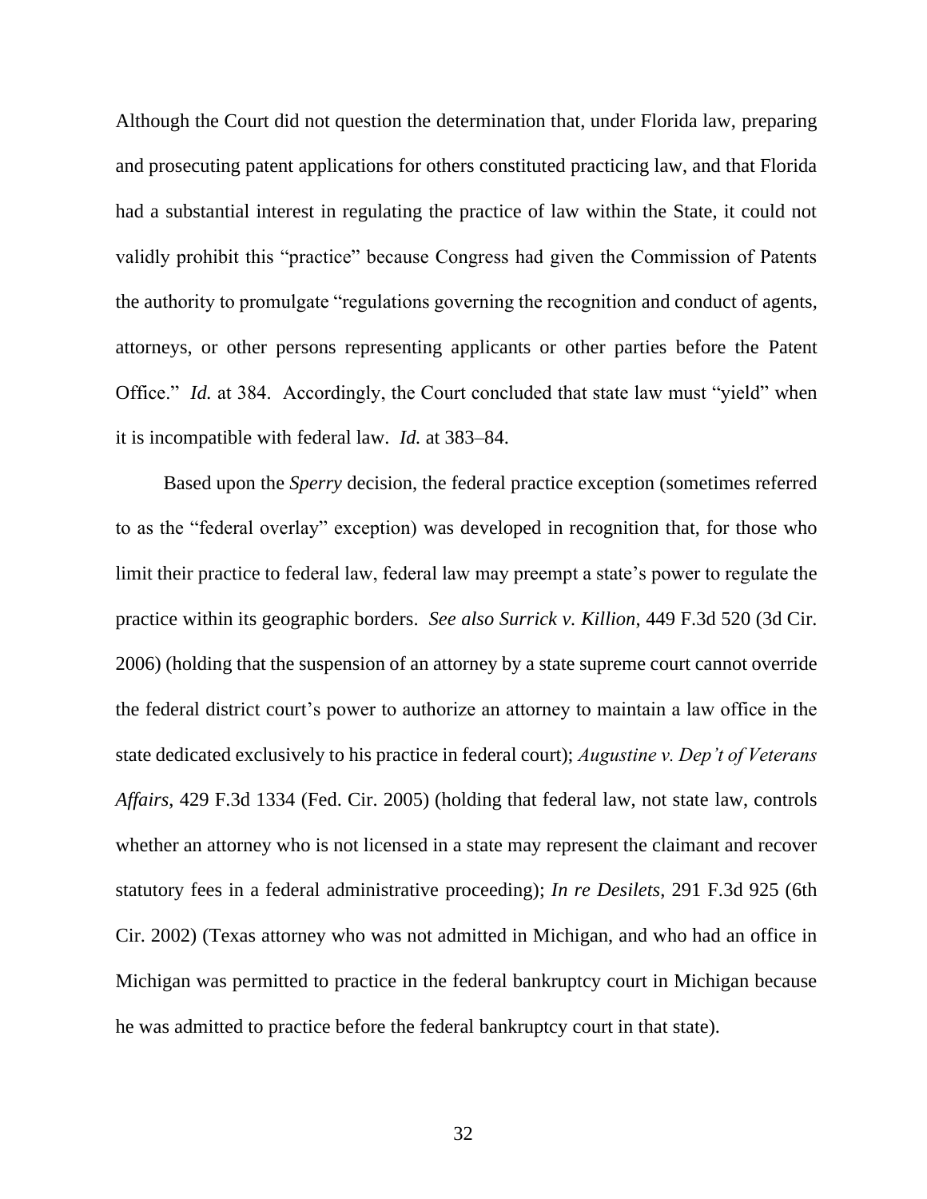Although the Court did not question the determination that, under Florida law, preparing and prosecuting patent applications for others constituted practicing law, and that Florida had a substantial interest in regulating the practice of law within the State, it could not validly prohibit this "practice" because Congress had given the Commission of Patents the authority to promulgate "regulations governing the recognition and conduct of agents, attorneys, or other persons representing applicants or other parties before the Patent Office." *Id.* at 384. Accordingly, the Court concluded that state law must "yield" when it is incompatible with federal law. *Id.* at 383–84.

Based upon the *Sperry* decision, the federal practice exception (sometimes referred to as the "federal overlay" exception) was developed in recognition that, for those who limit their practice to federal law, federal law may preempt a state's power to regulate the practice within its geographic borders. *See also Surrick v. Killion*, 449 F.3d 520 (3d Cir. 2006) (holding that the suspension of an attorney by a state supreme court cannot override the federal district court's power to authorize an attorney to maintain a law office in the state dedicated exclusively to his practice in federal court); *Augustine v. Dep't of Veterans Affairs*, 429 F.3d 1334 (Fed. Cir. 2005) (holding that federal law, not state law, controls whether an attorney who is not licensed in a state may represent the claimant and recover statutory fees in a federal administrative proceeding); *In re Desilets*, 291 F.3d 925 (6th Cir. 2002) (Texas attorney who was not admitted in Michigan, and who had an office in Michigan was permitted to practice in the federal bankruptcy court in Michigan because he was admitted to practice before the federal bankruptcy court in that state).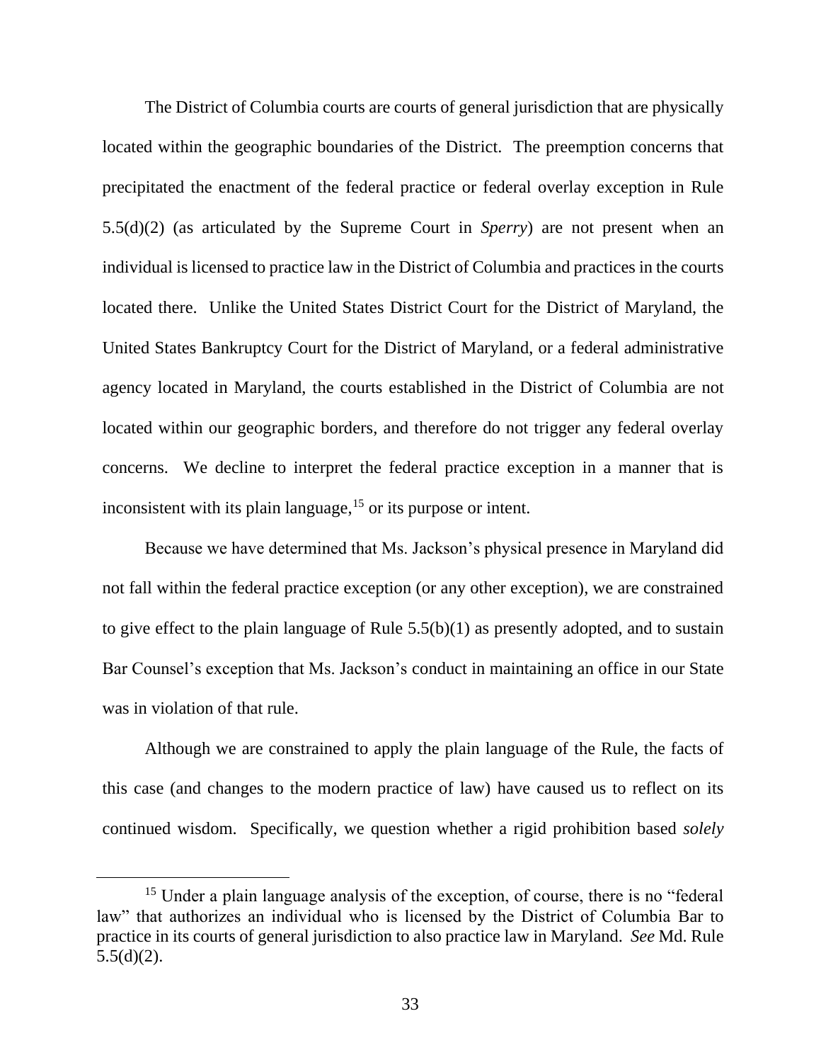The District of Columbia courts are courts of general jurisdiction that are physically located within the geographic boundaries of the District. The preemption concerns that precipitated the enactment of the federal practice or federal overlay exception in Rule 5.5(d)(2) (as articulated by the Supreme Court in *Sperry*) are not present when an individual is licensed to practice law in the District of Columbia and practices in the courts located there. Unlike the United States District Court for the District of Maryland, the United States Bankruptcy Court for the District of Maryland, or a federal administrative agency located in Maryland, the courts established in the District of Columbia are not located within our geographic borders, and therefore do not trigger any federal overlay concerns. We decline to interpret the federal practice exception in a manner that is inconsistent with its plain language,[15] or its purpose or intent.

Because we have determined that Ms. Jackson's physical presence in Maryland did not fall within the federal practice exception (or any other exception), we are constrained to give effect to the plain language of Rule 5.5(b)(1) as presently adopted, and to sustain Bar Counsel's exception that Ms. Jackson's conduct in maintaining an office in our State was in violation of that rule.

Although we are constrained to apply the plain language of the Rule, the facts of this case (and changes to the modern practice of law) have caused us to reflect on its continued wisdom. Specifically, we question whether a rigid prohibition based *solely*

---

[15] Under a plain language analysis of the exception, of course, there is no "federal law" that authorizes an individual who is licensed by the District of Columbia Bar to practice in its courts of general jurisdiction to also practice law in Maryland. *See* Md. Rule 5.5(d)(2).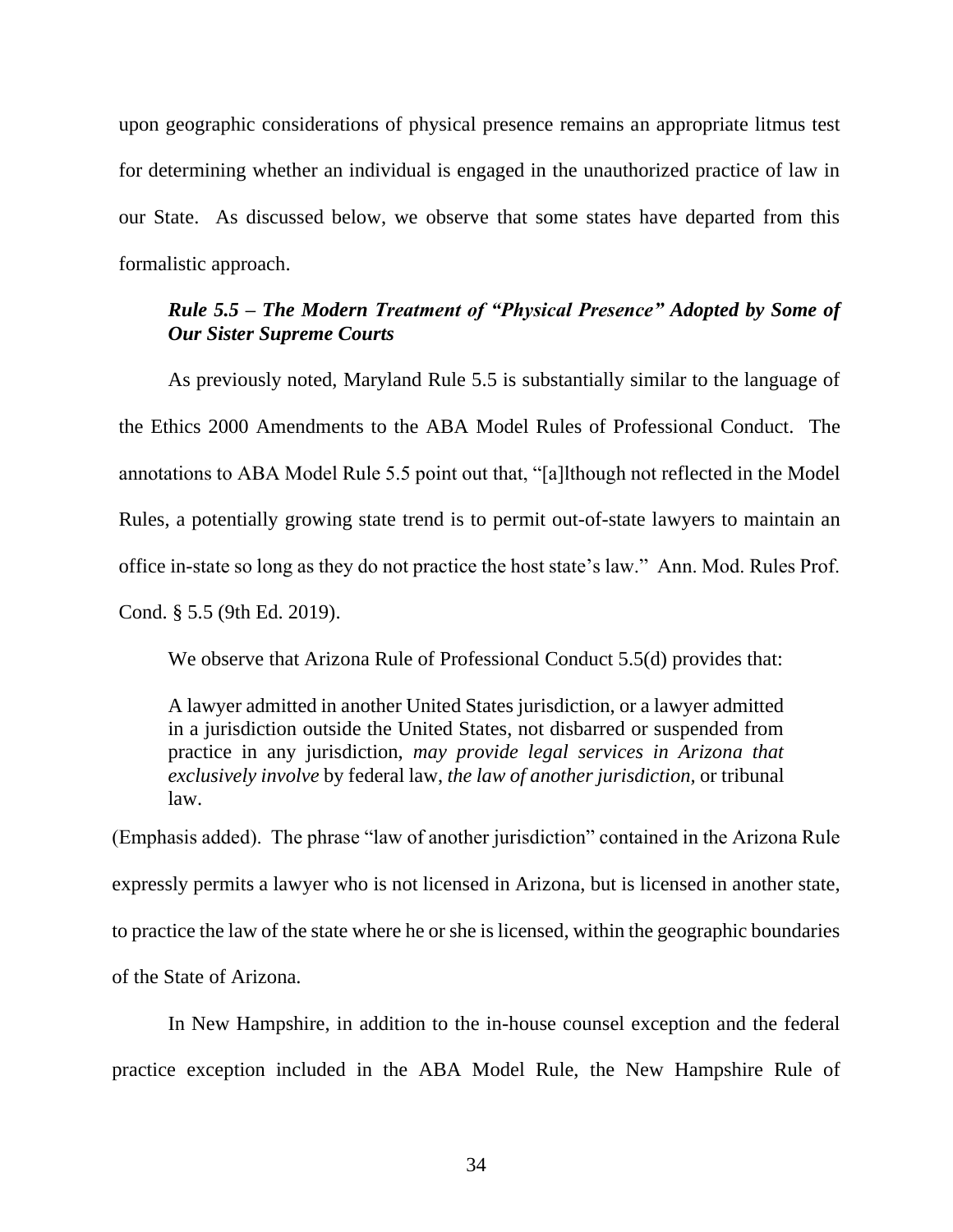upon geographic considerations of physical presence remains an appropriate litmus test for determining whether an individual is engaged in the unauthorized practice of law in our State. As discussed below, we observe that some states have departed from this formalistic approach.

***Rule 5.5 – The Modern Treatment of "Physical Presence" Adopted by Some of Our Sister Supreme Courts***

As previously noted, Maryland Rule 5.5 is substantially similar to the language of the Ethics 2000 Amendments to the ABA Model Rules of Professional Conduct. The annotations to ABA Model Rule 5.5 point out that, "[a]lthough not reflected in the Model Rules, a potentially growing state trend is to permit out-of-state lawyers to maintain an office in-state so long as they do not practice the host state's law." Ann. Mod. Rules Prof. Cond. § 5.5 (9th Ed. 2019).

We observe that Arizona Rule of Professional Conduct 5.5(d) provides that:

> A lawyer admitted in another United States jurisdiction, or a lawyer admitted in a jurisdiction outside the United States, not disbarred or suspended from practice in any jurisdiction, *may provide legal services in Arizona that exclusively involve* by federal law, *the law of another jurisdiction,* or tribunal law.

(Emphasis added). The phrase "law of another jurisdiction" contained in the Arizona Rule expressly permits a lawyer who is not licensed in Arizona, but is licensed in another state, to practice the law of the state where he or she is licensed, within the geographic boundaries of the State of Arizona.

In New Hampshire, in addition to the in-house counsel exception and the federal practice exception included in the ABA Model Rule, the New Hampshire Rule of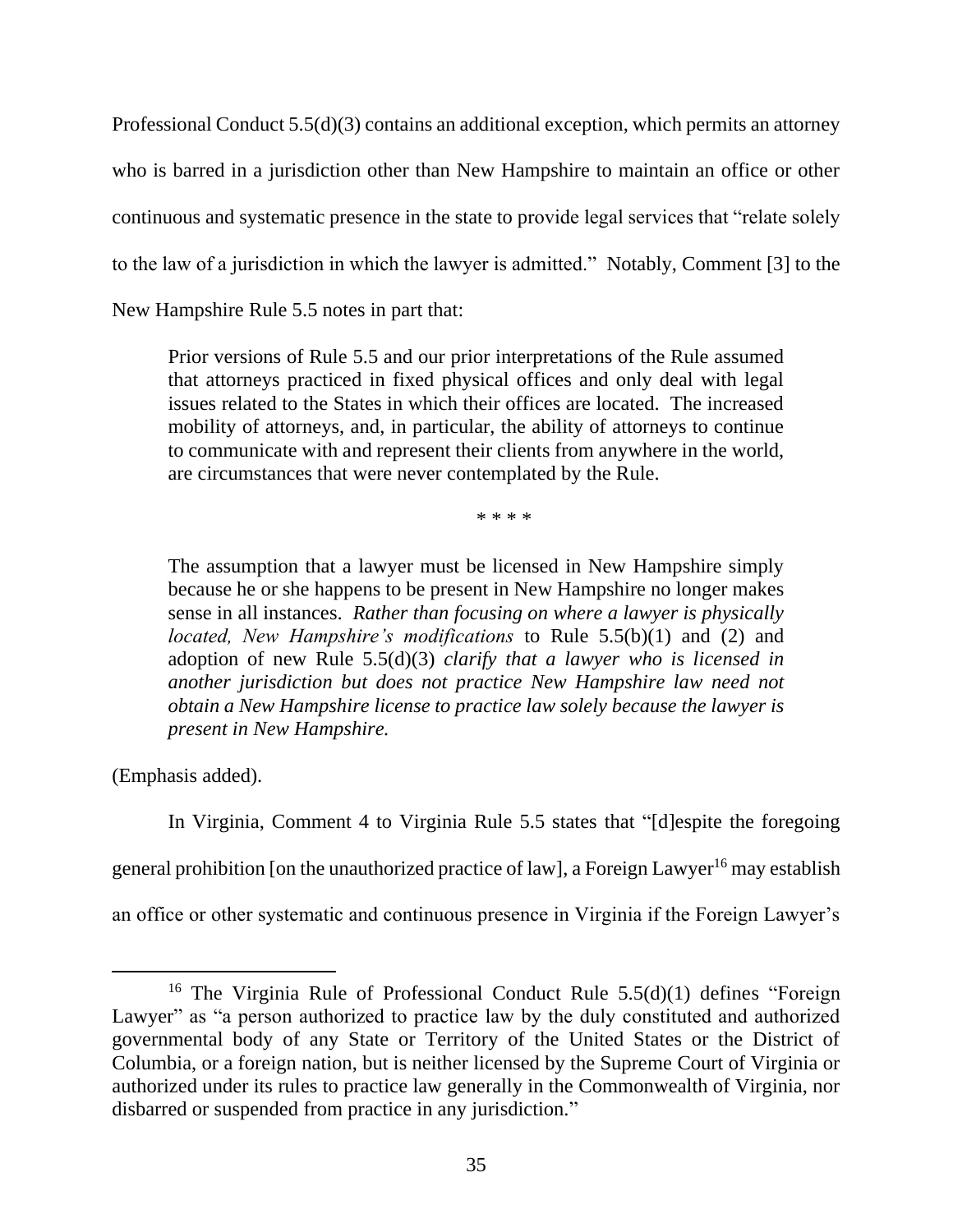Professional Conduct 5.5(d)(3) contains an additional exception, which permits an attorney who is barred in a jurisdiction other than New Hampshire to maintain an office or other continuous and systematic presence in the state to provide legal services that "relate solely to the law of a jurisdiction in which the lawyer is admitted." Notably, Comment [3] to the New Hampshire Rule 5.5 notes in part that:

> Prior versions of Rule 5.5 and our prior interpretations of the Rule assumed that attorneys practiced in fixed physical offices and only deal with legal issues related to the States in which their offices are located. The increased mobility of attorneys, and, in particular, the ability of attorneys to continue to communicate with and represent their clients from anywhere in the world, are circumstances that were never contemplated by the Rule.
>
> \* \* \* \*
>
> The assumption that a lawyer must be licensed in New Hampshire simply because he or she happens to be present in New Hampshire no longer makes sense in all instances. *Rather than focusing on where a lawyer is physically located, New Hampshire's modifications* to Rule 5.5(b)(1) and (2) and adoption of new Rule 5.5(d)(3) *clarify that a lawyer who is licensed in another jurisdiction but does not practice New Hampshire law need not obtain a New Hampshire license to practice law solely because the lawyer is present in New Hampshire.*

(Emphasis added).

In Virginia, Comment 4 to Virginia Rule 5.5 states that "[d]espite the foregoing general prohibition [on the unauthorized practice of law], a Foreign Lawyer[16] may establish an office or other systematic and continuous presence in Virginia if the Foreign Lawyer's

[16] The Virginia Rule of Professional Conduct Rule 5.5(d)(1) defines "Foreign Lawyer" as "a person authorized to practice law by the duly constituted and authorized governmental body of any State or Territory of the United States or the District of Columbia, or a foreign nation, but is neither licensed by the Supreme Court of Virginia or authorized under its rules to practice law generally in the Commonwealth of Virginia, nor disbarred or suspended from practice in any jurisdiction."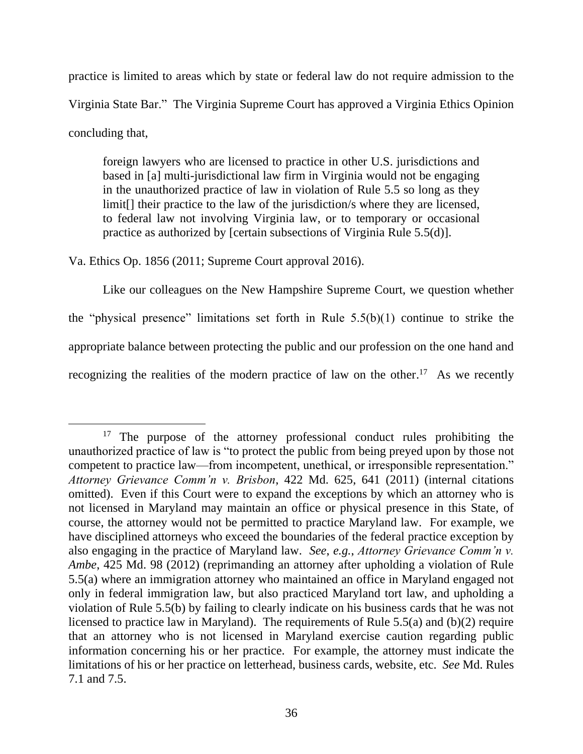practice is limited to areas which by state or federal law do not require admission to the Virginia State Bar." The Virginia Supreme Court has approved a Virginia Ethics Opinion concluding that,

> foreign lawyers who are licensed to practice in other U.S. jurisdictions and based in [a] multi-jurisdictional law firm in Virginia would not be engaging in the unauthorized practice of law in violation of Rule 5.5 so long as they limit[] their practice to the law of the jurisdiction/s where they are licensed, to federal law not involving Virginia law, or to temporary or occasional practice as authorized by [certain subsections of Virginia Rule 5.5(d)].

Va. Ethics Op. 1856 (2011; Supreme Court approval 2016).

Like our colleagues on the New Hampshire Supreme Court, we question whether the "physical presence" limitations set forth in Rule 5.5(b)(1) continue to strike the appropriate balance between protecting the public and our profession on the one hand and recognizing the realities of the modern practice of law on the other.[17] As we recently

---

[17] The purpose of the attorney professional conduct rules prohibiting the unauthorized practice of law is "to protect the public from being preyed upon by those not competent to practice law—from incompetent, unethical, or irresponsible representation." *Attorney Grievance Comm'n v. Brisbon*, 422 Md. 625, 641 (2011) (internal citations omitted). Even if this Court were to expand the exceptions by which an attorney who is not licensed in Maryland may maintain an office or physical presence in this State, of course, the attorney would not be permitted to practice Maryland law. For example, we have disciplined attorneys who exceed the boundaries of the federal practice exception by also engaging in the practice of Maryland law. *See*, *e.g.*, *Attorney Grievance Comm'n v. Ambe*, 425 Md. 98 (2012) (reprimanding an attorney after upholding a violation of Rule 5.5(a) where an immigration attorney who maintained an office in Maryland engaged not only in federal immigration law, but also practiced Maryland tort law, and upholding a violation of Rule 5.5(b) by failing to clearly indicate on his business cards that he was not licensed to practice law in Maryland). The requirements of Rule 5.5(a) and (b)(2) require that an attorney who is not licensed in Maryland exercise caution regarding public information concerning his or her practice. For example, the attorney must indicate the limitations of his or her practice on letterhead, business cards, website, etc. *See* Md. Rules 7.1 and 7.5.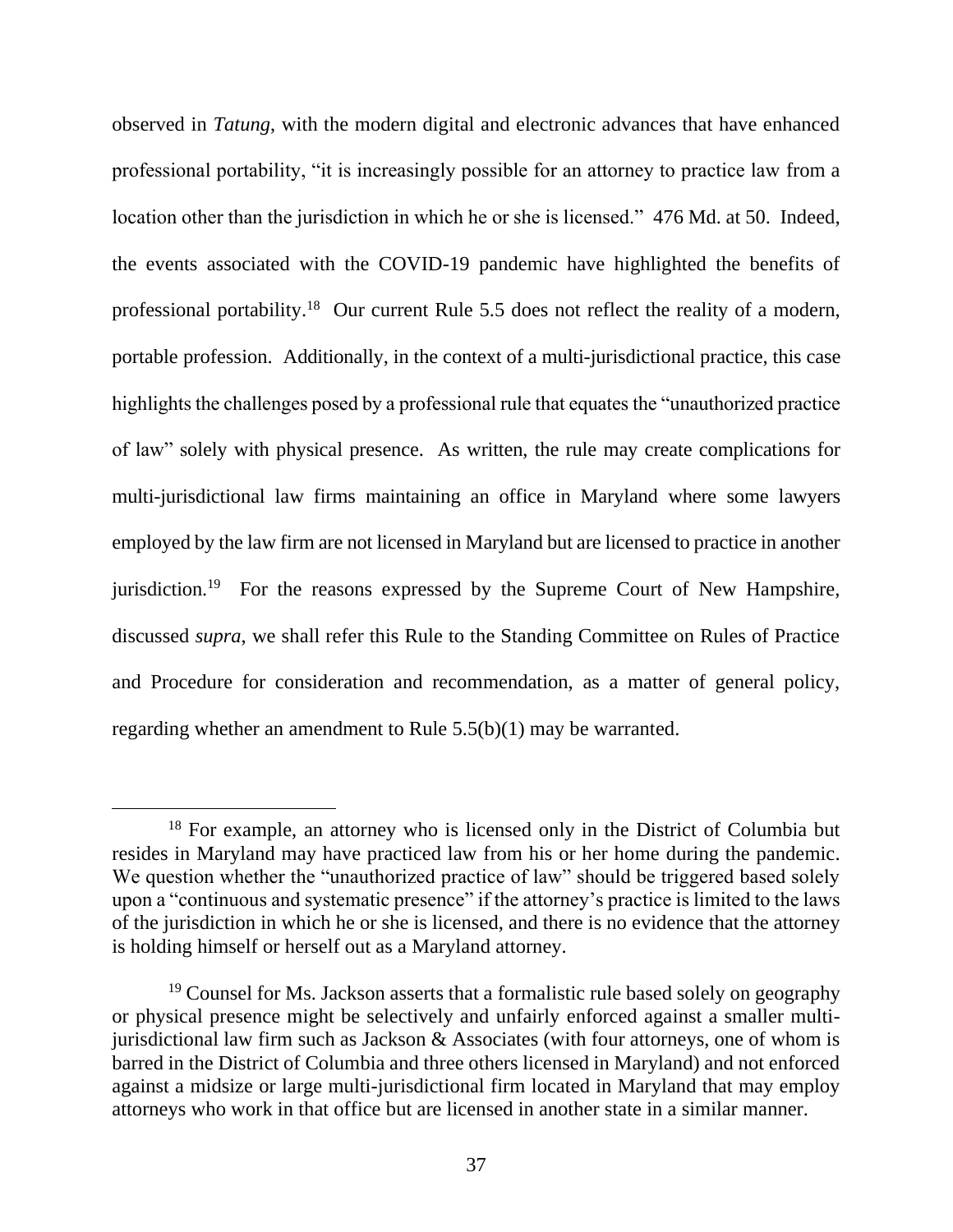observed in *Tatung*, with the modern digital and electronic advances that have enhanced professional portability, "it is increasingly possible for an attorney to practice law from a location other than the jurisdiction in which he or she is licensed." 476 Md. at 50. Indeed, the events associated with the COVID-19 pandemic have highlighted the benefits of professional portability.[18] Our current Rule 5.5 does not reflect the reality of a modern, portable profession. Additionally, in the context of a multi-jurisdictional practice, this case highlights the challenges posed by a professional rule that equates the "unauthorized practice of law" solely with physical presence. As written, the rule may create complications for multi-jurisdictional law firms maintaining an office in Maryland where some lawyers employed by the law firm are not licensed in Maryland but are licensed to practice in another jurisdiction.[19] For the reasons expressed by the Supreme Court of New Hampshire, discussed *supra*, we shall refer this Rule to the Standing Committee on Rules of Practice and Procedure for consideration and recommendation, as a matter of general policy, regarding whether an amendment to Rule 5.5(b)(1) may be warranted.

[18] For example, an attorney who is licensed only in the District of Columbia but resides in Maryland may have practiced law from his or her home during the pandemic. We question whether the "unauthorized practice of law" should be triggered based solely upon a "continuous and systematic presence" if the attorney's practice is limited to the laws of the jurisdiction in which he or she is licensed, and there is no evidence that the attorney is holding himself or herself out as a Maryland attorney.

[19] Counsel for Ms. Jackson asserts that a formalistic rule based solely on geography or physical presence might be selectively and unfairly enforced against a smaller multi-jurisdictional law firm such as Jackson & Associates (with four attorneys, one of whom is barred in the District of Columbia and three others licensed in Maryland) and not enforced against a midsize or large multi-jurisdictional firm located in Maryland that may employ attorneys who work in that office but are licensed in another state in a similar manner.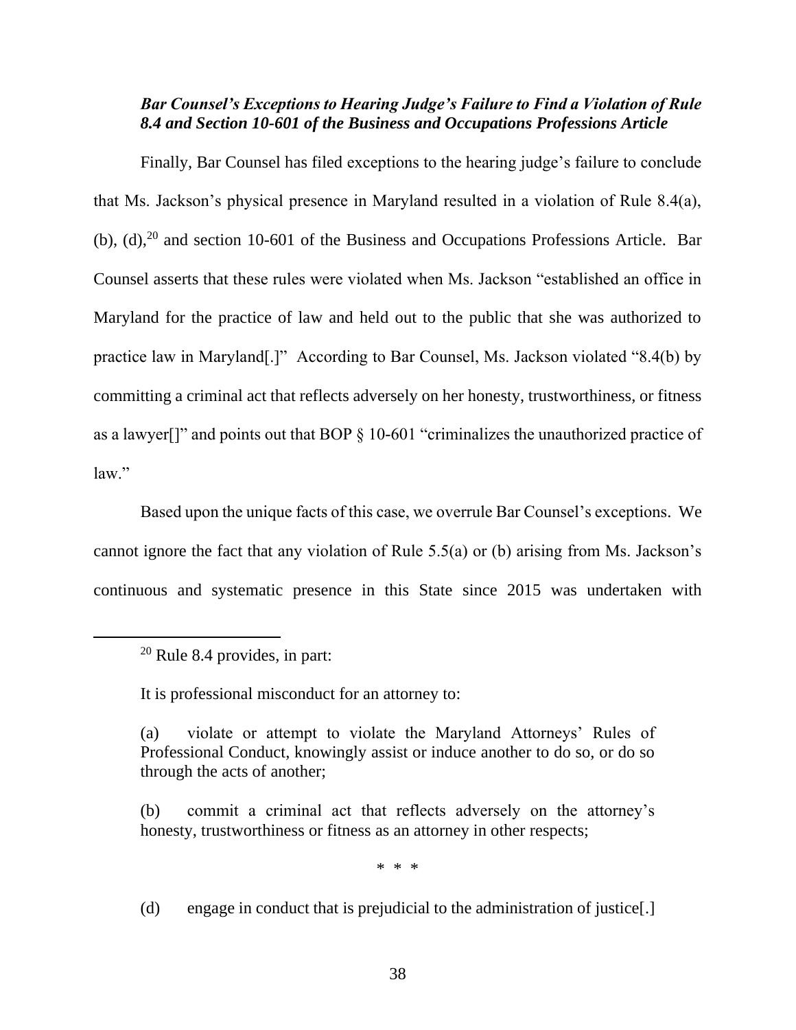***Bar Counsel's Exceptions to Hearing Judge's Failure to Find a Violation of Rule 8.4 and Section 10-601 of the Business and Occupations Professions Article***

Finally, Bar Counsel has filed exceptions to the hearing judge's failure to conclude that Ms. Jackson's physical presence in Maryland resulted in a violation of Rule 8.4(a), (b), (d),[20] and section 10-601 of the Business and Occupations Professions Article. Bar Counsel asserts that these rules were violated when Ms. Jackson "established an office in Maryland for the practice of law and held out to the public that she was authorized to practice law in Maryland[.]" According to Bar Counsel, Ms. Jackson violated "8.4(b) by committing a criminal act that reflects adversely on her honesty, trustworthiness, or fitness as a lawyer[]" and points out that BOP § 10-601 "criminalizes the unauthorized practice of law."

Based upon the unique facts of this case, we overrule Bar Counsel's exceptions. We cannot ignore the fact that any violation of Rule 5.5(a) or (b) arising from Ms. Jackson's continuous and systematic presence in this State since 2015 was undertaken with

---

[20] Rule 8.4 provides, in part:

> It is professional misconduct for an attorney to:
>
> (a) violate or attempt to violate the Maryland Attorneys' Rules of Professional Conduct, knowingly assist or induce another to do so, or do so through the acts of another;
>
> (b) commit a criminal act that reflects adversely on the attorney's honesty, trustworthiness or fitness as an attorney in other respects;
>
> \* \* \*
>
> (d) engage in conduct that is prejudicial to the administration of justice[.]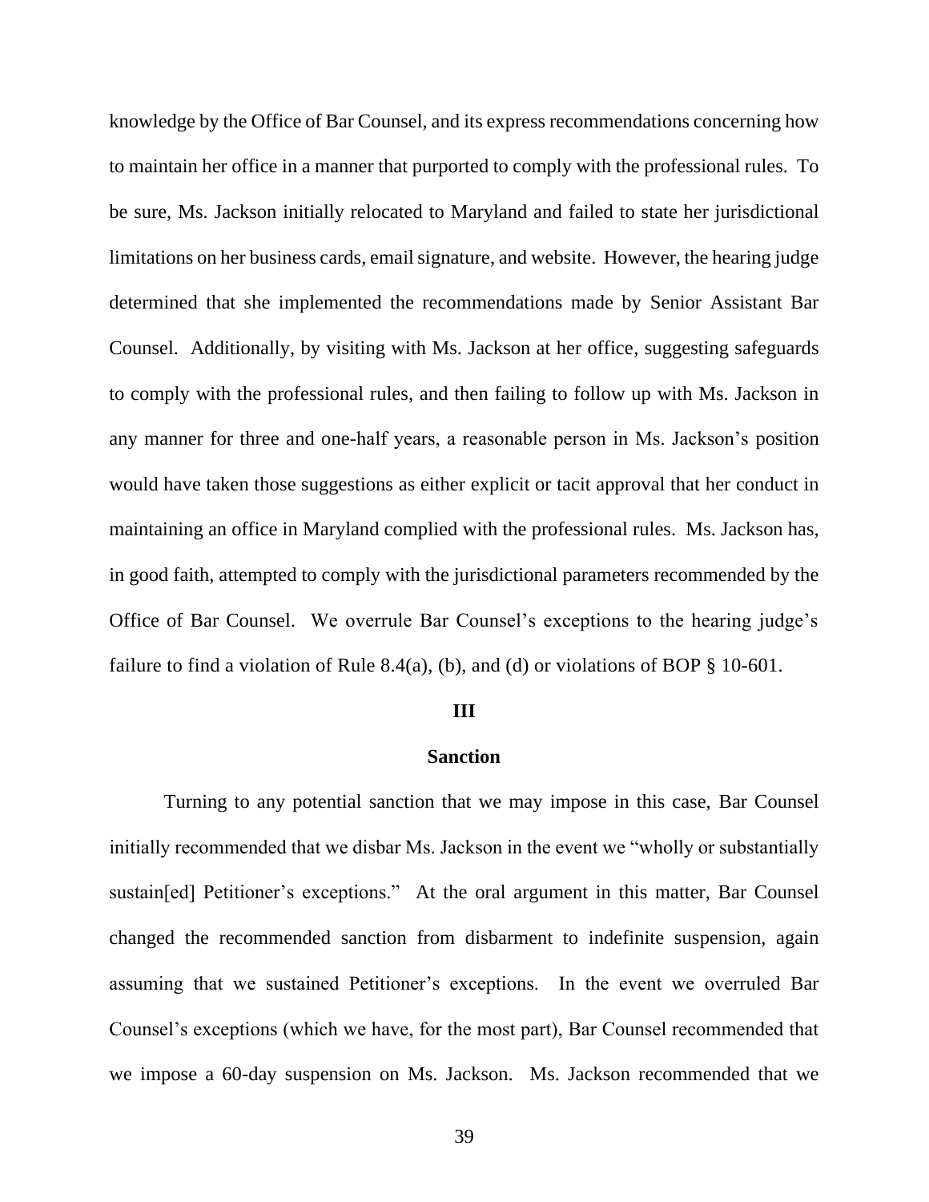knowledge by the Office of Bar Counsel, and its express recommendations concerning how to maintain her office in a manner that purported to comply with the professional rules. To be sure, Ms. Jackson initially relocated to Maryland and failed to state her jurisdictional limitations on her business cards, email signature, and website. However, the hearing judge determined that she implemented the recommendations made by Senior Assistant Bar Counsel. Additionally, by visiting with Ms. Jackson at her office, suggesting safeguards to comply with the professional rules, and then failing to follow up with Ms. Jackson in any manner for three and one-half years, a reasonable person in Ms. Jackson's position would have taken those suggestions as either explicit or tacit approval that her conduct in maintaining an office in Maryland complied with the professional rules. Ms. Jackson has, in good faith, attempted to comply with the jurisdictional parameters recommended by the Office of Bar Counsel. We overrule Bar Counsel's exceptions to the hearing judge's failure to find a violation of Rule 8.4(a), (b), and (d) or violations of BOP § 10-601.

## III

## Sanction

Turning to any potential sanction that we may impose in this case, Bar Counsel initially recommended that we disbar Ms. Jackson in the event we "wholly or substantially sustain[ed] Petitioner's exceptions." At the oral argument in this matter, Bar Counsel changed the recommended sanction from disbarment to indefinite suspension, again assuming that we sustained Petitioner's exceptions. In the event we overruled Bar Counsel's exceptions (which we have, for the most part), Bar Counsel recommended that we impose a 60-day suspension on Ms. Jackson. Ms. Jackson recommended that we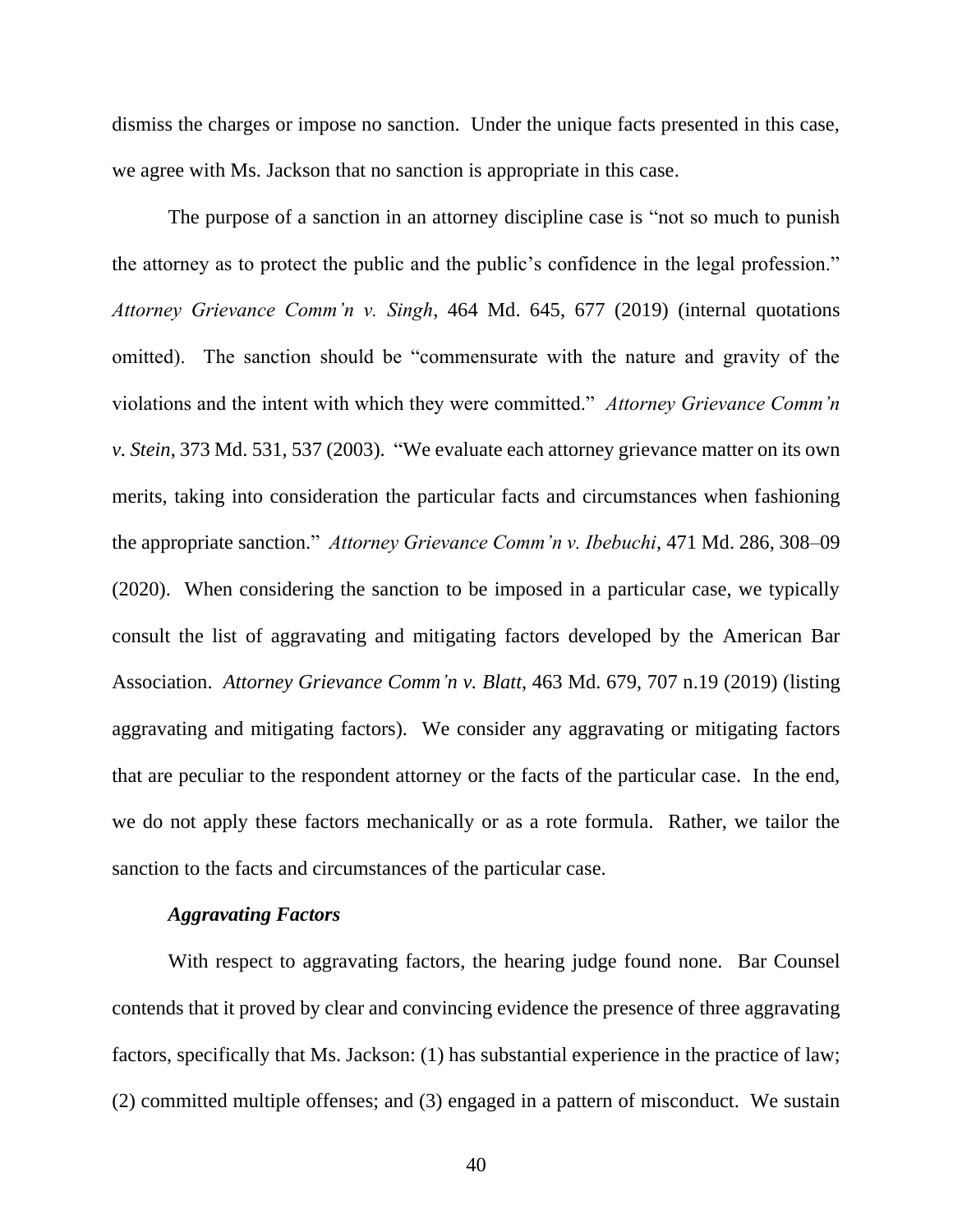dismiss the charges or impose no sanction. Under the unique facts presented in this case, we agree with Ms. Jackson that no sanction is appropriate in this case.

The purpose of a sanction in an attorney discipline case is "not so much to punish the attorney as to protect the public and the public's confidence in the legal profession." *Attorney Grievance Comm'n v. Singh*, 464 Md. 645, 677 (2019) (internal quotations omitted). The sanction should be "commensurate with the nature and gravity of the violations and the intent with which they were committed." *Attorney Grievance Comm'n v. Stein*, 373 Md. 531, 537 (2003). "We evaluate each attorney grievance matter on its own merits, taking into consideration the particular facts and circumstances when fashioning the appropriate sanction." *Attorney Grievance Comm'n v. Ibebuchi*, 471 Md. 286, 308–09 (2020). When considering the sanction to be imposed in a particular case, we typically consult the list of aggravating and mitigating factors developed by the American Bar Association. *Attorney Grievance Comm'n v. Blatt*, 463 Md. 679, 707 n.19 (2019) (listing aggravating and mitigating factors). We consider any aggravating or mitigating factors that are peculiar to the respondent attorney or the facts of the particular case. In the end, we do not apply these factors mechanically or as a rote formula. Rather, we tailor the sanction to the facts and circumstances of the particular case.

***Aggravating Factors***

With respect to aggravating factors, the hearing judge found none. Bar Counsel contends that it proved by clear and convincing evidence the presence of three aggravating factors, specifically that Ms. Jackson: (1) has substantial experience in the practice of law; (2) committed multiple offenses; and (3) engaged in a pattern of misconduct. We sustain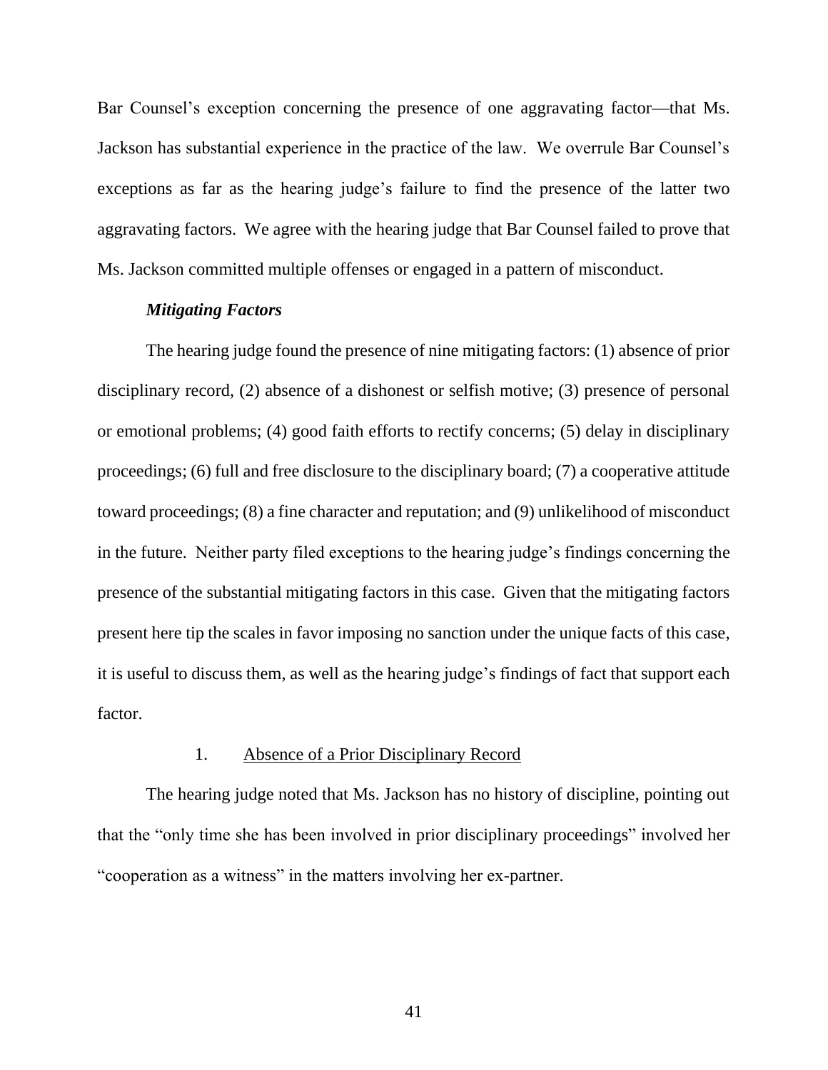Bar Counsel's exception concerning the presence of one aggravating factor—that Ms. Jackson has substantial experience in the practice of the law. We overrule Bar Counsel's exceptions as far as the hearing judge's failure to find the presence of the latter two aggravating factors. We agree with the hearing judge that Bar Counsel failed to prove that Ms. Jackson committed multiple offenses or engaged in a pattern of misconduct.

***Mitigating Factors***

The hearing judge found the presence of nine mitigating factors: (1) absence of prior disciplinary record, (2) absence of a dishonest or selfish motive; (3) presence of personal or emotional problems; (4) good faith efforts to rectify concerns; (5) delay in disciplinary proceedings; (6) full and free disclosure to the disciplinary board; (7) a cooperative attitude toward proceedings; (8) a fine character and reputation; and (9) unlikelihood of misconduct in the future. Neither party filed exceptions to the hearing judge's findings concerning the presence of the substantial mitigating factors in this case. Given that the mitigating factors present here tip the scales in favor imposing no sanction under the unique facts of this case, it is useful to discuss them, as well as the hearing judge's findings of fact that support each factor.

1. <u>Absence of a Prior Disciplinary Record</u>

The hearing judge noted that Ms. Jackson has no history of discipline, pointing out that the "only time she has been involved in prior disciplinary proceedings" involved her "cooperation as a witness" in the matters involving her ex-partner.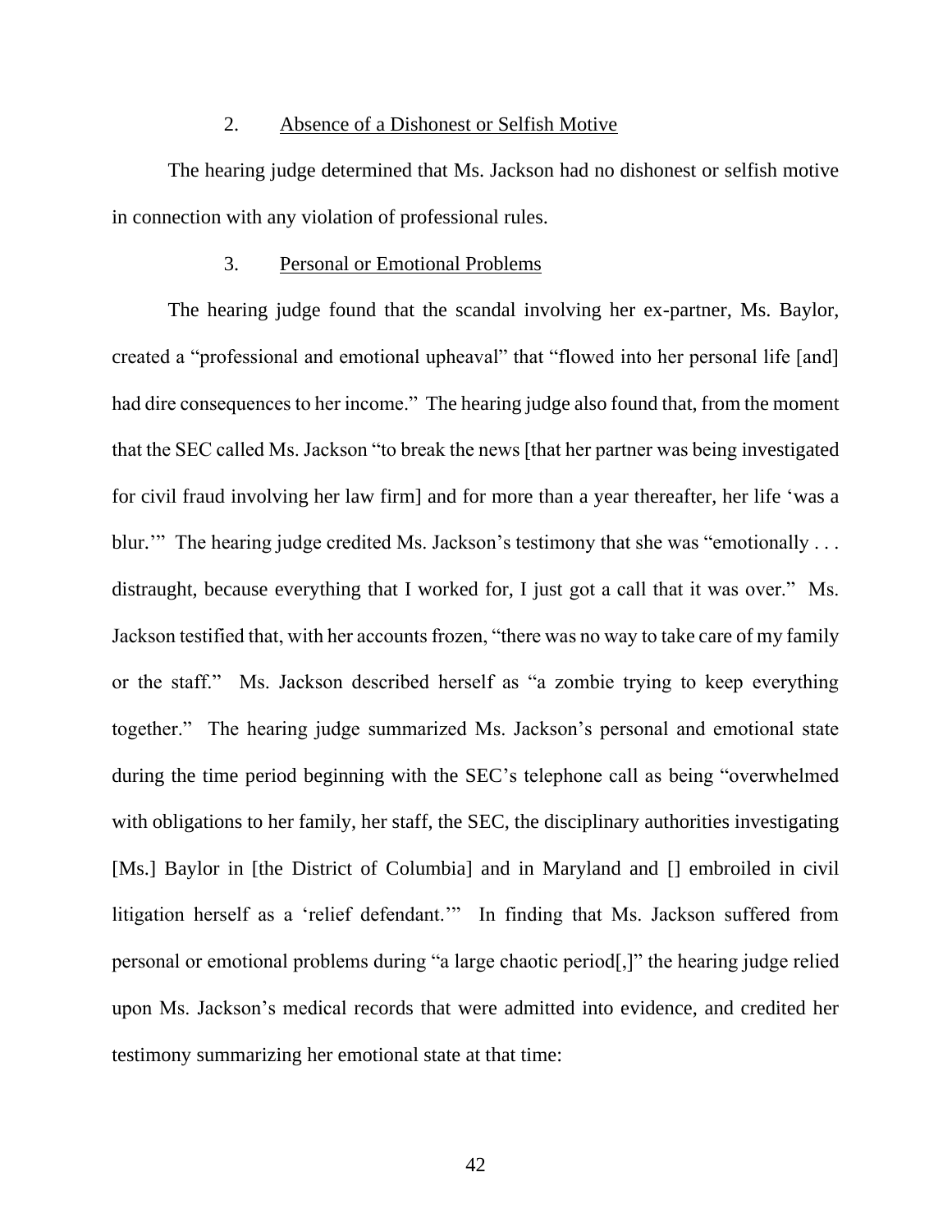### 2. Absence of a Dishonest or Selfish Motive

The hearing judge determined that Ms. Jackson had no dishonest or selfish motive in connection with any violation of professional rules.

### 3. Personal or Emotional Problems

The hearing judge found that the scandal involving her ex-partner, Ms. Baylor, created a "professional and emotional upheaval" that "flowed into her personal life [and] had dire consequences to her income." The hearing judge also found that, from the moment that the SEC called Ms. Jackson "to break the news [that her partner was being investigated for civil fraud involving her law firm] and for more than a year thereafter, her life 'was a blur.'" The hearing judge credited Ms. Jackson's testimony that she was "emotionally . . . distraught, because everything that I worked for, I just got a call that it was over." Ms. Jackson testified that, with her accounts frozen, "there was no way to take care of my family or the staff." Ms. Jackson described herself as "a zombie trying to keep everything together." The hearing judge summarized Ms. Jackson's personal and emotional state during the time period beginning with the SEC's telephone call as being "overwhelmed with obligations to her family, her staff, the SEC, the disciplinary authorities investigating [Ms.] Baylor in [the District of Columbia] and in Maryland and [] embroiled in civil litigation herself as a 'relief defendant.'" In finding that Ms. Jackson suffered from personal or emotional problems during "a large chaotic period[,]" the hearing judge relied upon Ms. Jackson's medical records that were admitted into evidence, and credited her testimony summarizing her emotional state at that time: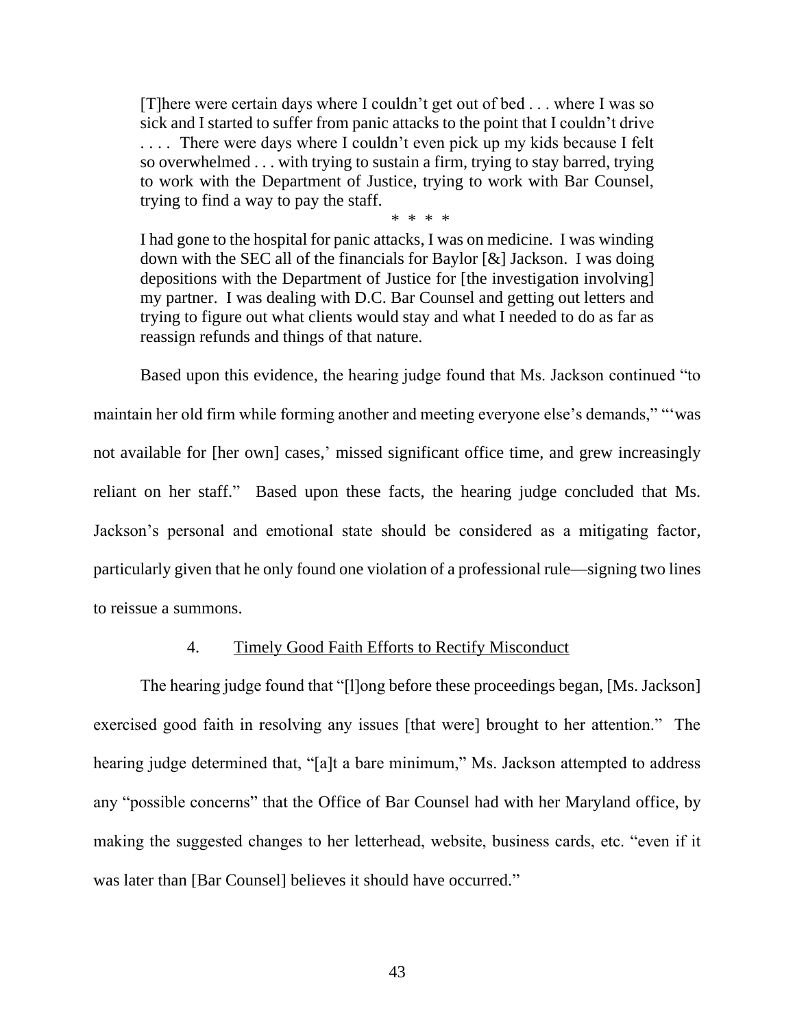> [T]here were certain days where I couldn't get out of bed . . . where I was so sick and I started to suffer from panic attacks to the point that I couldn't drive . . . . There were days where I couldn't even pick up my kids because I felt so overwhelmed . . . with trying to sustain a firm, trying to stay barred, trying to work with the Department of Justice, trying to work with Bar Counsel, trying to find a way to pay the staff.
>
> \* \* \* \*
>
> I had gone to the hospital for panic attacks, I was on medicine. I was winding down with the SEC all of the financials for Baylor [&] Jackson. I was doing depositions with the Department of Justice for [the investigation involving] my partner. I was dealing with D.C. Bar Counsel and getting out letters and trying to figure out what clients would stay and what I needed to do as far as reassign refunds and things of that nature.

Based upon this evidence, the hearing judge found that Ms. Jackson continued "to maintain her old firm while forming another and meeting everyone else's demands," "'was not available for [her own] cases,' missed significant office time, and grew increasingly reliant on her staff." Based upon these facts, the hearing judge concluded that Ms. Jackson's personal and emotional state should be considered as a mitigating factor, particularly given that he only found one violation of a professional rule—signing two lines to reissue a summons.

#### 4. Timely Good Faith Efforts to Rectify Misconduct

The hearing judge found that "[l]ong before these proceedings began, [Ms. Jackson] exercised good faith in resolving any issues [that were] brought to her attention." The hearing judge determined that, "[a]t a bare minimum," Ms. Jackson attempted to address any "possible concerns" that the Office of Bar Counsel had with her Maryland office, by making the suggested changes to her letterhead, website, business cards, etc. "even if it was later than [Bar Counsel] believes it should have occurred."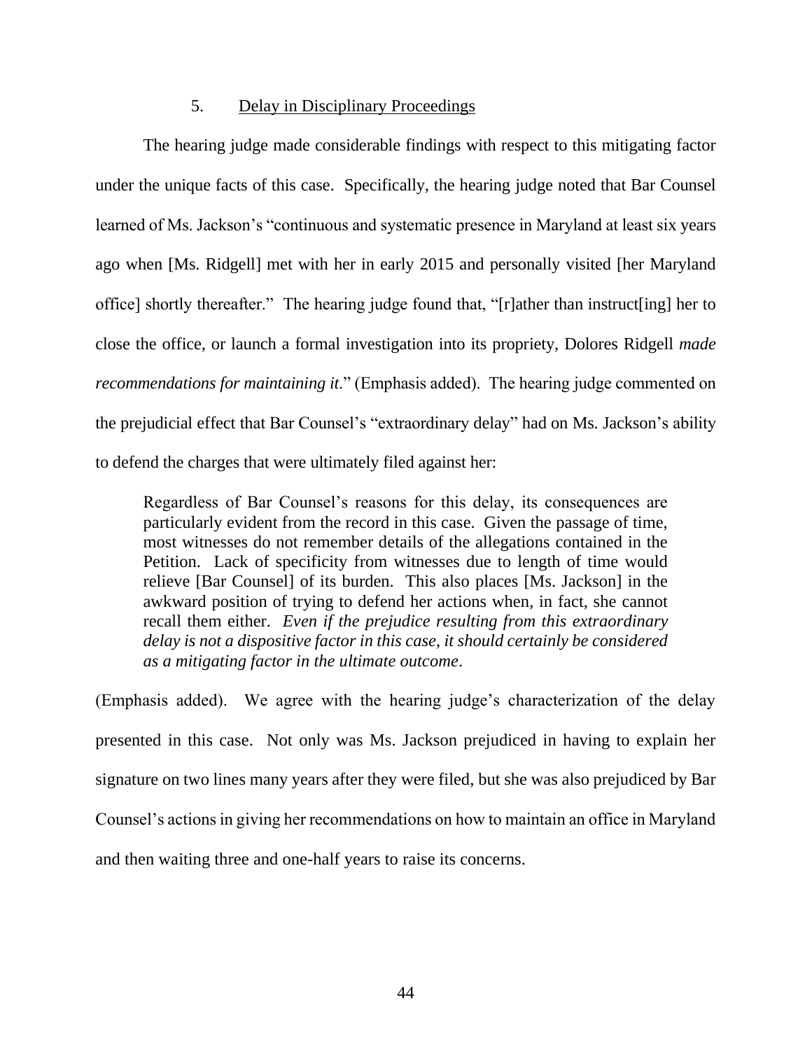### 5. Delay in Disciplinary Proceedings

The hearing judge made considerable findings with respect to this mitigating factor under the unique facts of this case. Specifically, the hearing judge noted that Bar Counsel learned of Ms. Jackson's "continuous and systematic presence in Maryland at least six years ago when [Ms. Ridgell] met with her in early 2015 and personally visited [her Maryland office] shortly thereafter." The hearing judge found that, "[r]ather than instruct[ing] her to close the office, or launch a formal investigation into its propriety, Dolores Ridgell *made recommendations for maintaining it.*" (Emphasis added). The hearing judge commented on the prejudicial effect that Bar Counsel's "extraordinary delay" had on Ms. Jackson's ability to defend the charges that were ultimately filed against her:

> Regardless of Bar Counsel's reasons for this delay, its consequences are particularly evident from the record in this case. Given the passage of time, most witnesses do not remember details of the allegations contained in the Petition. Lack of specificity from witnesses due to length of time would relieve [Bar Counsel] of its burden. This also places [Ms. Jackson] in the awkward position of trying to defend her actions when, in fact, she cannot recall them either. *Even if the prejudice resulting from this extraordinary delay is not a dispositive factor in this case, it should certainly be considered as a mitigating factor in the ultimate outcome*.

(Emphasis added). We agree with the hearing judge's characterization of the delay presented in this case. Not only was Ms. Jackson prejudiced in having to explain her signature on two lines many years after they were filed, but she was also prejudiced by Bar Counsel's actions in giving her recommendations on how to maintain an office in Maryland and then waiting three and one-half years to raise its concerns.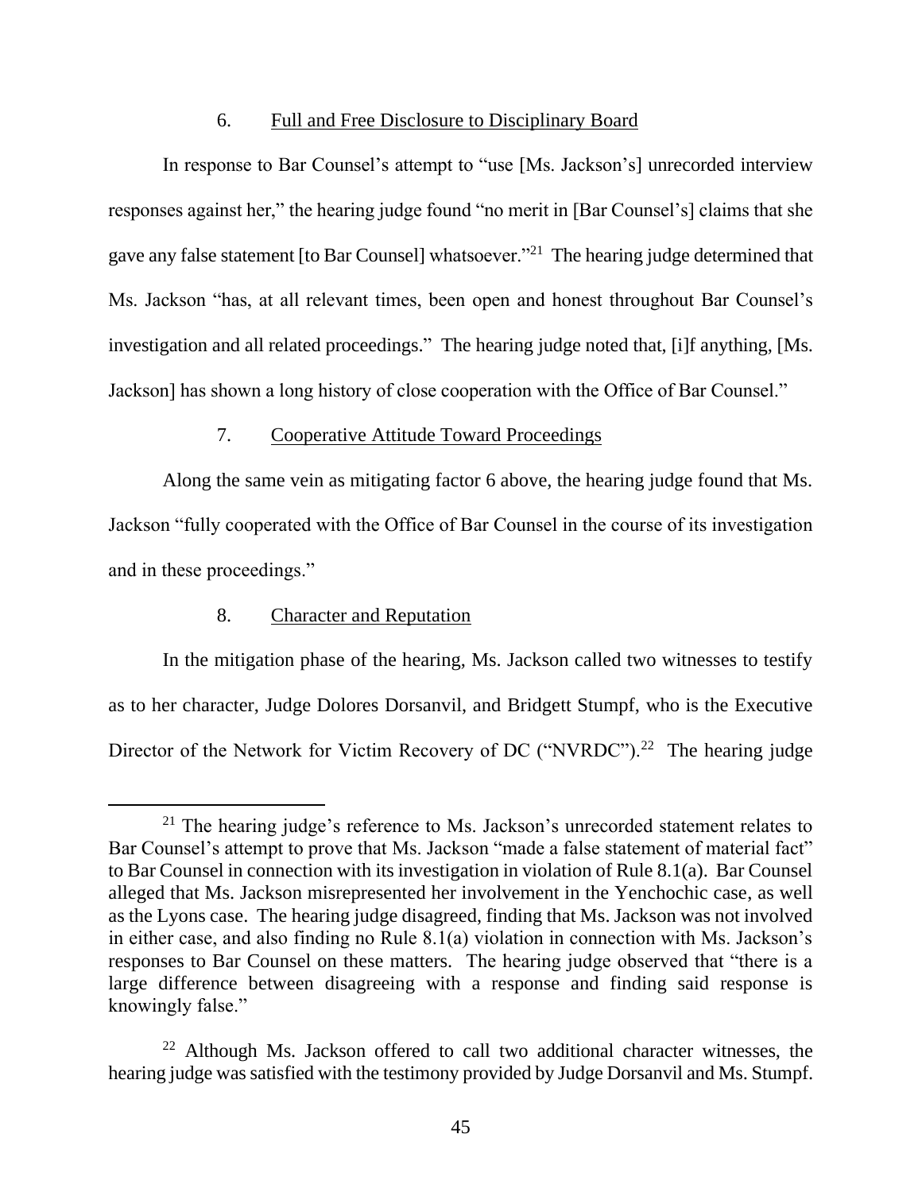### 6. Full and Free Disclosure to Disciplinary Board

In response to Bar Counsel's attempt to "use [Ms. Jackson's] unrecorded interview responses against her," the hearing judge found "no merit in [Bar Counsel's] claims that she gave any false statement [to Bar Counsel] whatsoever."[21] The hearing judge determined that Ms. Jackson "has, at all relevant times, been open and honest throughout Bar Counsel's investigation and all related proceedings." The hearing judge noted that, [i]f anything, [Ms. Jackson] has shown a long history of close cooperation with the Office of Bar Counsel."

### 7. Cooperative Attitude Toward Proceedings

Along the same vein as mitigating factor 6 above, the hearing judge found that Ms. Jackson "fully cooperated with the Office of Bar Counsel in the course of its investigation and in these proceedings."

### 8. Character and Reputation

In the mitigation phase of the hearing, Ms. Jackson called two witnesses to testify as to her character, Judge Dolores Dorsanvil, and Bridgett Stumpf, who is the Executive Director of the Network for Victim Recovery of DC ("NVRDC").[22] The hearing judge

---

[21] The hearing judge's reference to Ms. Jackson's unrecorded statement relates to Bar Counsel's attempt to prove that Ms. Jackson "made a false statement of material fact" to Bar Counsel in connection with its investigation in violation of Rule 8.1(a). Bar Counsel alleged that Ms. Jackson misrepresented her involvement in the Yenchochic case, as well as the Lyons case. The hearing judge disagreed, finding that Ms. Jackson was not involved in either case, and also finding no Rule 8.1(a) violation in connection with Ms. Jackson's responses to Bar Counsel on these matters. The hearing judge observed that "there is a large difference between disagreeing with a response and finding said response is knowingly false."

[22] Although Ms. Jackson offered to call two additional character witnesses, the hearing judge was satisfied with the testimony provided by Judge Dorsanvil and Ms. Stumpf.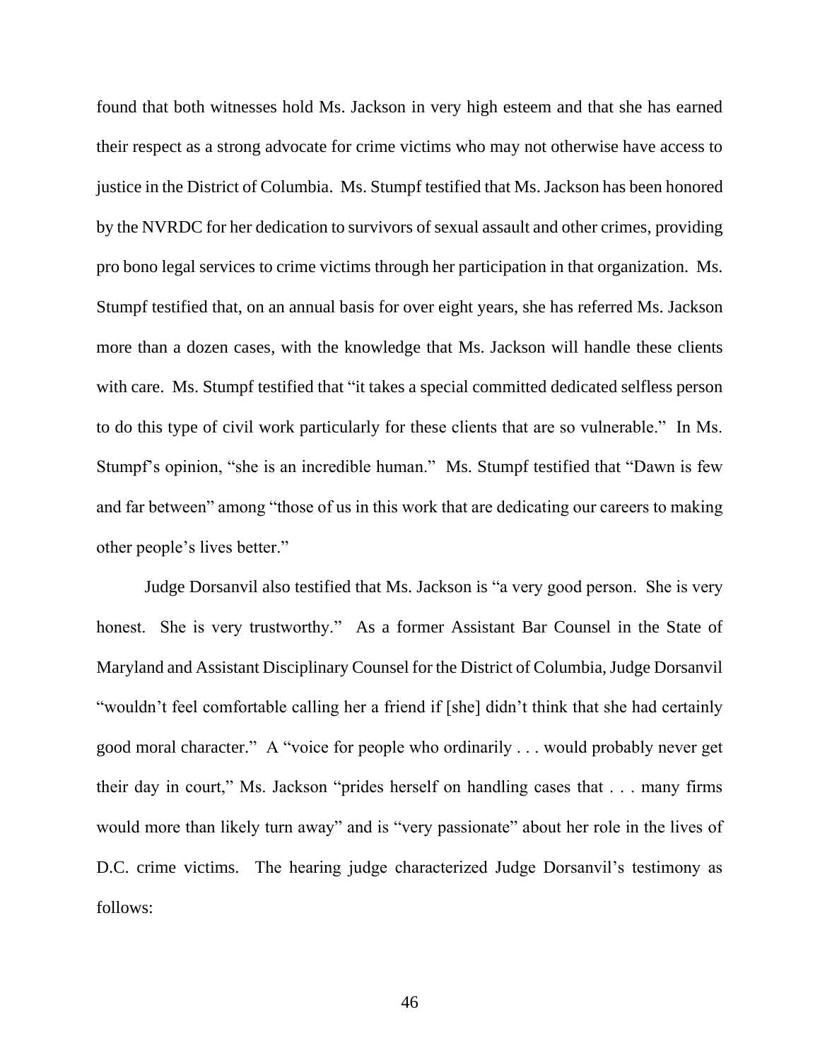found that both witnesses hold Ms. Jackson in very high esteem and that she has earned their respect as a strong advocate for crime victims who may not otherwise have access to justice in the District of Columbia. Ms. Stumpf testified that Ms. Jackson has been honored by the NVRDC for her dedication to survivors of sexual assault and other crimes, providing pro bono legal services to crime victims through her participation in that organization. Ms. Stumpf testified that, on an annual basis for over eight years, she has referred Ms. Jackson more than a dozen cases, with the knowledge that Ms. Jackson will handle these clients with care. Ms. Stumpf testified that "it takes a special committed dedicated selfless person to do this type of civil work particularly for these clients that are so vulnerable." In Ms. Stumpf's opinion, "she is an incredible human." Ms. Stumpf testified that "Dawn is few and far between" among "those of us in this work that are dedicating our careers to making other people's lives better."

Judge Dorsanvil also testified that Ms. Jackson is "a very good person. She is very honest. She is very trustworthy." As a former Assistant Bar Counsel in the State of Maryland and Assistant Disciplinary Counsel for the District of Columbia, Judge Dorsanvil "wouldn't feel comfortable calling her a friend if [she] didn't think that she had certainly good moral character." A "voice for people who ordinarily . . . would probably never get their day in court," Ms. Jackson "prides herself on handling cases that . . . many firms would more than likely turn away" and is "very passionate" about her role in the lives of D.C. crime victims. The hearing judge characterized Judge Dorsanvil's testimony as follows: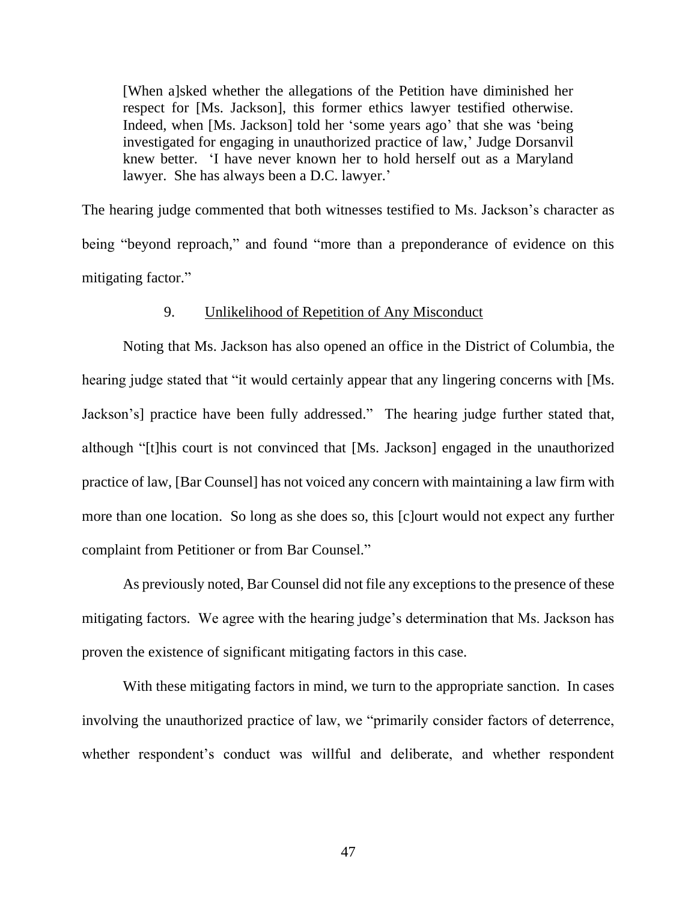> [When a]sked whether the allegations of the Petition have diminished her respect for [Ms. Jackson], this former ethics lawyer testified otherwise. Indeed, when [Ms. Jackson] told her 'some years ago' that she was 'being investigated for engaging in unauthorized practice of law,' Judge Dorsanvil knew better. 'I have never known her to hold herself out as a Maryland lawyer. She has always been a D.C. lawyer.'

The hearing judge commented that both witnesses testified to Ms. Jackson's character as being "beyond reproach," and found "more than a preponderance of evidence on this mitigating factor."

9. Unlikelihood of Repetition of Any Misconduct

Noting that Ms. Jackson has also opened an office in the District of Columbia, the hearing judge stated that "it would certainly appear that any lingering concerns with [Ms. Jackson's] practice have been fully addressed." The hearing judge further stated that, although "[t]his court is not convinced that [Ms. Jackson] engaged in the unauthorized practice of law, [Bar Counsel] has not voiced any concern with maintaining a law firm with more than one location. So long as she does so, this [c]ourt would not expect any further complaint from Petitioner or from Bar Counsel."

As previously noted, Bar Counsel did not file any exceptions to the presence of these mitigating factors. We agree with the hearing judge's determination that Ms. Jackson has proven the existence of significant mitigating factors in this case.

With these mitigating factors in mind, we turn to the appropriate sanction. In cases involving the unauthorized practice of law, we "primarily consider factors of deterrence, whether respondent's conduct was willful and deliberate, and whether respondent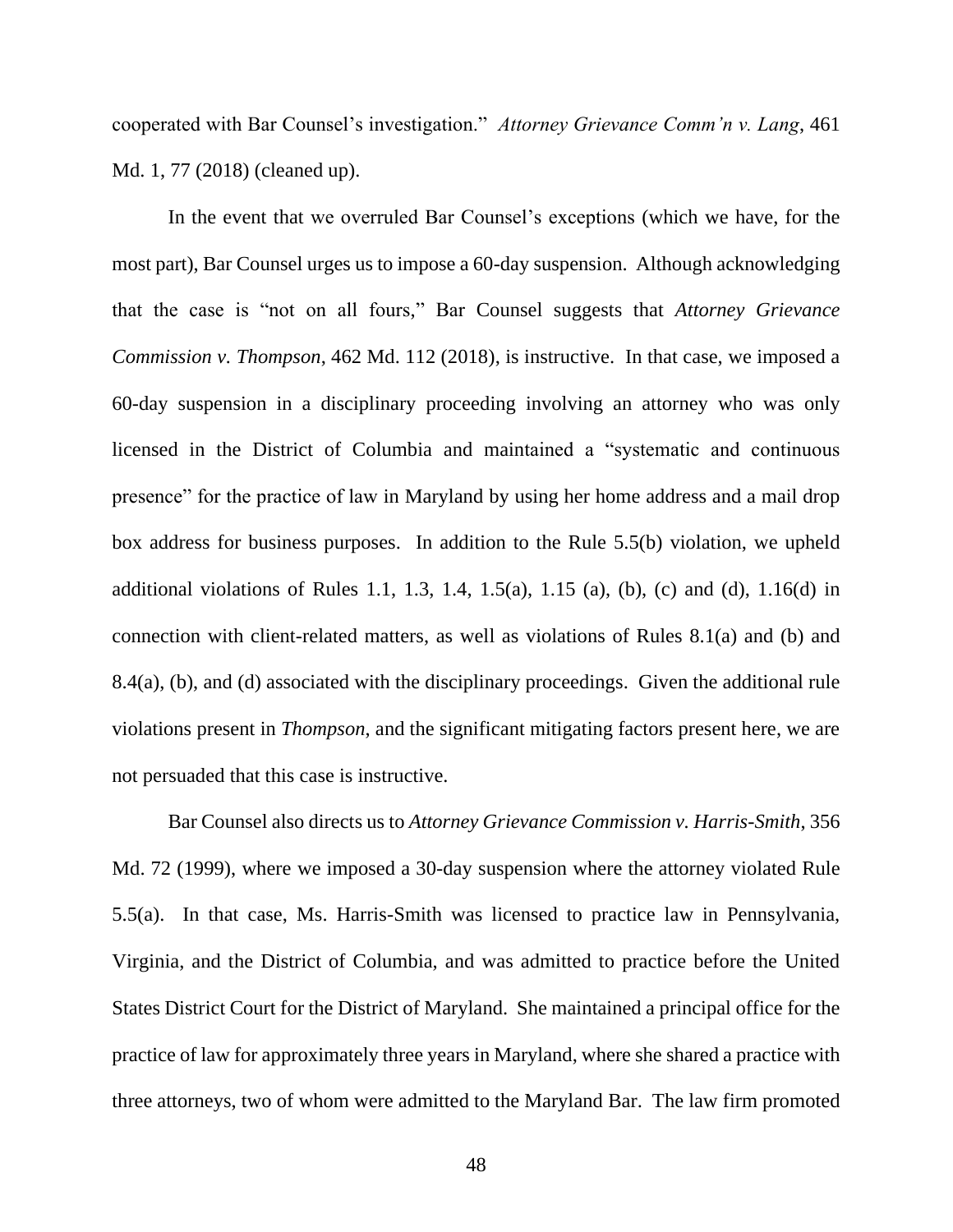cooperated with Bar Counsel's investigation." *Attorney Grievance Comm'n v. Lang*, 461 Md. 1, 77 (2018) (cleaned up).

In the event that we overruled Bar Counsel's exceptions (which we have, for the most part), Bar Counsel urges us to impose a 60-day suspension. Although acknowledging that the case is "not on all fours," Bar Counsel suggests that *Attorney Grievance Commission v. Thompson*, 462 Md. 112 (2018), is instructive. In that case, we imposed a 60-day suspension in a disciplinary proceeding involving an attorney who was only licensed in the District of Columbia and maintained a "systematic and continuous presence" for the practice of law in Maryland by using her home address and a mail drop box address for business purposes. In addition to the Rule 5.5(b) violation, we upheld additional violations of Rules 1.1, 1.3, 1.4, 1.5(a), 1.15 (a), (b), (c) and (d), 1.16(d) in connection with client-related matters, as well as violations of Rules 8.1(a) and (b) and 8.4(a), (b), and (d) associated with the disciplinary proceedings. Given the additional rule violations present in *Thompson*, and the significant mitigating factors present here, we are not persuaded that this case is instructive.

Bar Counsel also directs us to *Attorney Grievance Commission v. Harris-Smith*, 356 Md. 72 (1999), where we imposed a 30-day suspension where the attorney violated Rule 5.5(a). In that case, Ms. Harris-Smith was licensed to practice law in Pennsylvania, Virginia, and the District of Columbia, and was admitted to practice before the United States District Court for the District of Maryland. She maintained a principal office for the practice of law for approximately three years in Maryland, where she shared a practice with three attorneys, two of whom were admitted to the Maryland Bar. The law firm promoted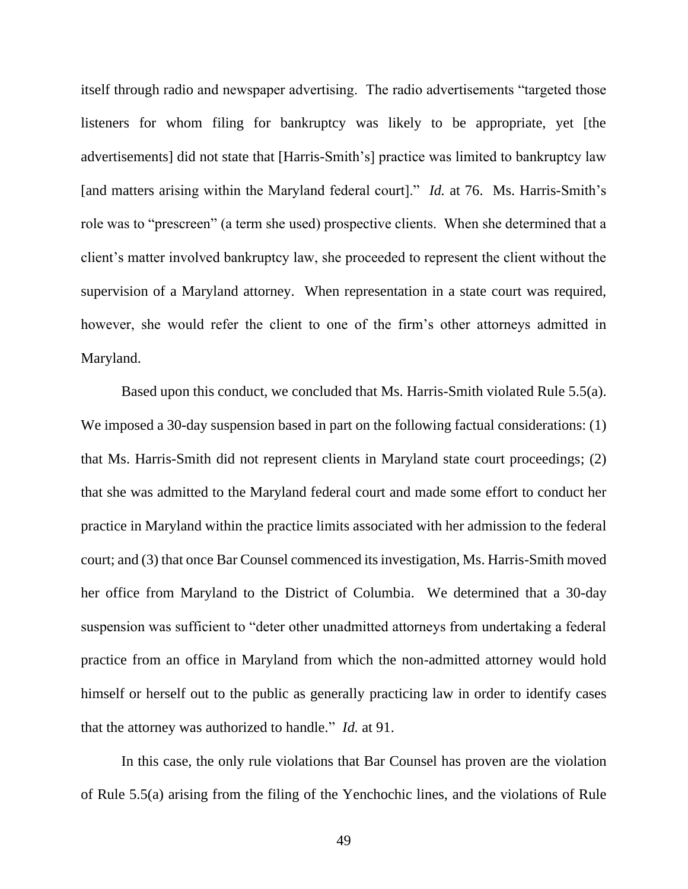itself through radio and newspaper advertising. The radio advertisements "targeted those listeners for whom filing for bankruptcy was likely to be appropriate, yet [the advertisements] did not state that [Harris-Smith's] practice was limited to bankruptcy law [and matters arising within the Maryland federal court]." *Id.* at 76. Ms. Harris-Smith's role was to "prescreen" (a term she used) prospective clients. When she determined that a client's matter involved bankruptcy law, she proceeded to represent the client without the supervision of a Maryland attorney. When representation in a state court was required, however, she would refer the client to one of the firm's other attorneys admitted in Maryland.

Based upon this conduct, we concluded that Ms. Harris-Smith violated Rule 5.5(a). We imposed a 30-day suspension based in part on the following factual considerations: (1) that Ms. Harris-Smith did not represent clients in Maryland state court proceedings; (2) that she was admitted to the Maryland federal court and made some effort to conduct her practice in Maryland within the practice limits associated with her admission to the federal court; and (3) that once Bar Counsel commenced its investigation, Ms. Harris-Smith moved her office from Maryland to the District of Columbia. We determined that a 30-day suspension was sufficient to "deter other unadmitted attorneys from undertaking a federal practice from an office in Maryland from which the non-admitted attorney would hold himself or herself out to the public as generally practicing law in order to identify cases that the attorney was authorized to handle." *Id.* at 91.

In this case, the only rule violations that Bar Counsel has proven are the violation of Rule 5.5(a) arising from the filing of the Yenchochic lines, and the violations of Rule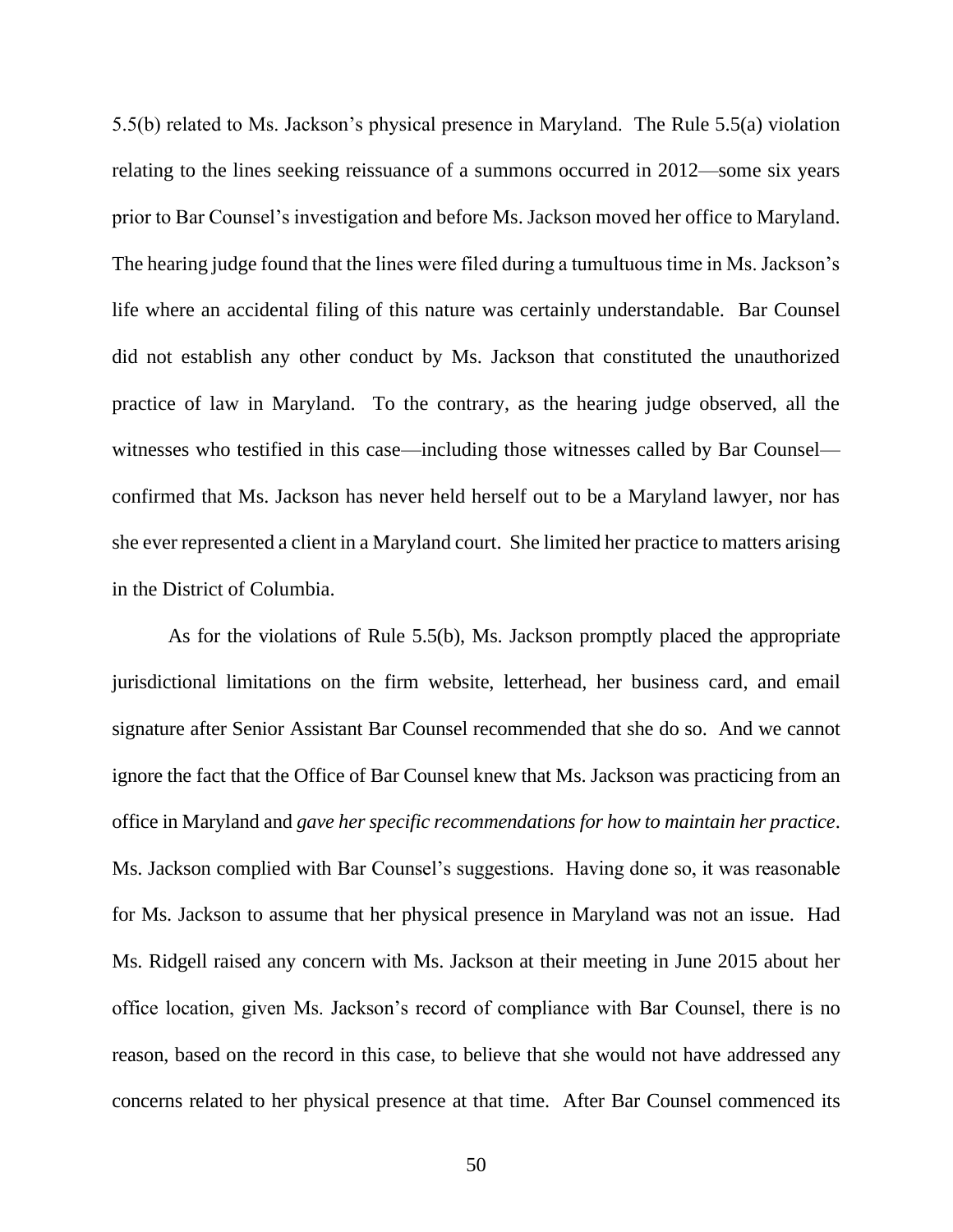5.5(b) related to Ms. Jackson's physical presence in Maryland. The Rule 5.5(a) violation relating to the lines seeking reissuance of a summons occurred in 2012—some six years prior to Bar Counsel's investigation and before Ms. Jackson moved her office to Maryland. The hearing judge found that the lines were filed during a tumultuous time in Ms. Jackson's life where an accidental filing of this nature was certainly understandable. Bar Counsel did not establish any other conduct by Ms. Jackson that constituted the unauthorized practice of law in Maryland. To the contrary, as the hearing judge observed, all the witnesses who testified in this case—including those witnesses called by Bar Counsel—confirmed that Ms. Jackson has never held herself out to be a Maryland lawyer, nor has she ever represented a client in a Maryland court. She limited her practice to matters arising in the District of Columbia.

As for the violations of Rule 5.5(b), Ms. Jackson promptly placed the appropriate jurisdictional limitations on the firm website, letterhead, her business card, and email signature after Senior Assistant Bar Counsel recommended that she do so. And we cannot ignore the fact that the Office of Bar Counsel knew that Ms. Jackson was practicing from an office in Maryland and *gave her specific recommendations for how to maintain her practice*. Ms. Jackson complied with Bar Counsel's suggestions. Having done so, it was reasonable for Ms. Jackson to assume that her physical presence in Maryland was not an issue. Had Ms. Ridgell raised any concern with Ms. Jackson at their meeting in June 2015 about her office location, given Ms. Jackson's record of compliance with Bar Counsel, there is no reason, based on the record in this case, to believe that she would not have addressed any concerns related to her physical presence at that time. After Bar Counsel commenced its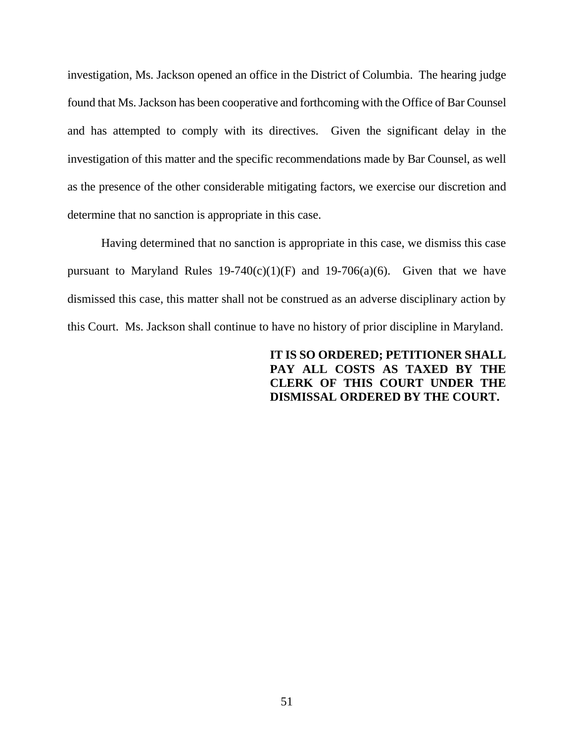investigation, Ms. Jackson opened an office in the District of Columbia. The hearing judge found that Ms. Jackson has been cooperative and forthcoming with the Office of Bar Counsel and has attempted to comply with its directives. Given the significant delay in the investigation of this matter and the specific recommendations made by Bar Counsel, as well as the presence of the other considerable mitigating factors, we exercise our discretion and determine that no sanction is appropriate in this case.

Having determined that no sanction is appropriate in this case, we dismiss this case pursuant to Maryland Rules 19-740(c)(1)(F) and 19-706(a)(6). Given that we have dismissed this case, this matter shall not be construed as an adverse disciplinary action by this Court. Ms. Jackson shall continue to have no history of prior discipline in Maryland.

**IT IS SO ORDERED; PETITIONER SHALL PAY ALL COSTS AS TAXED BY THE CLERK OF THIS COURT UNDER THE DISMISSAL ORDERED BY THE COURT.**